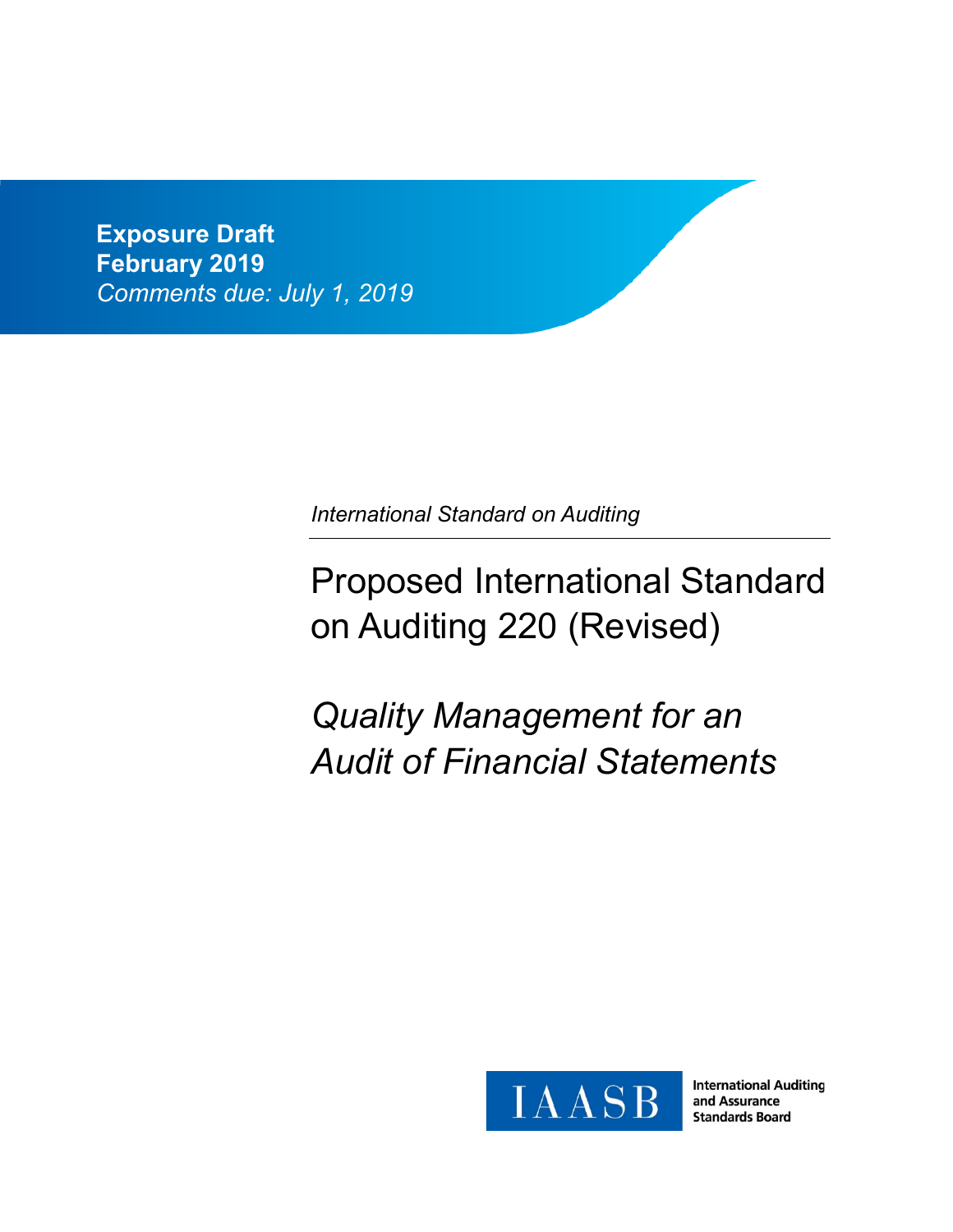**Exposure Draft**
**February 2019**
*Comments due: July 1, 2019*

*International Standard on Auditing*

# Proposed International Standard on Auditing 220 (Revised)

## *Quality Management for an Audit of Financial Statements*

IAASB International Auditing and Assurance Standards Board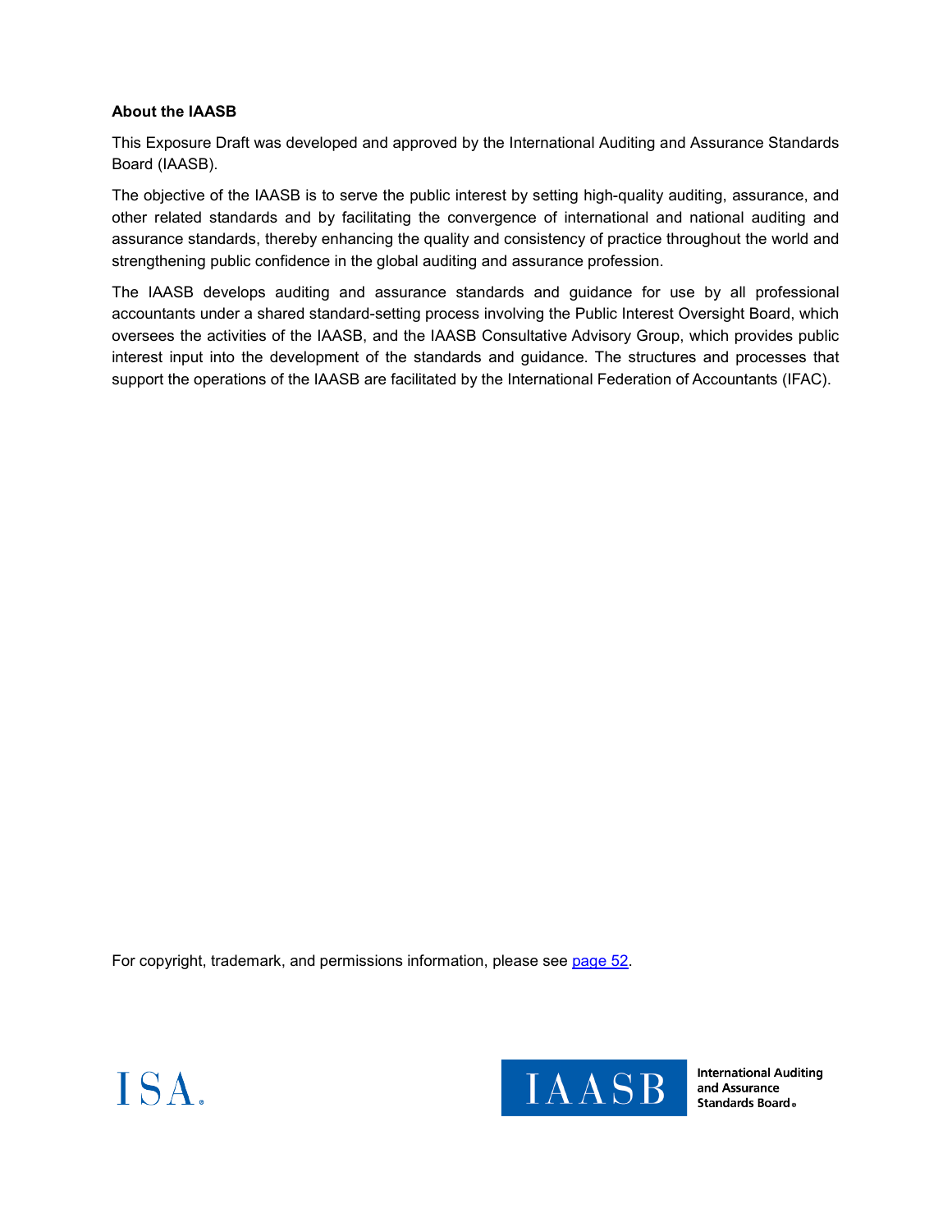**About the IAASB**

This Exposure Draft was developed and approved by the International Auditing and Assurance Standards Board (IAASB).

The objective of the IAASB is to serve the public interest by setting high-quality auditing, assurance, and other related standards and by facilitating the convergence of international and national auditing and assurance standards, thereby enhancing the quality and consistency of practice throughout the world and strengthening public confidence in the global auditing and assurance profession.

The IAASB develops auditing and assurance standards and guidance for use by all professional accountants under a shared standard-setting process involving the Public Interest Oversight Board, which oversees the activities of the IAASB, and the IAASB Consultative Advisory Group, which provides public interest input into the development of the standards and guidance. The structures and processes that support the operations of the IAASB are facilitated by the International Federation of Accountants (IFAC).

For copyright, trademark, and permissions information, please see page 52.

ISA.

IAASB International Auditing and Assurance Standards Board®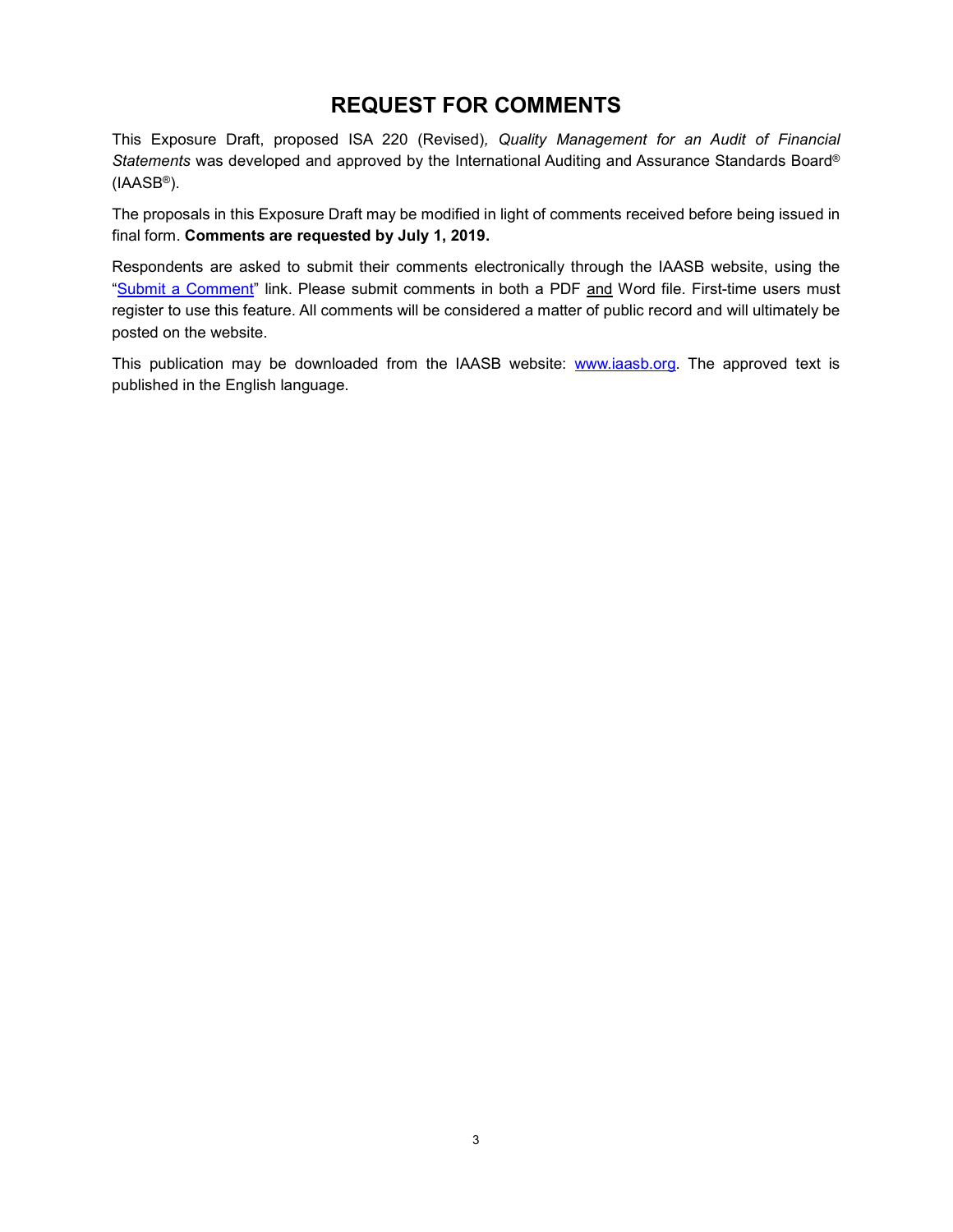# REQUEST FOR COMMENTS

This Exposure Draft, proposed ISA 220 (Revised), *Quality Management for an Audit of Financial Statements* was developed and approved by the International Auditing and Assurance Standards Board® (IAASB®).

The proposals in this Exposure Draft may be modified in light of comments received before being issued in final form. **Comments are requested by July 1, 2019.**

Respondents are asked to submit their comments electronically through the IAASB website, using the "[Submit a Comment]" link. Please submit comments in both a PDF and Word file. First-time users must register to use this feature. All comments will be considered a matter of public record and will ultimately be posted on the website.

This publication may be downloaded from the IAASB website: [www.iaasb.org]. The approved text is published in the English language.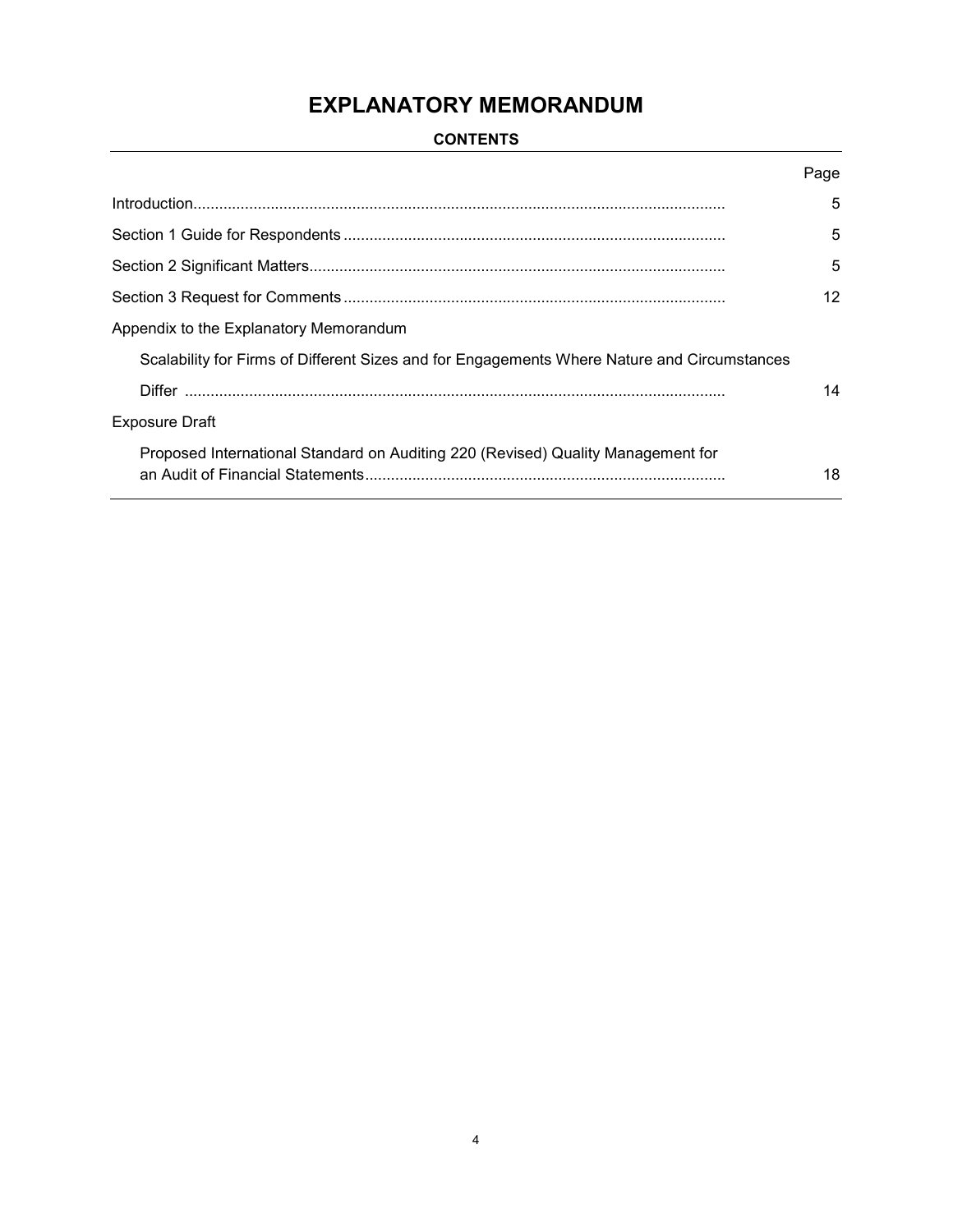# EXPLANATORY MEMORANDUM

**CONTENTS**

| | Page |
|---|---|
| Introduction | 5 |
| Section 1 Guide for Respondents | 5 |
| Section 2 Significant Matters | 5 |
| Section 3 Request for Comments | 12 |
| Appendix to the Explanatory Memorandum | |
| Scalability for Firms of Different Sizes and for Engagements Where Nature and Circumstances Differ | 14 |
| Exposure Draft | |
| Proposed International Standard on Auditing 220 (Revised) Quality Management for an Audit of Financial Statements | 18 |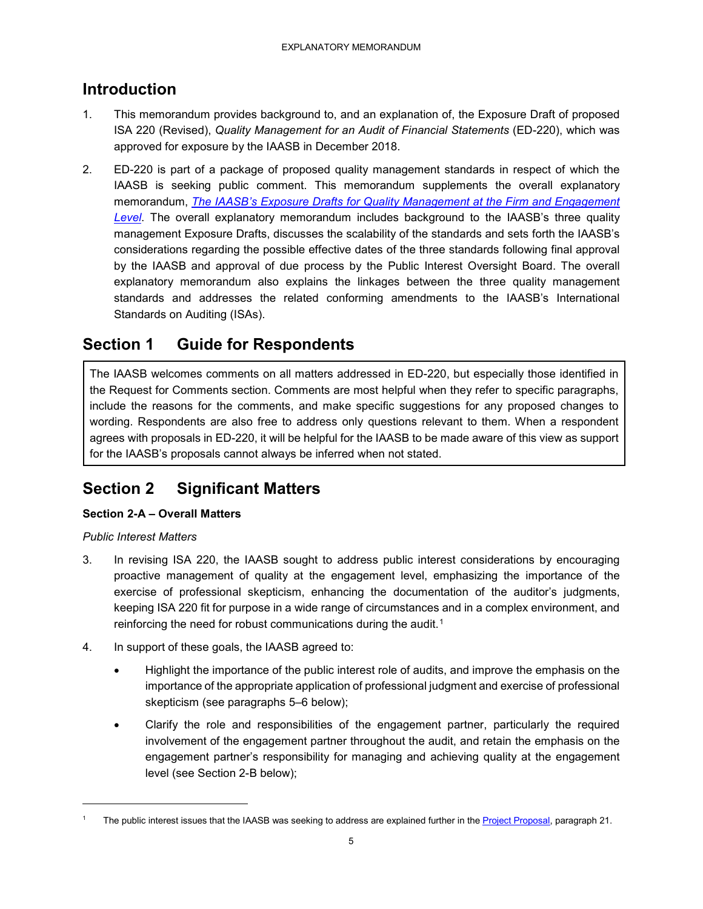## Introduction

1. This memorandum provides background to, and an explanation of, the Exposure Draft of proposed ISA 220 (Revised), *Quality Management for an Audit of Financial Statements* (ED-220), which was approved for exposure by the IAASB in December 2018.

2. ED-220 is part of a package of proposed quality management standards in respect of which the IAASB is seeking public comment. This memorandum supplements the overall explanatory memorandum, *The IAASB's Exposure Drafts for Quality Management at the Firm and Engagement Level*. The overall explanatory memorandum includes background to the IAASB's three quality management Exposure Drafts, discusses the scalability of the standards and sets forth the IAASB's considerations regarding the possible effective dates of the three standards following final approval by the IAASB and approval of due process by the Public Interest Oversight Board. The overall explanatory memorandum also explains the linkages between the three quality management standards and addresses the related conforming amendments to the IAASB's International Standards on Auditing (ISAs).

# Section 1 Guide for Respondents

The IAASB welcomes comments on all matters addressed in ED-220, but especially those identified in the Request for Comments section. Comments are most helpful when they refer to specific paragraphs, include the reasons for the comments, and make specific suggestions for any proposed changes to wording. Respondents are also free to address only questions relevant to them. When a respondent agrees with proposals in ED-220, it will be helpful for the IAASB to be made aware of this view as support for the IAASB's proposals cannot always be inferred when not stated.

# Section 2 Significant Matters

### Section 2-A – Overall Matters

*Public Interest Matters*

3. In revising ISA 220, the IAASB sought to address public interest considerations by encouraging proactive management of quality at the engagement level, emphasizing the importance of the exercise of professional skepticism, enhancing the documentation of the auditor's judgments, keeping ISA 220 fit for purpose in a wide range of circumstances and in a complex environment, and reinforcing the need for robust communications during the audit.[1]

4. In support of these goals, the IAASB agreed to:

   - Highlight the importance of the public interest role of audits, and improve the emphasis on the importance of the appropriate application of professional judgment and exercise of professional skepticism (see paragraphs 5–6 below);
   - Clarify the role and responsibilities of the engagement partner, particularly the required involvement of the engagement partner throughout the audit, and retain the emphasis on the engagement partner's responsibility for managing and achieving quality at the engagement level (see Section 2-B below);

---

[1] The public interest issues that the IAASB was seeking to address are explained further in the Project Proposal, paragraph 21.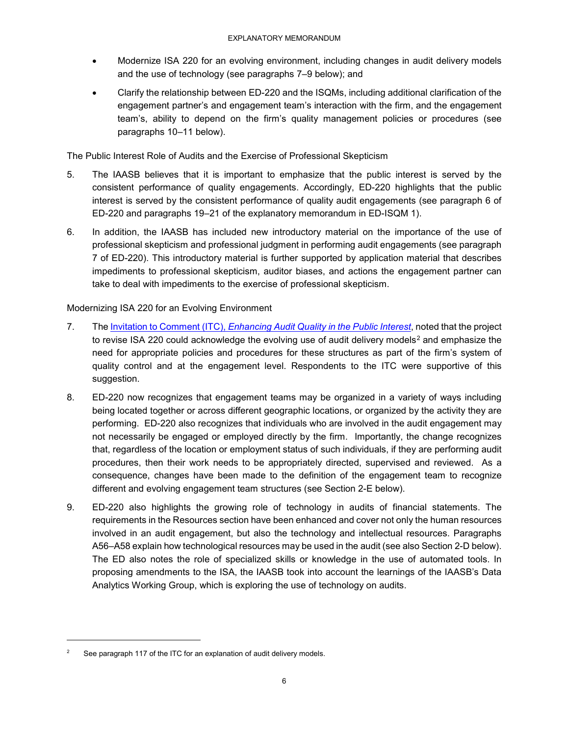- Modernize ISA 220 for an evolving environment, including changes in audit delivery models and the use of technology (see paragraphs 7–9 below); and
- Clarify the relationship between ED-220 and the ISQMs, including additional clarification of the engagement partner's and engagement team's interaction with the firm, and the engagement team's, ability to depend on the firm's quality management policies or procedures (see paragraphs 10–11 below).

### The Public Interest Role of Audits and the Exercise of Professional Skepticism

5. The IAASB believes that it is important to emphasize that the public interest is served by the consistent performance of quality engagements. Accordingly, ED-220 highlights that the public interest is served by the consistent performance of quality audit engagements (see paragraph 6 of ED-220 and paragraphs 19–21 of the explanatory memorandum in ED-ISQM 1).

6. In addition, the IAASB has included new introductory material on the importance of the use of professional skepticism and professional judgment in performing audit engagements (see paragraph 7 of ED-220). This introductory material is further supported by application material that describes impediments to professional skepticism, auditor biases, and actions the engagement partner can take to deal with impediments to the exercise of professional skepticism.

### Modernizing ISA 220 for an Evolving Environment

7. The [Invitation to Comment (ITC), *Enhancing Audit Quality in the Public Interest*], noted that the project to revise ISA 220 could acknowledge the evolving use of audit delivery models[2] and emphasize the need for appropriate policies and procedures for these structures as part of the firm's system of quality control and at the engagement level. Respondents to the ITC were supportive of this suggestion.

8. ED-220 now recognizes that engagement teams may be organized in a variety of ways including being located together or across different geographic locations, or organized by the activity they are performing. ED-220 also recognizes that individuals who are involved in the audit engagement may not necessarily be engaged or employed directly by the firm. Importantly, the change recognizes that, regardless of the location or employment status of such individuals, if they are performing audit procedures, then their work needs to be appropriately directed, supervised and reviewed. As a consequence, changes have been made to the definition of the engagement team to recognize different and evolving engagement team structures (see Section 2-E below).

9. ED-220 also highlights the growing role of technology in audits of financial statements. The requirements in the Resources section have been enhanced and cover not only the human resources involved in an audit engagement, but also the technology and intellectual resources. Paragraphs A56–A58 explain how technological resources may be used in the audit (see also Section 2-D below). The ED also notes the role of specialized skills or knowledge in the use of automated tools. In proposing amendments to the ISA, the IAASB took into account the learnings of the IAASB's Data Analytics Working Group, which is exploring the use of technology on audits.

---

[2] See paragraph 117 of the ITC for an explanation of audit delivery models.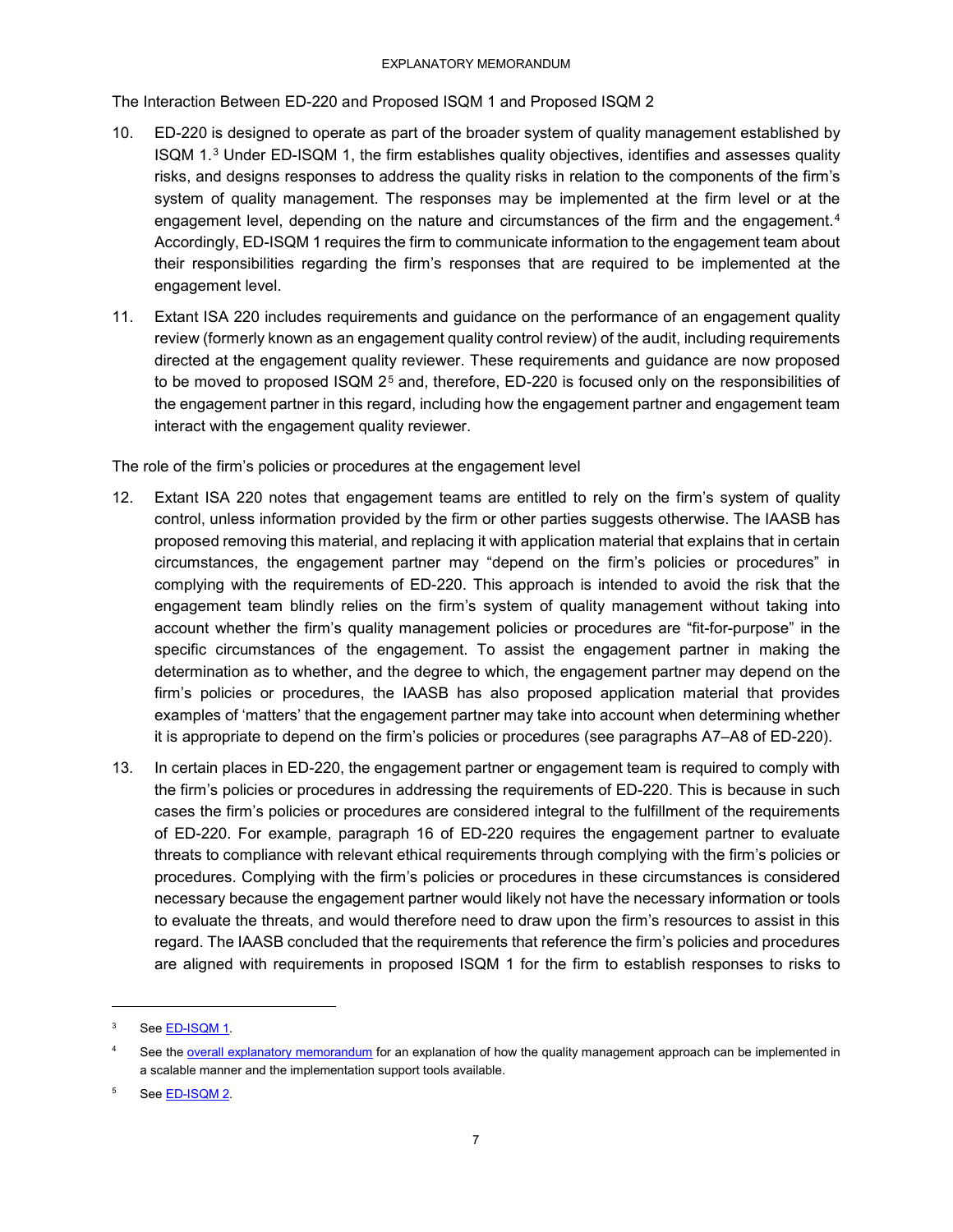The Interaction Between ED-220 and Proposed ISQM 1 and Proposed ISQM 2

10. ED-220 is designed to operate as part of the broader system of quality management established by ISQM 1.[3] Under ED-ISQM 1, the firm establishes quality objectives, identifies and assesses quality risks, and designs responses to address the quality risks in relation to the components of the firm's system of quality management. The responses may be implemented at the firm level or at the engagement level, depending on the nature and circumstances of the firm and the engagement.[4] Accordingly, ED-ISQM 1 requires the firm to communicate information to the engagement team about their responsibilities regarding the firm's responses that are required to be implemented at the engagement level.

11. Extant ISA 220 includes requirements and guidance on the performance of an engagement quality review (formerly known as an engagement quality control review) of the audit, including requirements directed at the engagement quality reviewer. These requirements and guidance are now proposed to be moved to proposed ISQM 2[5] and, therefore, ED-220 is focused only on the responsibilities of the engagement partner in this regard, including how the engagement partner and engagement team interact with the engagement quality reviewer.

The role of the firm's policies or procedures at the engagement level

12. Extant ISA 220 notes that engagement teams are entitled to rely on the firm's system of quality control, unless information provided by the firm or other parties suggests otherwise. The IAASB has proposed removing this material, and replacing it with application material that explains that in certain circumstances, the engagement partner may "depend on the firm's policies or procedures" in complying with the requirements of ED-220. This approach is intended to avoid the risk that the engagement team blindly relies on the firm's system of quality management without taking into account whether the firm's quality management policies or procedures are "fit-for-purpose" in the specific circumstances of the engagement. To assist the engagement partner in making the determination as to whether, and the degree to which, the engagement partner may depend on the firm's policies or procedures, the IAASB has also proposed application material that provides examples of 'matters' that the engagement partner may take into account when determining whether it is appropriate to depend on the firm's policies or procedures (see paragraphs A7–A8 of ED-220).

13. In certain places in ED-220, the engagement partner or engagement team is required to comply with the firm's policies or procedures in addressing the requirements of ED-220. This is because in such cases the firm's policies or procedures are considered integral to the fulfillment of the requirements of ED-220. For example, paragraph 16 of ED-220 requires the engagement partner to evaluate threats to compliance with relevant ethical requirements through complying with the firm's policies or procedures. Complying with the firm's policies or procedures in these circumstances is considered necessary because the engagement partner would likely not have the necessary information or tools to evaluate the threats, and would therefore need to draw upon the firm's resources to assist in this regard. The IAASB concluded that the requirements that reference the firm's policies and procedures are aligned with requirements in proposed ISQM 1 for the firm to establish responses to risks to

---

[3] See ED-ISQM 1.

[4] See the overall explanatory memorandum for an explanation of how the quality management approach can be implemented in a scalable manner and the implementation support tools available.

[5] See ED-ISQM 2.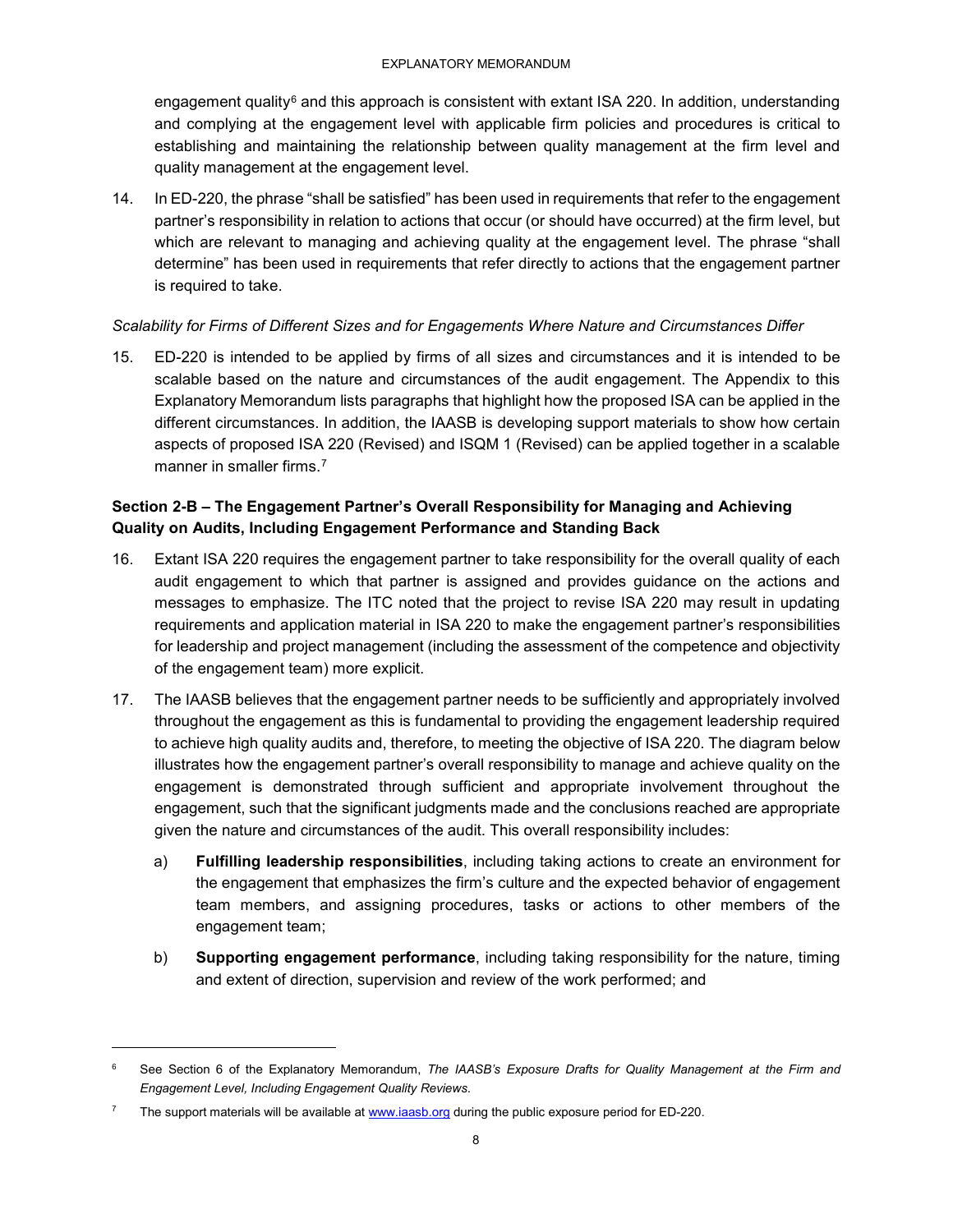engagement quality[6] and this approach is consistent with extant ISA 220. In addition, understanding and complying at the engagement level with applicable firm policies and procedures is critical to establishing and maintaining the relationship between quality management at the firm level and quality management at the engagement level.

14. In ED-220, the phrase "shall be satisfied" has been used in requirements that refer to the engagement partner's responsibility in relation to actions that occur (or should have occurred) at the firm level, but which are relevant to managing and achieving quality at the engagement level. The phrase "shall determine" has been used in requirements that refer directly to actions that the engagement partner is required to take.

*Scalability for Firms of Different Sizes and for Engagements Where Nature and Circumstances Differ*

15. ED-220 is intended to be applied by firms of all sizes and circumstances and it is intended to be scalable based on the nature and circumstances of the audit engagement. The Appendix to this Explanatory Memorandum lists paragraphs that highlight how the proposed ISA can be applied in the different circumstances. In addition, the IAASB is developing support materials to show how certain aspects of proposed ISA 220 (Revised) and ISQM 1 (Revised) can be applied together in a scalable manner in smaller firms.[7]

### Section 2-B – The Engagement Partner's Overall Responsibility for Managing and Achieving Quality on Audits, Including Engagement Performance and Standing Back

16. Extant ISA 220 requires the engagement partner to take responsibility for the overall quality of each audit engagement to which that partner is assigned and provides guidance on the actions and messages to emphasize. The ITC noted that the project to revise ISA 220 may result in updating requirements and application material in ISA 220 to make the engagement partner's responsibilities for leadership and project management (including the assessment of the competence and objectivity of the engagement team) more explicit.

17. The IAASB believes that the engagement partner needs to be sufficiently and appropriately involved throughout the engagement as this is fundamental to providing the engagement leadership required to achieve high quality audits and, therefore, to meeting the objective of ISA 220. The diagram below illustrates how the engagement partner's overall responsibility to manage and achieve quality on the engagement is demonstrated through sufficient and appropriate involvement throughout the engagement, such that the significant judgments made and the conclusions reached are appropriate given the nature and circumstances of the audit. This overall responsibility includes:

    a) **Fulfilling leadership responsibilities**, including taking actions to create an environment for the engagement that emphasizes the firm's culture and the expected behavior of engagement team members, and assigning procedures, tasks or actions to other members of the engagement team;

    b) **Supporting engagement performance**, including taking responsibility for the nature, timing and extent of direction, supervision and review of the work performed; and

---

[6] See Section 6 of the Explanatory Memorandum, *The IAASB's Exposure Drafts for Quality Management at the Firm and Engagement Level, Including Engagement Quality Reviews*.

[7] The support materials will be available at www.iaasb.org during the public exposure period for ED-220.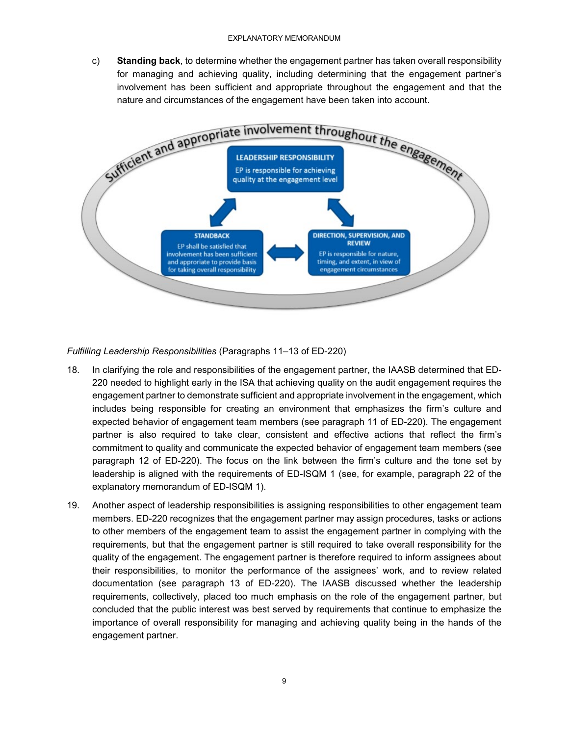c) **Standing back**, to determine whether the engagement partner has taken overall responsibility for managing and achieving quality, including determining that the engagement partner's involvement has been sufficient and appropriate throughout the engagement and that the nature and circumstances of the engagement have been taken into account.

Sufficient and appropriate involvement throughout the engagement

**LEADERSHIP RESPONSIBILITY**
EP is responsible for achieving quality at the engagement level

**STANDBACK**
EP shall be satisfied that involvement has been sufficient and approriate to provide basis for taking overall responsibility

**DIRECTION, SUPERVISION, AND REVIEW**
EP is responsible for nature, timing, and extent, in view of engagement circumstances

*Fulfilling Leadership Responsibilities* (Paragraphs 11–13 of ED-220)

18. In clarifying the role and responsibilities of the engagement partner, the IAASB determined that ED-220 needed to highlight early in the ISA that achieving quality on the audit engagement requires the engagement partner to demonstrate sufficient and appropriate involvement in the engagement, which includes being responsible for creating an environment that emphasizes the firm's culture and expected behavior of engagement team members (see paragraph 11 of ED-220). The engagement partner is also required to take clear, consistent and effective actions that reflect the firm's commitment to quality and communicate the expected behavior of engagement team members (see paragraph 12 of ED-220). The focus on the link between the firm's culture and the tone set by leadership is aligned with the requirements of ED-ISQM 1 (see, for example, paragraph 22 of the explanatory memorandum of ED-ISQM 1).

19. Another aspect of leadership responsibilities is assigning responsibilities to other engagement team members. ED-220 recognizes that the engagement partner may assign procedures, tasks or actions to other members of the engagement team to assist the engagement partner in complying with the requirements, but that the engagement partner is still required to take overall responsibility for the quality of the engagement. The engagement partner is therefore required to inform assignees about their responsibilities, to monitor the performance of the assignees' work, and to review related documentation (see paragraph 13 of ED-220). The IAASB discussed whether the leadership requirements, collectively, placed too much emphasis on the role of the engagement partner, but concluded that the public interest was best served by requirements that continue to emphasize the importance of overall responsibility for managing and achieving quality being in the hands of the engagement partner.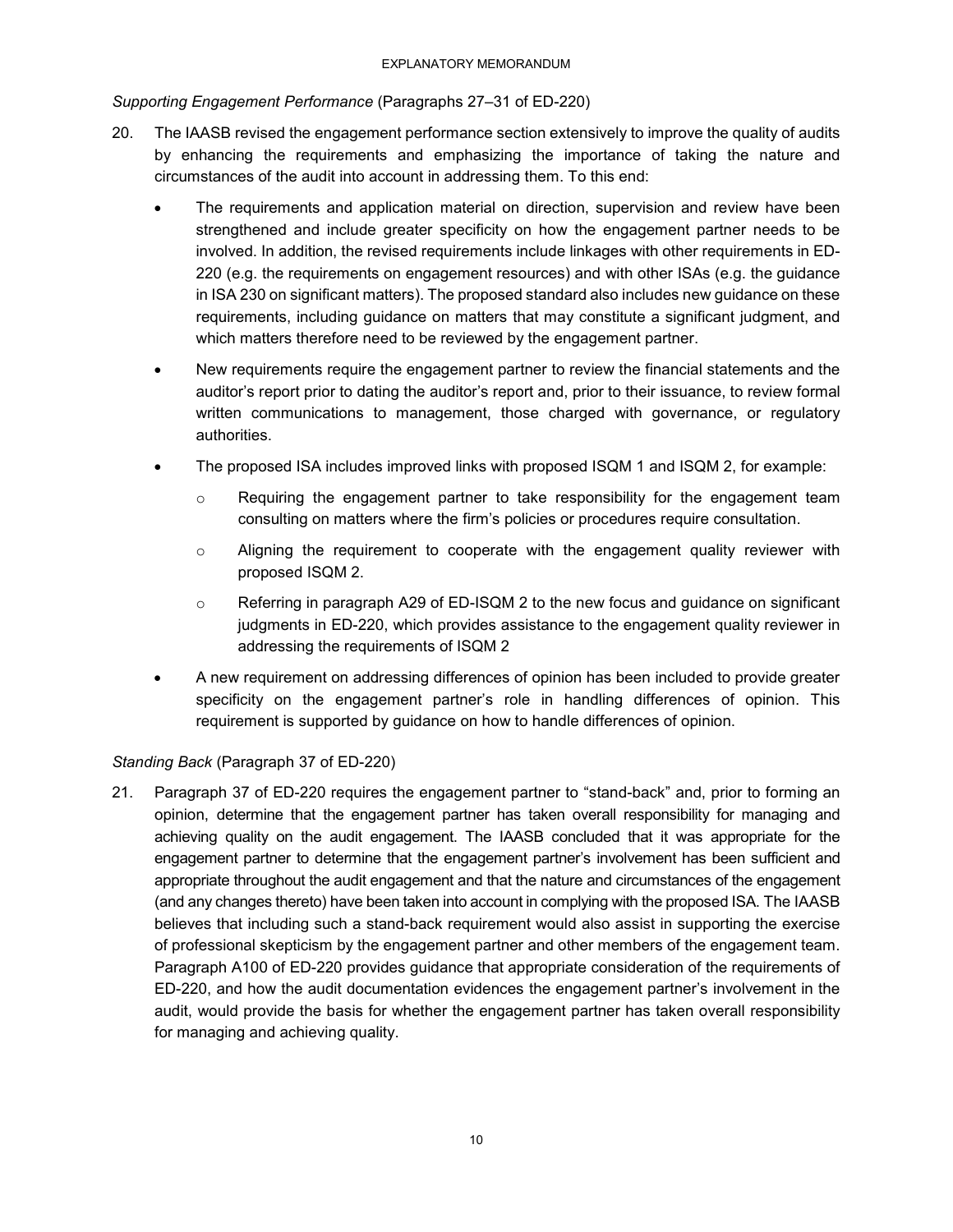*Supporting Engagement Performance* (Paragraphs 27–31 of ED-220)

20. The IAASB revised the engagement performance section extensively to improve the quality of audits by enhancing the requirements and emphasizing the importance of taking the nature and circumstances of the audit into account in addressing them. To this end:

    - The requirements and application material on direction, supervision and review have been strengthened and include greater specificity on how the engagement partner needs to be involved. In addition, the revised requirements include linkages with other requirements in ED-220 (e.g. the requirements on engagement resources) and with other ISAs (e.g. the guidance in ISA 230 on significant matters). The proposed standard also includes new guidance on these requirements, including guidance on matters that may constitute a significant judgment, and which matters therefore need to be reviewed by the engagement partner.
    - New requirements require the engagement partner to review the financial statements and the auditor's report prior to dating the auditor's report and, prior to their issuance, to review formal written communications to management, those charged with governance, or regulatory authorities.
    - The proposed ISA includes improved links with proposed ISQM 1 and ISQM 2, for example:
        - Requiring the engagement partner to take responsibility for the engagement team consulting on matters where the firm's policies or procedures require consultation.
        - Aligning the requirement to cooperate with the engagement quality reviewer with proposed ISQM 2.
        - Referring in paragraph A29 of ED-ISQM 2 to the new focus and guidance on significant judgments in ED-220, which provides assistance to the engagement quality reviewer in addressing the requirements of ISQM 2
    - A new requirement on addressing differences of opinion has been included to provide greater specificity on the engagement partner's role in handling differences of opinion. This requirement is supported by guidance on how to handle differences of opinion.

*Standing Back* (Paragraph 37 of ED-220)

21. Paragraph 37 of ED-220 requires the engagement partner to "stand-back" and, prior to forming an opinion, determine that the engagement partner has taken overall responsibility for managing and achieving quality on the audit engagement. The IAASB concluded that it was appropriate for the engagement partner to determine that the engagement partner's involvement has been sufficient and appropriate throughout the audit engagement and that the nature and circumstances of the engagement (and any changes thereto) have been taken into account in complying with the proposed ISA. The IAASB believes that including such a stand-back requirement would also assist in supporting the exercise of professional skepticism by the engagement partner and other members of the engagement team. Paragraph A100 of ED-220 provides guidance that appropriate consideration of the requirements of ED-220, and how the audit documentation evidences the engagement partner's involvement in the audit, would provide the basis for whether the engagement partner has taken overall responsibility for managing and achieving quality.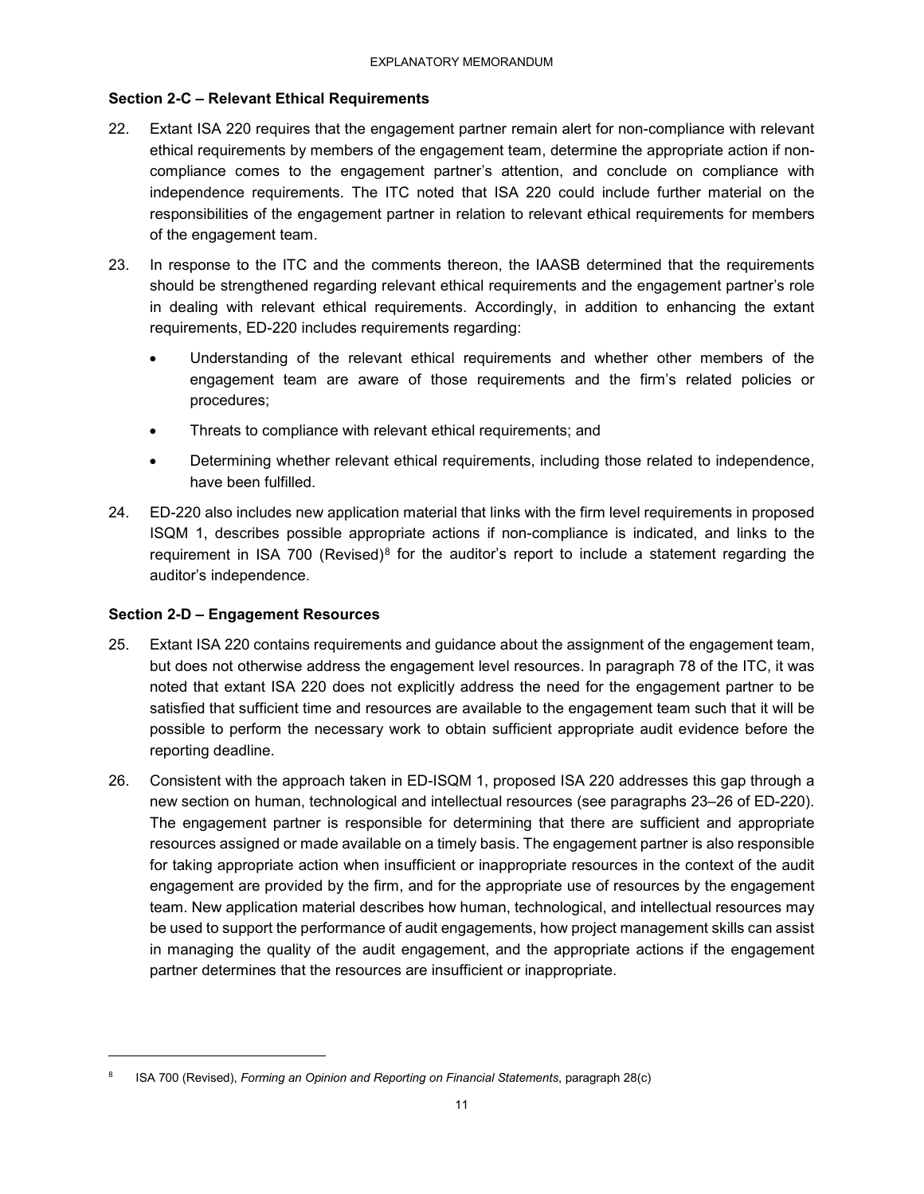### Section 2-C – Relevant Ethical Requirements

22. Extant ISA 220 requires that the engagement partner remain alert for non-compliance with relevant ethical requirements by members of the engagement team, determine the appropriate action if non-compliance comes to the engagement partner's attention, and conclude on compliance with independence requirements. The ITC noted that ISA 220 could include further material on the responsibilities of the engagement partner in relation to relevant ethical requirements for members of the engagement team.

23. In response to the ITC and the comments thereon, the IAASB determined that the requirements should be strengthened regarding relevant ethical requirements and the engagement partner's role in dealing with relevant ethical requirements. Accordingly, in addition to enhancing the extant requirements, ED-220 includes requirements regarding:

    - Understanding of the relevant ethical requirements and whether other members of the engagement team are aware of those requirements and the firm's related policies or procedures;
    - Threats to compliance with relevant ethical requirements; and
    - Determining whether relevant ethical requirements, including those related to independence, have been fulfilled.

24. ED-220 also includes new application material that links with the firm level requirements in proposed ISQM 1, describes possible appropriate actions if non-compliance is indicated, and links to the requirement in ISA 700 (Revised)[8] for the auditor's report to include a statement regarding the auditor's independence.

### Section 2-D – Engagement Resources

25. Extant ISA 220 contains requirements and guidance about the assignment of the engagement team, but does not otherwise address the engagement level resources. In paragraph 78 of the ITC, it was noted that extant ISA 220 does not explicitly address the need for the engagement partner to be satisfied that sufficient time and resources are available to the engagement team such that it will be possible to perform the necessary work to obtain sufficient appropriate audit evidence before the reporting deadline.

26. Consistent with the approach taken in ED-ISQM 1, proposed ISA 220 addresses this gap through a new section on human, technological and intellectual resources (see paragraphs 23–26 of ED-220). The engagement partner is responsible for determining that there are sufficient and appropriate resources assigned or made available on a timely basis. The engagement partner is also responsible for taking appropriate action when insufficient or inappropriate resources in the context of the audit engagement are provided by the firm, and for the appropriate use of resources by the engagement team. New application material describes how human, technological, and intellectual resources may be used to support the performance of audit engagements, how project management skills can assist in managing the quality of the audit engagement, and the appropriate actions if the engagement partner determines that the resources are insufficient or inappropriate.

---

[8] ISA 700 (Revised), *Forming an Opinion and Reporting on Financial Statements*, paragraph 28(c)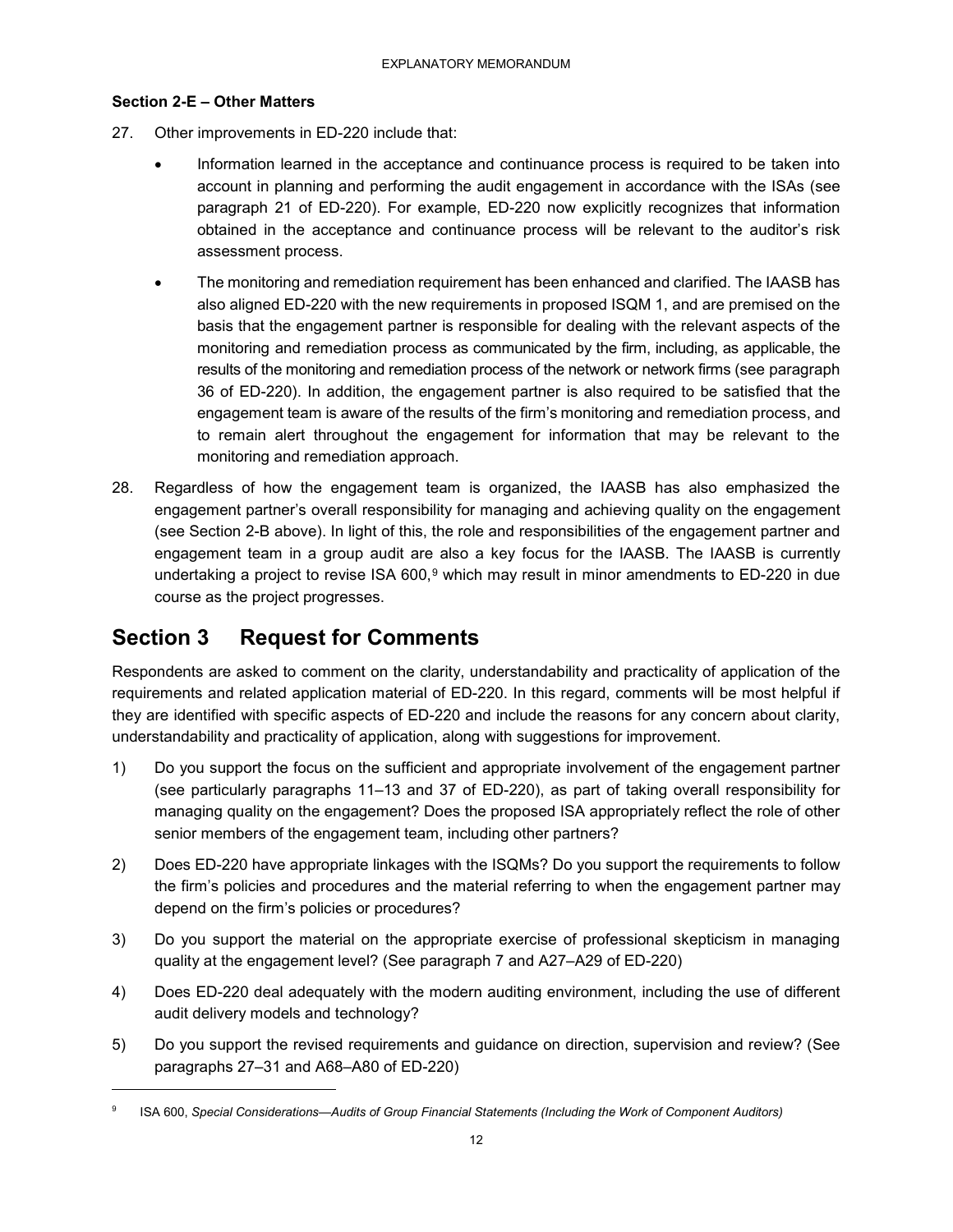**Section 2-E – Other Matters**

27. Other improvements in ED-220 include that:

    - Information learned in the acceptance and continuance process is required to be taken into account in planning and performing the audit engagement in accordance with the ISAs (see paragraph 21 of ED-220). For example, ED-220 now explicitly recognizes that information obtained in the acceptance and continuance process will be relevant to the auditor's risk assessment process.
    - The monitoring and remediation requirement has been enhanced and clarified. The IAASB has also aligned ED-220 with the new requirements in proposed ISQM 1, and are premised on the basis that the engagement partner is responsible for dealing with the relevant aspects of the monitoring and remediation process as communicated by the firm, including, as applicable, the results of the monitoring and remediation process of the network or network firms (see paragraph 36 of ED-220). In addition, the engagement partner is also required to be satisfied that the engagement team is aware of the results of the firm's monitoring and remediation process, and to remain alert throughout the engagement for information that may be relevant to the monitoring and remediation approach.

28. Regardless of how the engagement team is organized, the IAASB has also emphasized the engagement partner's overall responsibility for managing and achieving quality on the engagement (see Section 2-B above). In light of this, the role and responsibilities of the engagement partner and engagement team in a group audit are also a key focus for the IAASB. The IAASB is currently undertaking a project to revise ISA 600,[9] which may result in minor amendments to ED-220 in due course as the project progresses.

# Section 3 Request for Comments

Respondents are asked to comment on the clarity, understandability and practicality of application of the requirements and related application material of ED-220. In this regard, comments will be most helpful if they are identified with specific aspects of ED-220 and include the reasons for any concern about clarity, understandability and practicality of application, along with suggestions for improvement.

1) Do you support the focus on the sufficient and appropriate involvement of the engagement partner (see particularly paragraphs 11–13 and 37 of ED-220), as part of taking overall responsibility for managing quality on the engagement? Does the proposed ISA appropriately reflect the role of other senior members of the engagement team, including other partners?

2) Does ED-220 have appropriate linkages with the ISQMs? Do you support the requirements to follow the firm's policies and procedures and the material referring to when the engagement partner may depend on the firm's policies or procedures?

3) Do you support the material on the appropriate exercise of professional skepticism in managing quality at the engagement level? (See paragraph 7 and A27–A29 of ED-220)

4) Does ED-220 deal adequately with the modern auditing environment, including the use of different audit delivery models and technology?

5) Do you support the revised requirements and guidance on direction, supervision and review? (See paragraphs 27–31 and A68–A80 of ED-220)

---

[9] ISA 600, *Special Considerations—Audits of Group Financial Statements (Including the Work of Component Auditors)*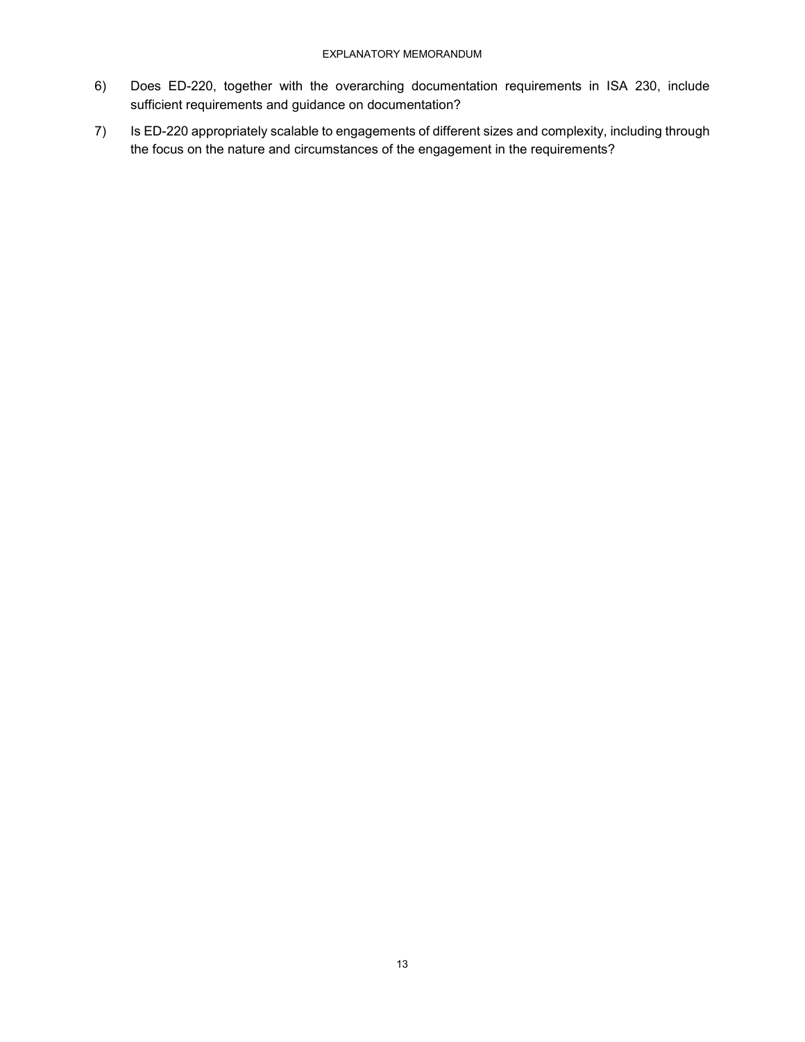6) Does ED-220, together with the overarching documentation requirements in ISA 230, include sufficient requirements and guidance on documentation?

7) Is ED-220 appropriately scalable to engagements of different sizes and complexity, including through the focus on the nature and circumstances of the engagement in the requirements?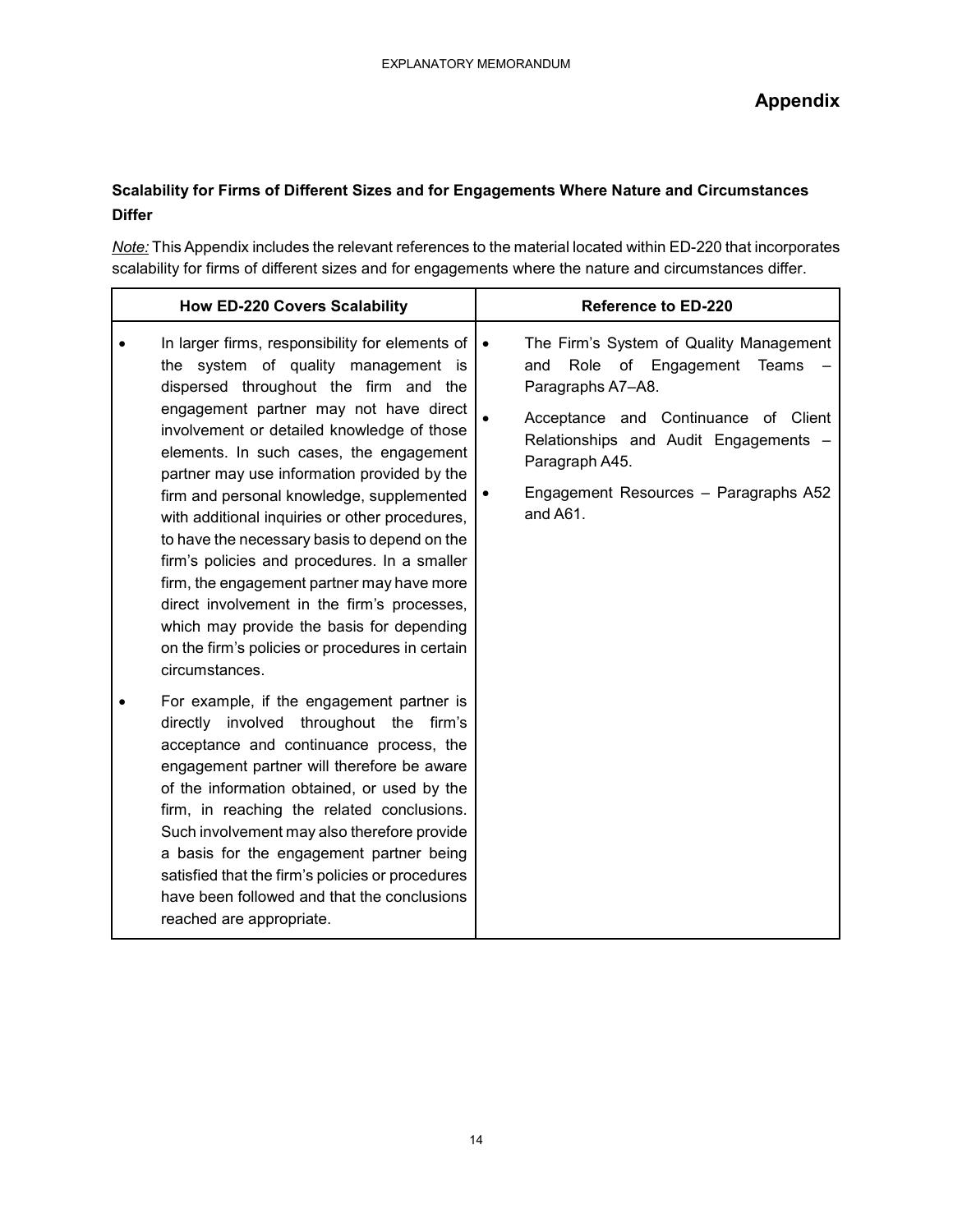# Appendix

### Scalability for Firms of Different Sizes and for Engagements Where Nature and Circumstances Differ

*Note:* This Appendix includes the relevant references to the material located within ED-220 that incorporates scalability for firms of different sizes and for engagements where the nature and circumstances differ.

| How ED-220 Covers Scalability | Reference to ED-220 |
| --- | --- |
| • In larger firms, responsibility for elements of the system of quality management is dispersed throughout the firm and the engagement partner may not have direct involvement or detailed knowledge of those elements. In such cases, the engagement partner may use information provided by the firm and personal knowledge, supplemented with additional inquiries or other procedures, to have the necessary basis to depend on the firm's policies and procedures. In a smaller firm, the engagement partner may have more direct involvement in the firm's processes, which may provide the basis for depending on the firm's policies or procedures in certain circumstances.<br><br>• For example, if the engagement partner is directly involved throughout the firm's acceptance and continuance process, the engagement partner will therefore be aware of the information obtained, or used by the firm, in reaching the related conclusions. Such involvement may also therefore provide a basis for the engagement partner being satisfied that the firm's policies or procedures have been followed and that the conclusions reached are appropriate. | • The Firm's System of Quality Management and Role of Engagement Teams – Paragraphs A7–A8.<br><br>• Acceptance and Continuance of Client Relationships and Audit Engagements – Paragraph A45.<br><br>• Engagement Resources – Paragraphs A52 and A61. |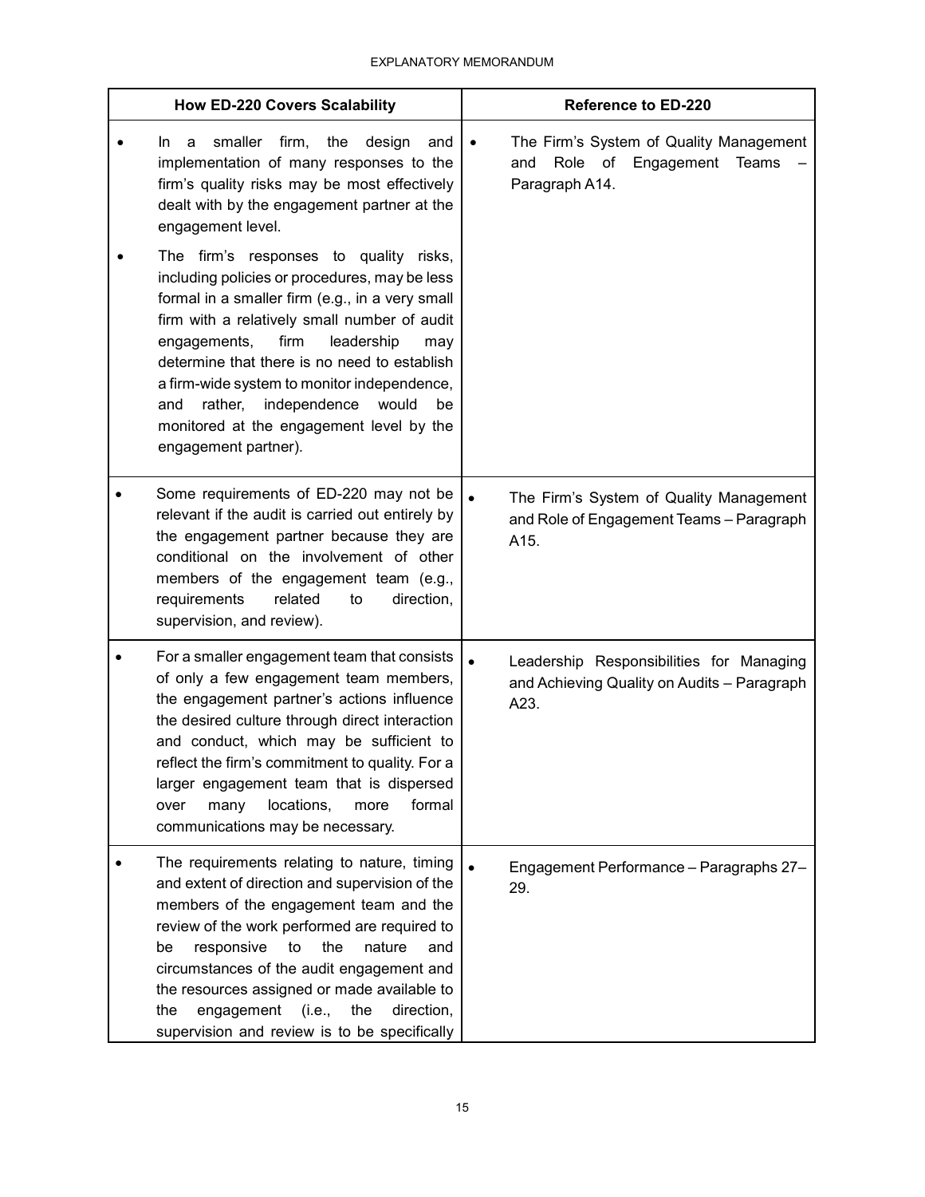| How ED-220 Covers Scalability | Reference to ED-220 |
|---|---|
| • In a smaller firm, the design and implementation of many responses to the firm's quality risks may be most effectively dealt with by the engagement partner at the engagement level.<br>• The firm's responses to quality risks, including policies or procedures, may be less formal in a smaller firm (e.g., in a very small firm with a relatively small number of audit engagements, firm leadership may determine that there is no need to establish a firm-wide system to monitor independence, and rather, independence would be monitored at the engagement level by the engagement partner). | • The Firm's System of Quality Management and Role of Engagement Teams – Paragraph A14. |
| • Some requirements of ED-220 may not be relevant if the audit is carried out entirely by the engagement partner because they are conditional on the involvement of other members of the engagement team (e.g., requirements related to direction, supervision, and review). | • The Firm's System of Quality Management and Role of Engagement Teams – Paragraph A15. |
| • For a smaller engagement team that consists of only a few engagement team members, the engagement partner's actions influence the desired culture through direct interaction and conduct, which may be sufficient to reflect the firm's commitment to quality. For a larger engagement team that is dispersed over many locations, more formal communications may be necessary. | • Leadership Responsibilities for Managing and Achieving Quality on Audits – Paragraph A23. |
| • The requirements relating to nature, timing and extent of direction and supervision of the members of the engagement team and the review of the work performed are required to be responsive to the nature and circumstances of the audit engagement and the resources assigned or made available to the engagement (i.e., the direction, supervision and review is to be specifically | • Engagement Performance – Paragraphs 27–29. |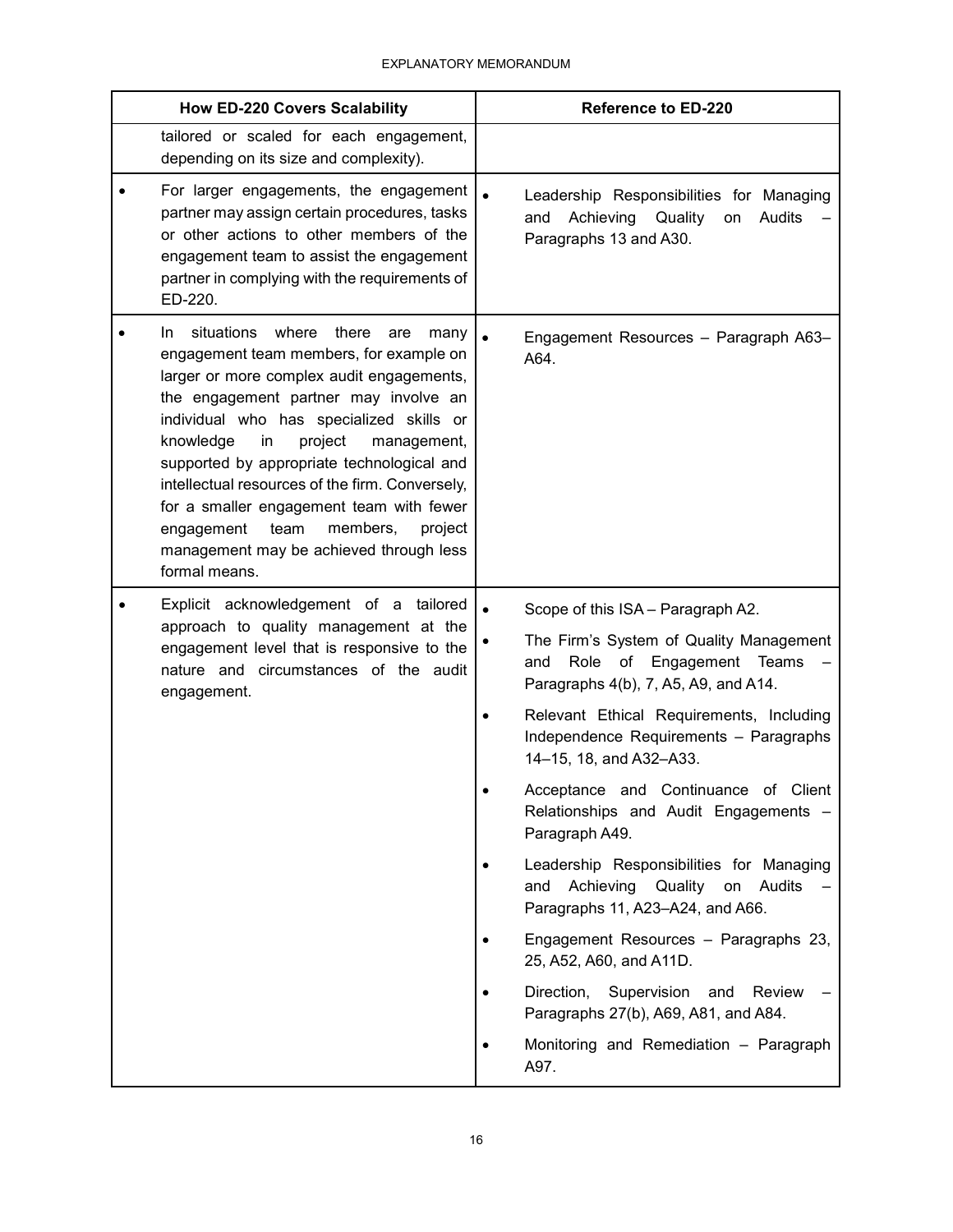| How ED-220 Covers Scalability | Reference to ED-220 |
|---|---|
| tailored or scaled for each engagement, depending on its size and complexity). | |
| • For larger engagements, the engagement partner may assign certain procedures, tasks or other actions to other members of the engagement team to assist the engagement partner in complying with the requirements of ED-220. | • Leadership Responsibilities for Managing and Achieving Quality on Audits – Paragraphs 13 and A30. |
| • In situations where there are many engagement team members, for example on larger or more complex audit engagements, the engagement partner may involve an individual who has specialized skills or knowledge in project management, supported by appropriate technological and intellectual resources of the firm. Conversely, for a smaller engagement team with fewer engagement team members, project management may be achieved through less formal means. | • Engagement Resources – Paragraph A63–A64. |
| • Explicit acknowledgement of a tailored approach to quality management at the engagement level that is responsive to the nature and circumstances of the audit engagement. | • Scope of this ISA – Paragraph A2.<br>• The Firm's System of Quality Management and Role of Engagement Teams – Paragraphs 4(b), 7, A5, A9, and A14.<br>• Relevant Ethical Requirements, Including Independence Requirements – Paragraphs 14–15, 18, and A32–A33.<br>• Acceptance and Continuance of Client Relationships and Audit Engagements – Paragraph A49.<br>• Leadership Responsibilities for Managing and Achieving Quality on Audits – Paragraphs 11, A23–A24, and A66.<br>• Engagement Resources – Paragraphs 23, 25, A52, A60, and A11D.<br>• Direction, Supervision and Review – Paragraphs 27(b), A69, A81, and A84.<br>• Monitoring and Remediation – Paragraph A97. |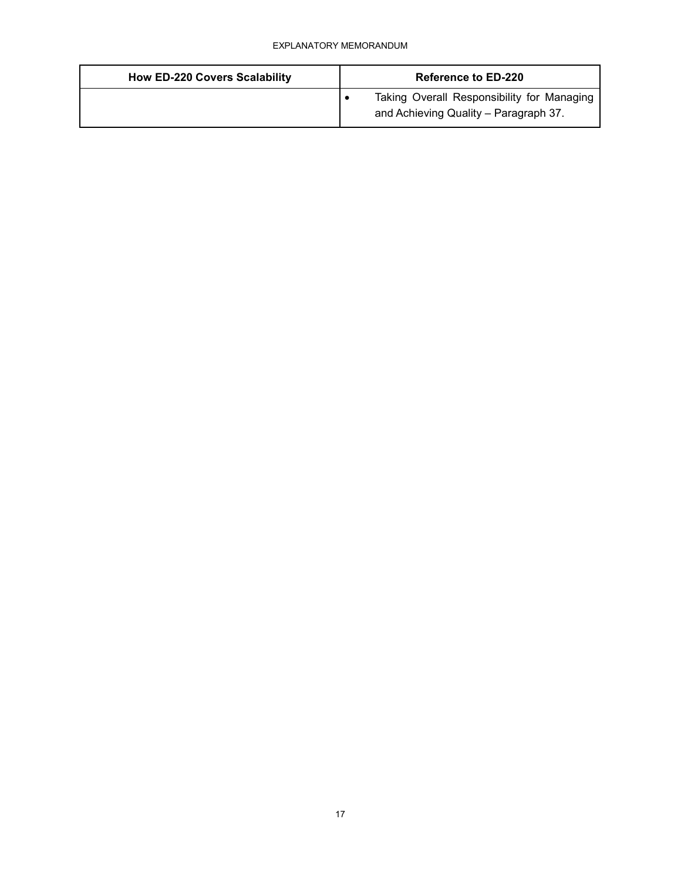| How ED-220 Covers Scalability | Reference to ED-220 |
|---|---|
| | • Taking Overall Responsibility for Managing and Achieving Quality – Paragraph 37. |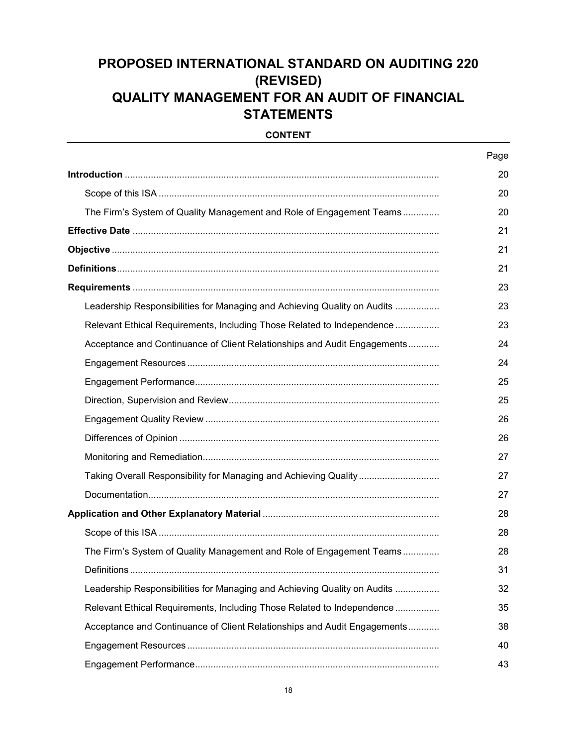# PROPOSED INTERNATIONAL STANDARD ON AUDITING 220 (REVISED)
# QUALITY MANAGEMENT FOR AN AUDIT OF FINANCIAL STATEMENTS

**CONTENT**

| | Page |
|---|---|
| **Introduction** | 20 |
| Scope of this ISA | 20 |
| The Firm's System of Quality Management and Role of Engagement Teams | 20 |
| **Effective Date** | 21 |
| **Objective** | 21 |
| **Definitions** | 21 |
| **Requirements** | 23 |
| Leadership Responsibilities for Managing and Achieving Quality on Audits | 23 |
| Relevant Ethical Requirements, Including Those Related to Independence | 23 |
| Acceptance and Continuance of Client Relationships and Audit Engagements | 24 |
| Engagement Resources | 24 |
| Engagement Performance | 25 |
| Direction, Supervision and Review | 25 |
| Engagement Quality Review | 26 |
| Differences of Opinion | 26 |
| Monitoring and Remediation | 27 |
| Taking Overall Responsibility for Managing and Achieving Quality | 27 |
| Documentation | 27 |
| **Application and Other Explanatory Material** | 28 |
| Scope of this ISA | 28 |
| The Firm's System of Quality Management and Role of Engagement Teams | 28 |
| Definitions | 31 |
| Leadership Responsibilities for Managing and Achieving Quality on Audits | 32 |
| Relevant Ethical Requirements, Including Those Related to Independence | 35 |
| Acceptance and Continuance of Client Relationships and Audit Engagements | 38 |
| Engagement Resources | 40 |
| Engagement Performance | 43 |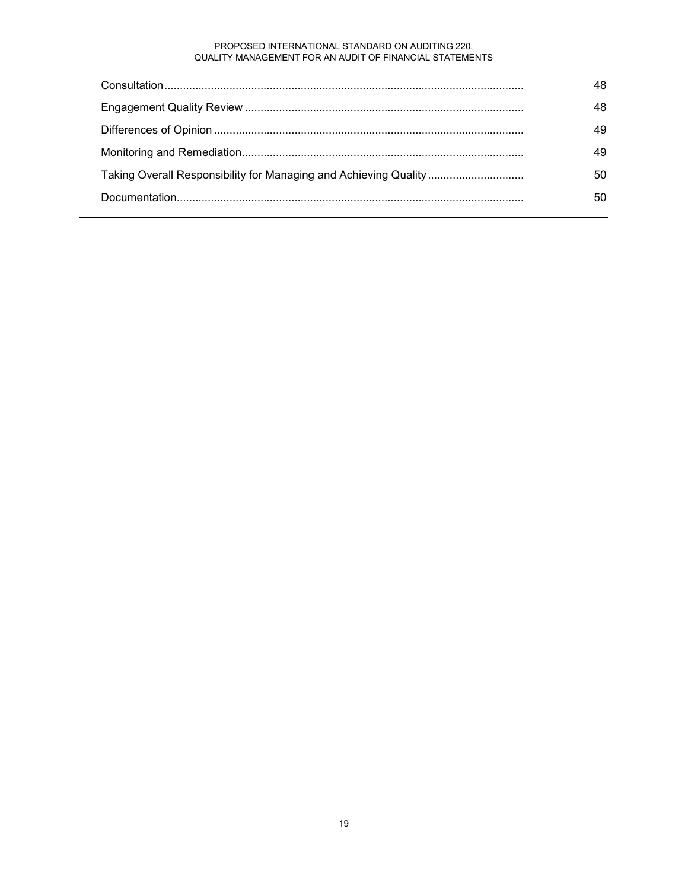| | |
|---|---|
| Consultation | 48 |
| Engagement Quality Review | 48 |
| Differences of Opinion | 49 |
| Monitoring and Remediation | 49 |
| Taking Overall Responsibility for Managing and Achieving Quality | 50 |
| Documentation | 50 |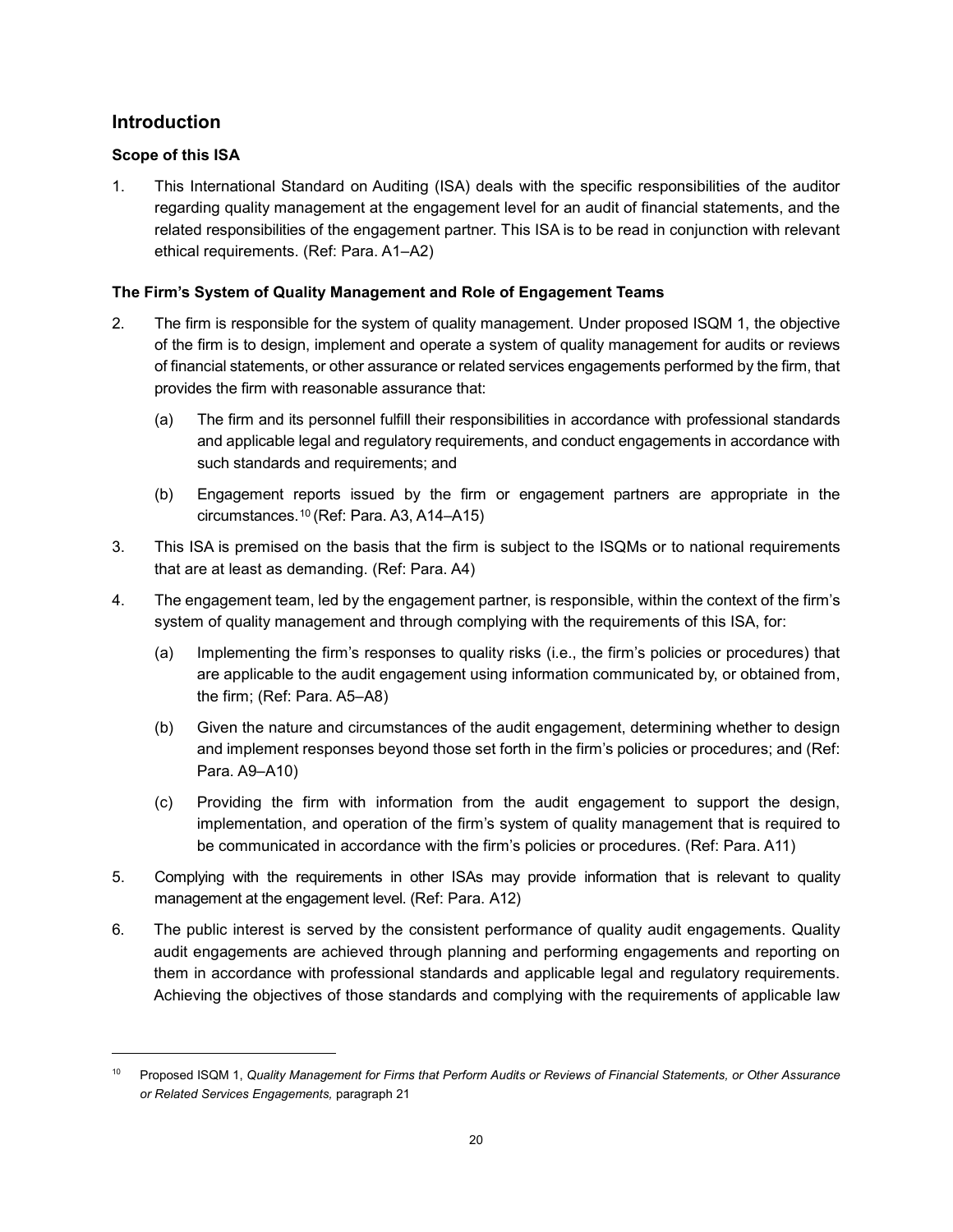## Introduction

### Scope of this ISA

1. This International Standard on Auditing (ISA) deals with the specific responsibilities of the auditor regarding quality management at the engagement level for an audit of financial statements, and the related responsibilities of the engagement partner. This ISA is to be read in conjunction with relevant ethical requirements. (Ref: Para. A1–A2)

### The Firm's System of Quality Management and Role of Engagement Teams

2. The firm is responsible for the system of quality management. Under proposed ISQM 1, the objective of the firm is to design, implement and operate a system of quality management for audits or reviews of financial statements, or other assurance or related services engagements performed by the firm, that provides the firm with reasonable assurance that:

   (a) The firm and its personnel fulfill their responsibilities in accordance with professional standards and applicable legal and regulatory requirements, and conduct engagements in accordance with such standards and requirements; and

   (b) Engagement reports issued by the firm or engagement partners are appropriate in the circumstances.[10] (Ref: Para. A3, A14–A15)

3. This ISA is premised on the basis that the firm is subject to the ISQMs or to national requirements that are at least as demanding. (Ref: Para. A4)

4. The engagement team, led by the engagement partner, is responsible, within the context of the firm's system of quality management and through complying with the requirements of this ISA, for:

   (a) Implementing the firm's responses to quality risks (i.e., the firm's policies or procedures) that are applicable to the audit engagement using information communicated by, or obtained from, the firm; (Ref: Para. A5–A8)

   (b) Given the nature and circumstances of the audit engagement, determining whether to design and implement responses beyond those set forth in the firm's policies or procedures; and (Ref: Para. A9–A10)

   (c) Providing the firm with information from the audit engagement to support the design, implementation, and operation of the firm's system of quality management that is required to be communicated in accordance with the firm's policies or procedures. (Ref: Para. A11)

5. Complying with the requirements in other ISAs may provide information that is relevant to quality management at the engagement level. (Ref: Para. A12)

6. The public interest is served by the consistent performance of quality audit engagements. Quality audit engagements are achieved through planning and performing engagements and reporting on them in accordance with professional standards and applicable legal and regulatory requirements. Achieving the objectives of those standards and complying with the requirements of applicable law

---

[10] Proposed ISQM 1, *Quality Management for Firms that Perform Audits or Reviews of Financial Statements, or Other Assurance or Related Services Engagements,* paragraph 21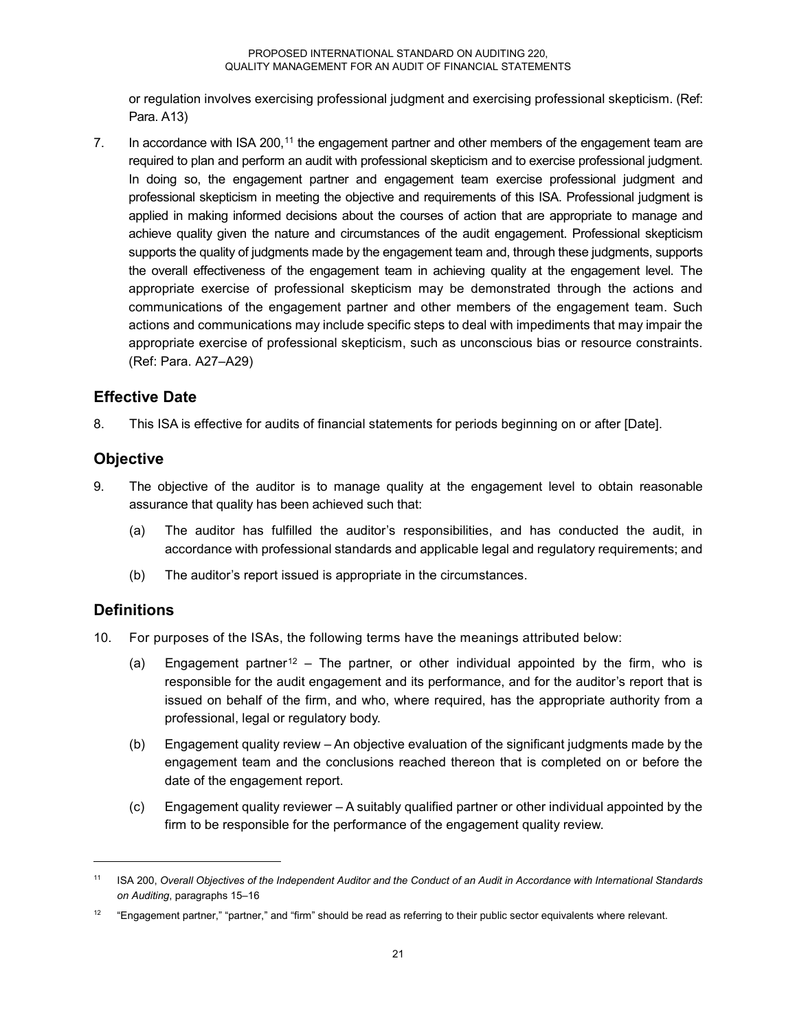or regulation involves exercising professional judgment and exercising professional skepticism. (Ref: Para. A13)

7. In accordance with ISA 200,[11] the engagement partner and other members of the engagement team are required to plan and perform an audit with professional skepticism and to exercise professional judgment. In doing so, the engagement partner and engagement team exercise professional judgment and professional skepticism in meeting the objective and requirements of this ISA. Professional judgment is applied in making informed decisions about the courses of action that are appropriate to manage and achieve quality given the nature and circumstances of the audit engagement. Professional skepticism supports the quality of judgments made by the engagement team and, through these judgments, supports the overall effectiveness of the engagement team in achieving quality at the engagement level. The appropriate exercise of professional skepticism may be demonstrated through the actions and communications of the engagement partner and other members of the engagement team. Such actions and communications may include specific steps to deal with impediments that may impair the appropriate exercise of professional skepticism, such as unconscious bias or resource constraints. (Ref: Para. A27–A29)

## Effective Date

8. This ISA is effective for audits of financial statements for periods beginning on or after [Date].

## Objective

9. The objective of the auditor is to manage quality at the engagement level to obtain reasonable assurance that quality has been achieved such that:

   (a) The auditor has fulfilled the auditor's responsibilities, and has conducted the audit, in accordance with professional standards and applicable legal and regulatory requirements; and

   (b) The auditor's report issued is appropriate in the circumstances.

## Definitions

10. For purposes of the ISAs, the following terms have the meanings attributed below:

    (a) Engagement partner[12] – The partner, or other individual appointed by the firm, who is responsible for the audit engagement and its performance, and for the auditor's report that is issued on behalf of the firm, and who, where required, has the appropriate authority from a professional, legal or regulatory body.

    (b) Engagement quality review – An objective evaluation of the significant judgments made by the engagement team and the conclusions reached thereon that is completed on or before the date of the engagement report.

    (c) Engagement quality reviewer – A suitably qualified partner or other individual appointed by the firm to be responsible for the performance of the engagement quality review.

---

[11] ISA 200, *Overall Objectives of the Independent Auditor and the Conduct of an Audit in Accordance with International Standards on Auditing*, paragraphs 15–16

[12] "Engagement partner," "partner," and "firm" should be read as referring to their public sector equivalents where relevant.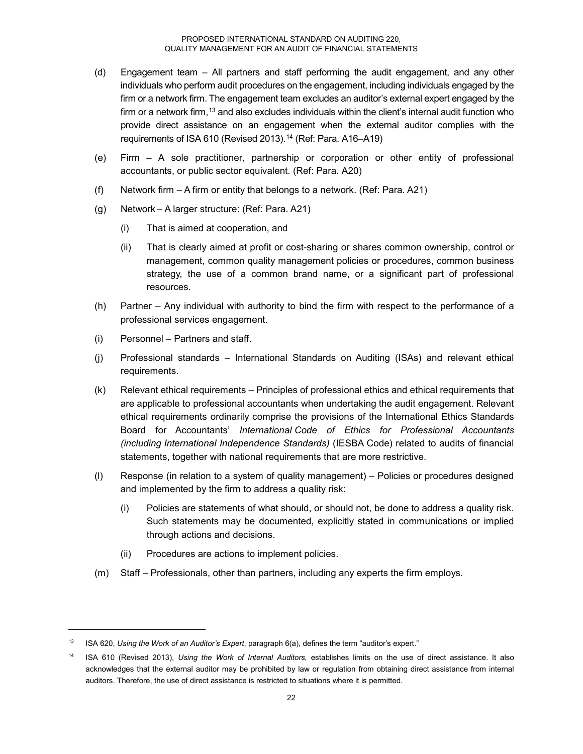(d) Engagement team – All partners and staff performing the audit engagement, and any other individuals who perform audit procedures on the engagement, including individuals engaged by the firm or a network firm. The engagement team excludes an auditor's external expert engaged by the firm or a network firm,[13] and also excludes individuals within the client's internal audit function who provide direct assistance on an engagement when the external auditor complies with the requirements of ISA 610 (Revised 2013).[14] (Ref: Para. A16–A19)

(e) Firm – A sole practitioner, partnership or corporation or other entity of professional accountants, or public sector equivalent. (Ref: Para. A20)

(f) Network firm – A firm or entity that belongs to a network. (Ref: Para. A21)

(g) Network – A larger structure: (Ref: Para. A21)

   (i) That is aimed at cooperation, and

   (ii) That is clearly aimed at profit or cost-sharing or shares common ownership, control or management, common quality management policies or procedures, common business strategy, the use of a common brand name, or a significant part of professional resources.

(h) Partner – Any individual with authority to bind the firm with respect to the performance of a professional services engagement.

(i) Personnel – Partners and staff.

(j) Professional standards – International Standards on Auditing (ISAs) and relevant ethical requirements.

(k) Relevant ethical requirements – Principles of professional ethics and ethical requirements that are applicable to professional accountants when undertaking the audit engagement. Relevant ethical requirements ordinarily comprise the provisions of the International Ethics Standards Board for Accountants' *International Code of Ethics for Professional Accountants (including International Independence Standards)* (IESBA Code) related to audits of financial statements, together with national requirements that are more restrictive.

(l) Response (in relation to a system of quality management) – Policies or procedures designed and implemented by the firm to address a quality risk:

   (i) Policies are statements of what should, or should not, be done to address a quality risk. Such statements may be documented, explicitly stated in communications or implied through actions and decisions.

   (ii) Procedures are actions to implement policies.

(m) Staff – Professionals, other than partners, including any experts the firm employs.

---

[13] ISA 620, *Using the Work of an Auditor's Expert*, paragraph 6(a), defines the term "auditor's expert."

[14] ISA 610 (Revised 2013), *Using the Work of Internal Auditors,* establishes limits on the use of direct assistance. It also acknowledges that the external auditor may be prohibited by law or regulation from obtaining direct assistance from internal auditors. Therefore, the use of direct assistance is restricted to situations where it is permitted.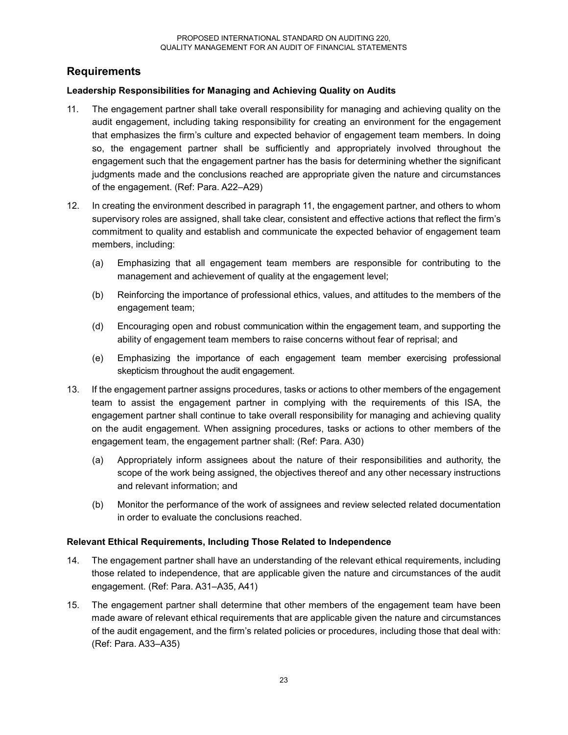## Requirements

### Leadership Responsibilities for Managing and Achieving Quality on Audits

11. The engagement partner shall take overall responsibility for managing and achieving quality on the audit engagement, including taking responsibility for creating an environment for the engagement that emphasizes the firm's culture and expected behavior of engagement team members. In doing so, the engagement partner shall be sufficiently and appropriately involved throughout the engagement such that the engagement partner has the basis for determining whether the significant judgments made and the conclusions reached are appropriate given the nature and circumstances of the engagement. (Ref: Para. A22–A29)

12. In creating the environment described in paragraph 11, the engagement partner, and others to whom supervisory roles are assigned, shall take clear, consistent and effective actions that reflect the firm's commitment to quality and establish and communicate the expected behavior of engagement team members, including:

    (a) Emphasizing that all engagement team members are responsible for contributing to the management and achievement of quality at the engagement level;

    (b) Reinforcing the importance of professional ethics, values, and attitudes to the members of the engagement team;

    (d) Encouraging open and robust communication within the engagement team, and supporting the ability of engagement team members to raise concerns without fear of reprisal; and

    (e) Emphasizing the importance of each engagement team member exercising professional skepticism throughout the audit engagement.

13. If the engagement partner assigns procedures, tasks or actions to other members of the engagement team to assist the engagement partner in complying with the requirements of this ISA, the engagement partner shall continue to take overall responsibility for managing and achieving quality on the audit engagement. When assigning procedures, tasks or actions to other members of the engagement team, the engagement partner shall: (Ref: Para. A30)

    (a) Appropriately inform assignees about the nature of their responsibilities and authority, the scope of the work being assigned, the objectives thereof and any other necessary instructions and relevant information; and

    (b) Monitor the performance of the work of assignees and review selected related documentation in order to evaluate the conclusions reached.

### Relevant Ethical Requirements, Including Those Related to Independence

14. The engagement partner shall have an understanding of the relevant ethical requirements, including those related to independence, that are applicable given the nature and circumstances of the audit engagement. (Ref: Para. A31–A35, A41)

15. The engagement partner shall determine that other members of the engagement team have been made aware of relevant ethical requirements that are applicable given the nature and circumstances of the audit engagement, and the firm's related policies or procedures, including those that deal with: (Ref: Para. A33–A35)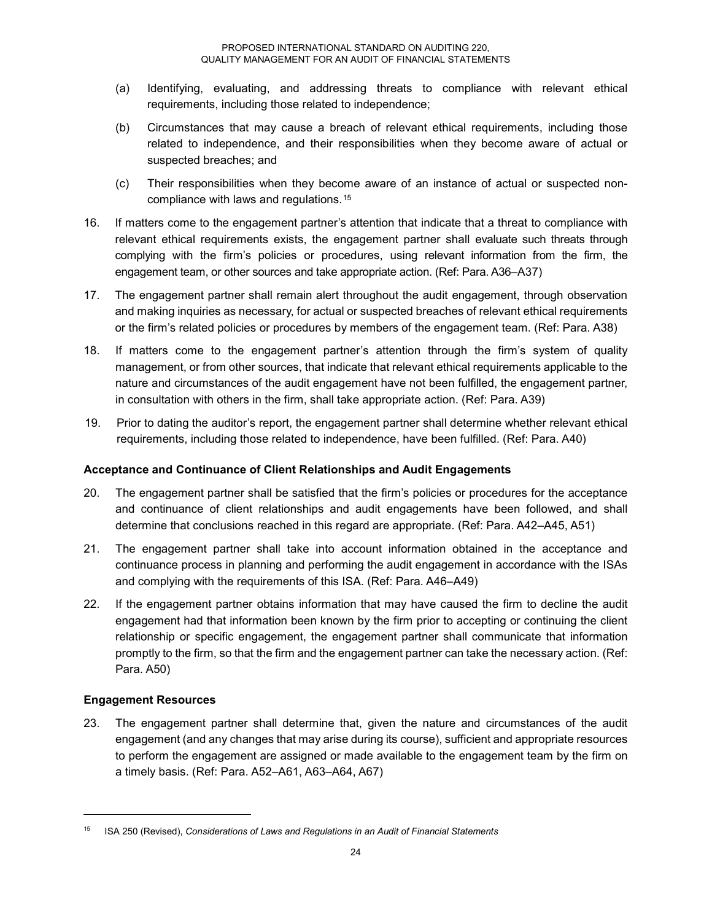(a) Identifying, evaluating, and addressing threats to compliance with relevant ethical requirements, including those related to independence;

(b) Circumstances that may cause a breach of relevant ethical requirements, including those related to independence, and their responsibilities when they become aware of actual or suspected breaches; and

(c) Their responsibilities when they become aware of an instance of actual or suspected non-compliance with laws and regulations.[15]

16. If matters come to the engagement partner's attention that indicate that a threat to compliance with relevant ethical requirements exists, the engagement partner shall evaluate such threats through complying with the firm's policies or procedures, using relevant information from the firm, the engagement team, or other sources and take appropriate action. (Ref: Para. A36–A37)

17. The engagement partner shall remain alert throughout the audit engagement, through observation and making inquiries as necessary, for actual or suspected breaches of relevant ethical requirements or the firm's related policies or procedures by members of the engagement team. (Ref: Para. A38)

18. If matters come to the engagement partner's attention through the firm's system of quality management, or from other sources, that indicate that relevant ethical requirements applicable to the nature and circumstances of the audit engagement have not been fulfilled, the engagement partner, in consultation with others in the firm, shall take appropriate action. (Ref: Para. A39)

19. Prior to dating the auditor's report, the engagement partner shall determine whether relevant ethical requirements, including those related to independence, have been fulfilled. (Ref: Para. A40)

**Acceptance and Continuance of Client Relationships and Audit Engagements**

20. The engagement partner shall be satisfied that the firm's policies or procedures for the acceptance and continuance of client relationships and audit engagements have been followed, and shall determine that conclusions reached in this regard are appropriate. (Ref: Para. A42–A45, A51)

21. The engagement partner shall take into account information obtained in the acceptance and continuance process in planning and performing the audit engagement in accordance with the ISAs and complying with the requirements of this ISA. (Ref: Para. A46–A49)

22. If the engagement partner obtains information that may have caused the firm to decline the audit engagement had that information been known by the firm prior to accepting or continuing the client relationship or specific engagement, the engagement partner shall communicate that information promptly to the firm, so that the firm and the engagement partner can take the necessary action. (Ref: Para. A50)

**Engagement Resources**

23. The engagement partner shall determine that, given the nature and circumstances of the audit engagement (and any changes that may arise during its course), sufficient and appropriate resources to perform the engagement are assigned or made available to the engagement team by the firm on a timely basis. (Ref: Para. A52–A61, A63–A64, A67)

---

[15] ISA 250 (Revised), *Considerations of Laws and Regulations in an Audit of Financial Statements*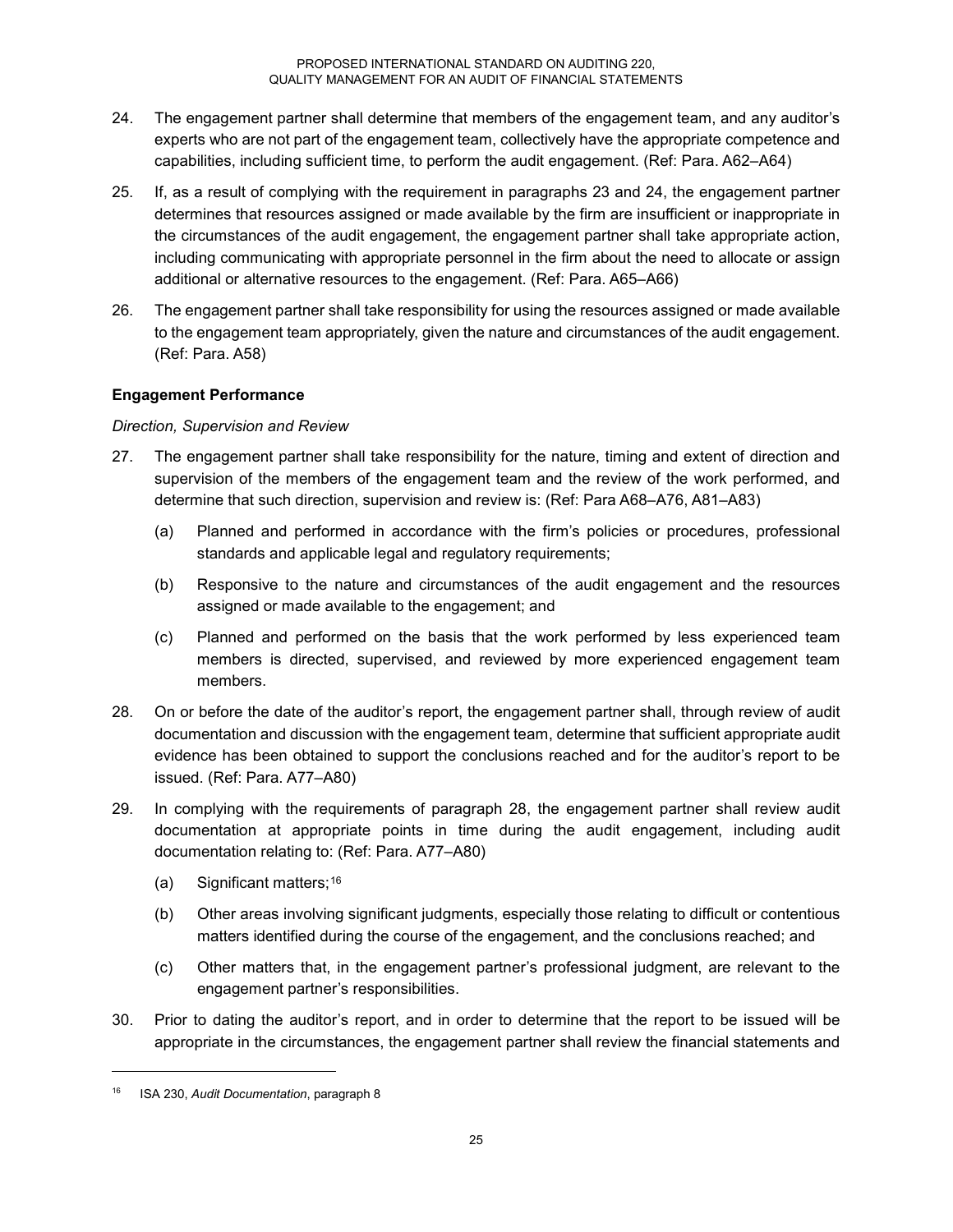24. The engagement partner shall determine that members of the engagement team, and any auditor's experts who are not part of the engagement team, collectively have the appropriate competence and capabilities, including sufficient time, to perform the audit engagement. (Ref: Para. A62–A64)

25. If, as a result of complying with the requirement in paragraphs 23 and 24, the engagement partner determines that resources assigned or made available by the firm are insufficient or inappropriate in the circumstances of the audit engagement, the engagement partner shall take appropriate action, including communicating with appropriate personnel in the firm about the need to allocate or assign additional or alternative resources to the engagement. (Ref: Para. A65–A66)

26. The engagement partner shall take responsibility for using the resources assigned or made available to the engagement team appropriately, given the nature and circumstances of the audit engagement. (Ref: Para. A58)

**Engagement Performance**

*Direction, Supervision and Review*

27. The engagement partner shall take responsibility for the nature, timing and extent of direction and supervision of the members of the engagement team and the review of the work performed, and determine that such direction, supervision and review is: (Ref: Para A68–A76, A81–A83)

    (a) Planned and performed in accordance with the firm's policies or procedures, professional standards and applicable legal and regulatory requirements;

    (b) Responsive to the nature and circumstances of the audit engagement and the resources assigned or made available to the engagement; and

    (c) Planned and performed on the basis that the work performed by less experienced team members is directed, supervised, and reviewed by more experienced engagement team members.

28. On or before the date of the auditor's report, the engagement partner shall, through review of audit documentation and discussion with the engagement team, determine that sufficient appropriate audit evidence has been obtained to support the conclusions reached and for the auditor's report to be issued. (Ref: Para. A77–A80)

29. In complying with the requirements of paragraph 28, the engagement partner shall review audit documentation at appropriate points in time during the audit engagement, including audit documentation relating to: (Ref: Para. A77–A80)

    (a) Significant matters;[16]

    (b) Other areas involving significant judgments, especially those relating to difficult or contentious matters identified during the course of the engagement, and the conclusions reached; and

    (c) Other matters that, in the engagement partner's professional judgment, are relevant to the engagement partner's responsibilities.

30. Prior to dating the auditor's report, and in order to determine that the report to be issued will be appropriate in the circumstances, the engagement partner shall review the financial statements and

---

[16] ISA 230, *Audit Documentation*, paragraph 8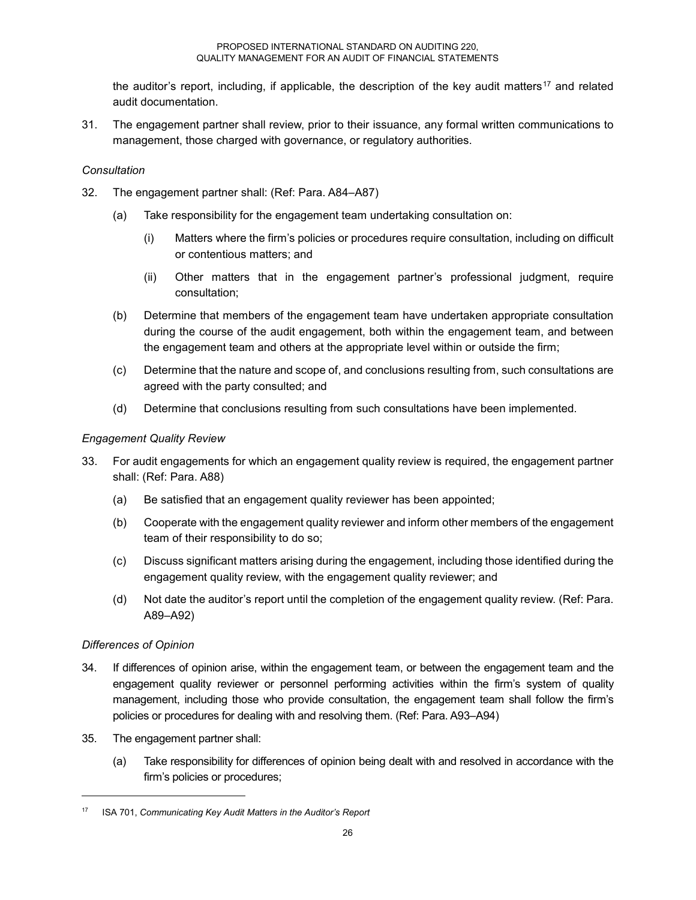the auditor's report, including, if applicable, the description of the key audit matters[17] and related audit documentation.

31. The engagement partner shall review, prior to their issuance, any formal written communications to management, those charged with governance, or regulatory authorities.

*Consultation*

32. The engagement partner shall: (Ref: Para. A84–A87)

    (a) Take responsibility for the engagement team undertaking consultation on:

        (i) Matters where the firm's policies or procedures require consultation, including on difficult or contentious matters; and

        (ii) Other matters that in the engagement partner's professional judgment, require consultation;

    (b) Determine that members of the engagement team have undertaken appropriate consultation during the course of the audit engagement, both within the engagement team, and between the engagement team and others at the appropriate level within or outside the firm;

    (c) Determine that the nature and scope of, and conclusions resulting from, such consultations are agreed with the party consulted; and

    (d) Determine that conclusions resulting from such consultations have been implemented.

*Engagement Quality Review*

33. For audit engagements for which an engagement quality review is required, the engagement partner shall: (Ref: Para. A88)

    (a) Be satisfied that an engagement quality reviewer has been appointed;

    (b) Cooperate with the engagement quality reviewer and inform other members of the engagement team of their responsibility to do so;

    (c) Discuss significant matters arising during the engagement, including those identified during the engagement quality review, with the engagement quality reviewer; and

    (d) Not date the auditor's report until the completion of the engagement quality review. (Ref: Para. A89–A92)

*Differences of Opinion*

34. If differences of opinion arise, within the engagement team, or between the engagement team and the engagement quality reviewer or personnel performing activities within the firm's system of quality management, including those who provide consultation, the engagement team shall follow the firm's policies or procedures for dealing with and resolving them. (Ref: Para. A93–A94)

35. The engagement partner shall:

    (a) Take responsibility for differences of opinion being dealt with and resolved in accordance with the firm's policies or procedures;

---

[17] ISA 701, *Communicating Key Audit Matters in the Auditor's Report*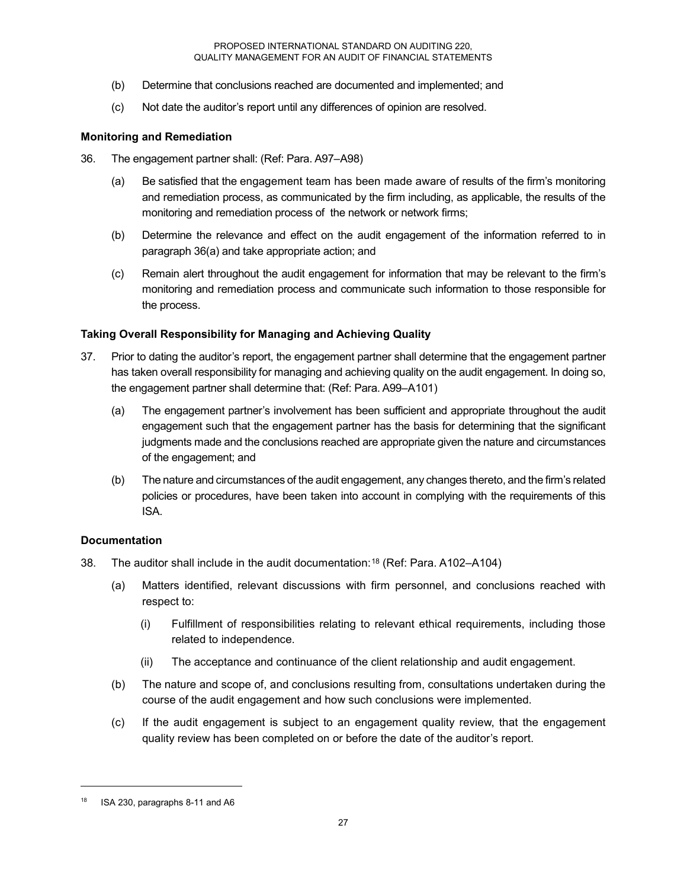(b) Determine that conclusions reached are documented and implemented; and

(c) Not date the auditor's report until any differences of opinion are resolved.

### Monitoring and Remediation

36. The engagement partner shall: (Ref: Para. A97–A98)

    (a) Be satisfied that the engagement team has been made aware of results of the firm's monitoring and remediation process, as communicated by the firm including, as applicable, the results of the monitoring and remediation process of the network or network firms;

    (b) Determine the relevance and effect on the audit engagement of the information referred to in paragraph 36(a) and take appropriate action; and

    (c) Remain alert throughout the audit engagement for information that may be relevant to the firm's monitoring and remediation process and communicate such information to those responsible for the process.

### Taking Overall Responsibility for Managing and Achieving Quality

37. Prior to dating the auditor's report, the engagement partner shall determine that the engagement partner has taken overall responsibility for managing and achieving quality on the audit engagement. In doing so, the engagement partner shall determine that: (Ref: Para. A99–A101)

    (a) The engagement partner's involvement has been sufficient and appropriate throughout the audit engagement such that the engagement partner has the basis for determining that the significant judgments made and the conclusions reached are appropriate given the nature and circumstances of the engagement; and

    (b) The nature and circumstances of the audit engagement, any changes thereto, and the firm's related policies or procedures, have been taken into account in complying with the requirements of this ISA.

### Documentation

38. The auditor shall include in the audit documentation:[18] (Ref: Para. A102–A104)

    (a) Matters identified, relevant discussions with firm personnel, and conclusions reached with respect to:

        (i) Fulfillment of responsibilities relating to relevant ethical requirements, including those related to independence.

        (ii) The acceptance and continuance of the client relationship and audit engagement.

    (b) The nature and scope of, and conclusions resulting from, consultations undertaken during the course of the audit engagement and how such conclusions were implemented.

    (c) If the audit engagement is subject to an engagement quality review, that the engagement quality review has been completed on or before the date of the auditor's report.

---

[18] ISA 230, paragraphs 8-11 and A6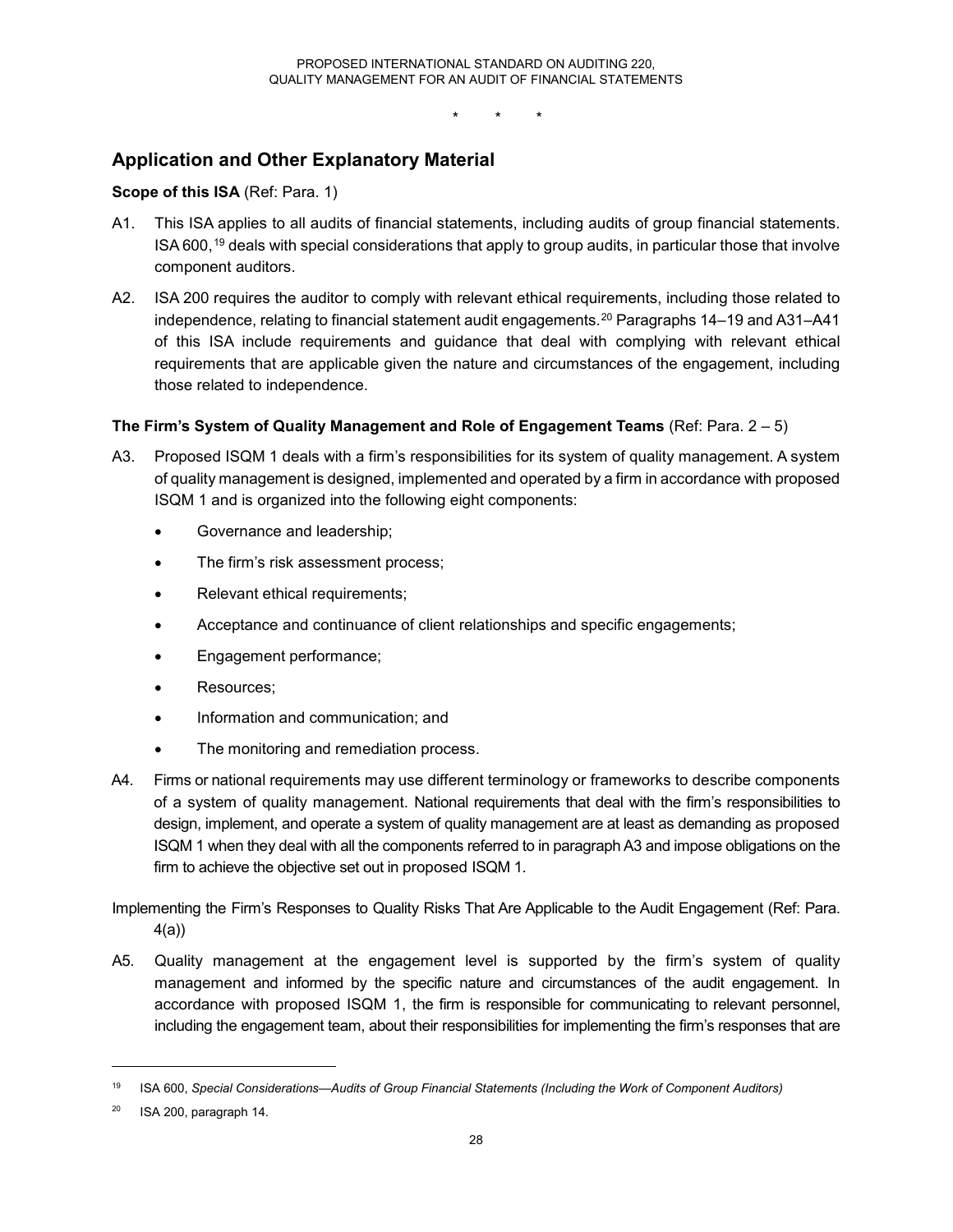\*   \*   \*

## Application and Other Explanatory Material

**Scope of this ISA** (Ref: Para. 1)

A1. This ISA applies to all audits of financial statements, including audits of group financial statements. ISA 600,[19] deals with special considerations that apply to group audits, in particular those that involve component auditors.

A2. ISA 200 requires the auditor to comply with relevant ethical requirements, including those related to independence, relating to financial statement audit engagements.[20] Paragraphs 14–19 and A31–A41 of this ISA include requirements and guidance that deal with complying with relevant ethical requirements that are applicable given the nature and circumstances of the engagement, including those related to independence.

**The Firm's System of Quality Management and Role of Engagement Teams** (Ref: Para. 2 – 5)

A3. Proposed ISQM 1 deals with a firm's responsibilities for its system of quality management. A system of quality management is designed, implemented and operated by a firm in accordance with proposed ISQM 1 and is organized into the following eight components:

- Governance and leadership;
- The firm's risk assessment process;
- Relevant ethical requirements;
- Acceptance and continuance of client relationships and specific engagements;
- Engagement performance;
- Resources;
- Information and communication; and
- The monitoring and remediation process.

A4. Firms or national requirements may use different terminology or frameworks to describe components of a system of quality management. National requirements that deal with the firm's responsibilities to design, implement, and operate a system of quality management are at least as demanding as proposed ISQM 1 when they deal with all the components referred to in paragraph A3 and impose obligations on the firm to achieve the objective set out in proposed ISQM 1.

Implementing the Firm's Responses to Quality Risks That Are Applicable to the Audit Engagement (Ref: Para. 4(a))

A5. Quality management at the engagement level is supported by the firm's system of quality management and informed by the specific nature and circumstances of the audit engagement. In accordance with proposed ISQM 1, the firm is responsible for communicating to relevant personnel, including the engagement team, about their responsibilities for implementing the firm's responses that are

---

[19] ISA 600, *Special Considerations—Audits of Group Financial Statements (Including the Work of Component Auditors)*

[20] ISA 200, paragraph 14.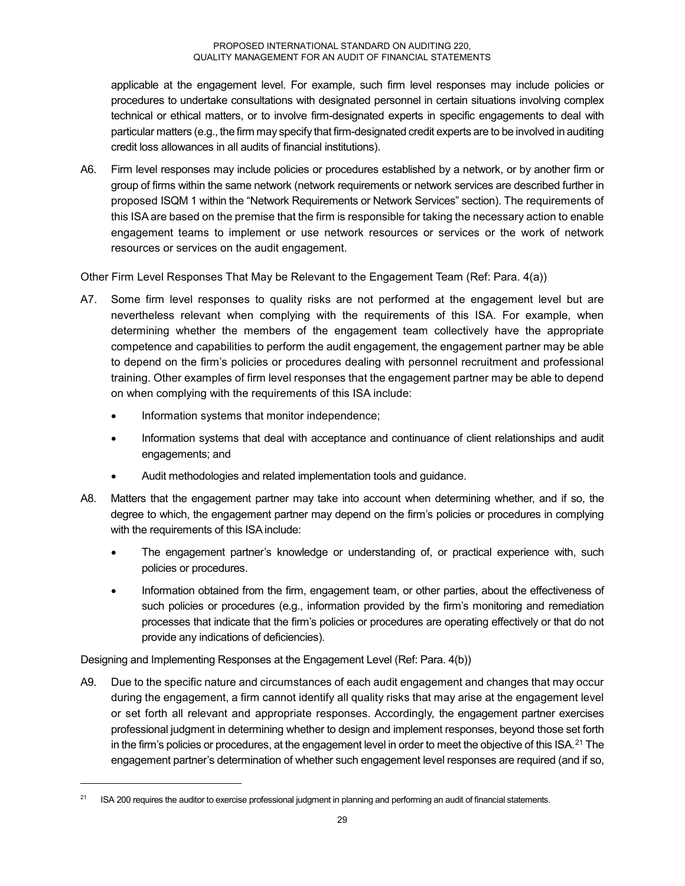applicable at the engagement level. For example, such firm level responses may include policies or procedures to undertake consultations with designated personnel in certain situations involving complex technical or ethical matters, or to involve firm-designated experts in specific engagements to deal with particular matters (e.g., the firm may specify that firm-designated credit experts are to be involved in auditing credit loss allowances in all audits of financial institutions).

A6. Firm level responses may include policies or procedures established by a network, or by another firm or group of firms within the same network (network requirements or network services are described further in proposed ISQM 1 within the "Network Requirements or Network Services" section). The requirements of this ISA are based on the premise that the firm is responsible for taking the necessary action to enable engagement teams to implement or use network resources or services or the work of network resources or services on the audit engagement.

Other Firm Level Responses That May be Relevant to the Engagement Team (Ref: Para. 4(a))

A7. Some firm level responses to quality risks are not performed at the engagement level but are nevertheless relevant when complying with the requirements of this ISA. For example, when determining whether the members of the engagement team collectively have the appropriate competence and capabilities to perform the audit engagement, the engagement partner may be able to depend on the firm's policies or procedures dealing with personnel recruitment and professional training. Other examples of firm level responses that the engagement partner may be able to depend on when complying with the requirements of this ISA include:

- Information systems that monitor independence;
- Information systems that deal with acceptance and continuance of client relationships and audit engagements; and
- Audit methodologies and related implementation tools and guidance.

A8. Matters that the engagement partner may take into account when determining whether, and if so, the degree to which, the engagement partner may depend on the firm's policies or procedures in complying with the requirements of this ISA include:

- The engagement partner's knowledge or understanding of, or practical experience with, such policies or procedures.
- Information obtained from the firm, engagement team, or other parties, about the effectiveness of such policies or procedures (e.g., information provided by the firm's monitoring and remediation processes that indicate that the firm's policies or procedures are operating effectively or that do not provide any indications of deficiencies).

Designing and Implementing Responses at the Engagement Level (Ref: Para. 4(b))

A9. Due to the specific nature and circumstances of each audit engagement and changes that may occur during the engagement, a firm cannot identify all quality risks that may arise at the engagement level or set forth all relevant and appropriate responses. Accordingly, the engagement partner exercises professional judgment in determining whether to design and implement responses, beyond those set forth in the firm's policies or procedures, at the engagement level in order to meet the objective of this ISA.[21] The engagement partner's determination of whether such engagement level responses are required (and if so,

[21] ISA 200 requires the auditor to exercise professional judgment in planning and performing an audit of financial statements.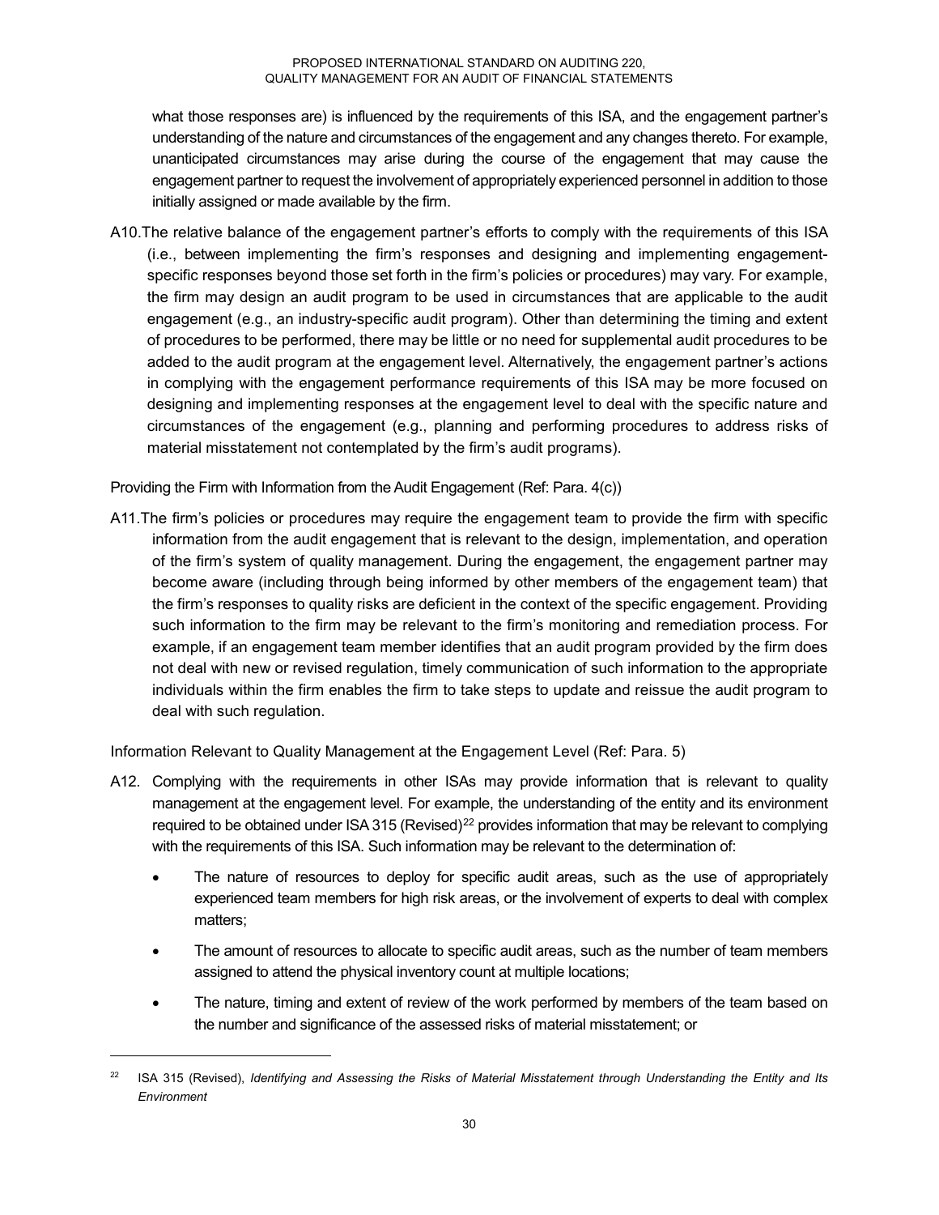what those responses are) is influenced by the requirements of this ISA, and the engagement partner's understanding of the nature and circumstances of the engagement and any changes thereto. For example, unanticipated circumstances may arise during the course of the engagement that may cause the engagement partner to request the involvement of appropriately experienced personnel in addition to those initially assigned or made available by the firm.

A10. The relative balance of the engagement partner's efforts to comply with the requirements of this ISA (i.e., between implementing the firm's responses and designing and implementing engagement-specific responses beyond those set forth in the firm's policies or procedures) may vary. For example, the firm may design an audit program to be used in circumstances that are applicable to the audit engagement (e.g., an industry-specific audit program). Other than determining the timing and extent of procedures to be performed, there may be little or no need for supplemental audit procedures to be added to the audit program at the engagement level. Alternatively, the engagement partner's actions in complying with the engagement performance requirements of this ISA may be more focused on designing and implementing responses at the engagement level to deal with the specific nature and circumstances of the engagement (e.g., planning and performing procedures to address risks of material misstatement not contemplated by the firm's audit programs).

Providing the Firm with Information from the Audit Engagement (Ref: Para. 4(c))

A11. The firm's policies or procedures may require the engagement team to provide the firm with specific information from the audit engagement that is relevant to the design, implementation, and operation of the firm's system of quality management. During the engagement, the engagement partner may become aware (including through being informed by other members of the engagement team) that the firm's responses to quality risks are deficient in the context of the specific engagement. Providing such information to the firm may be relevant to the firm's monitoring and remediation process. For example, if an engagement team member identifies that an audit program provided by the firm does not deal with new or revised regulation, timely communication of such information to the appropriate individuals within the firm enables the firm to take steps to update and reissue the audit program to deal with such regulation.

Information Relevant to Quality Management at the Engagement Level (Ref: Para. 5)

A12. Complying with the requirements in other ISAs may provide information that is relevant to quality management at the engagement level. For example, the understanding of the entity and its environment required to be obtained under ISA 315 (Revised)[22] provides information that may be relevant to complying with the requirements of this ISA. Such information may be relevant to the determination of:

- The nature of resources to deploy for specific audit areas, such as the use of appropriately experienced team members for high risk areas, or the involvement of experts to deal with complex matters;
- The amount of resources to allocate to specific audit areas, such as the number of team members assigned to attend the physical inventory count at multiple locations;
- The nature, timing and extent of review of the work performed by members of the team based on the number and significance of the assessed risks of material misstatement; or

[22] ISA 315 (Revised), *Identifying and Assessing the Risks of Material Misstatement through Understanding the Entity and Its Environment*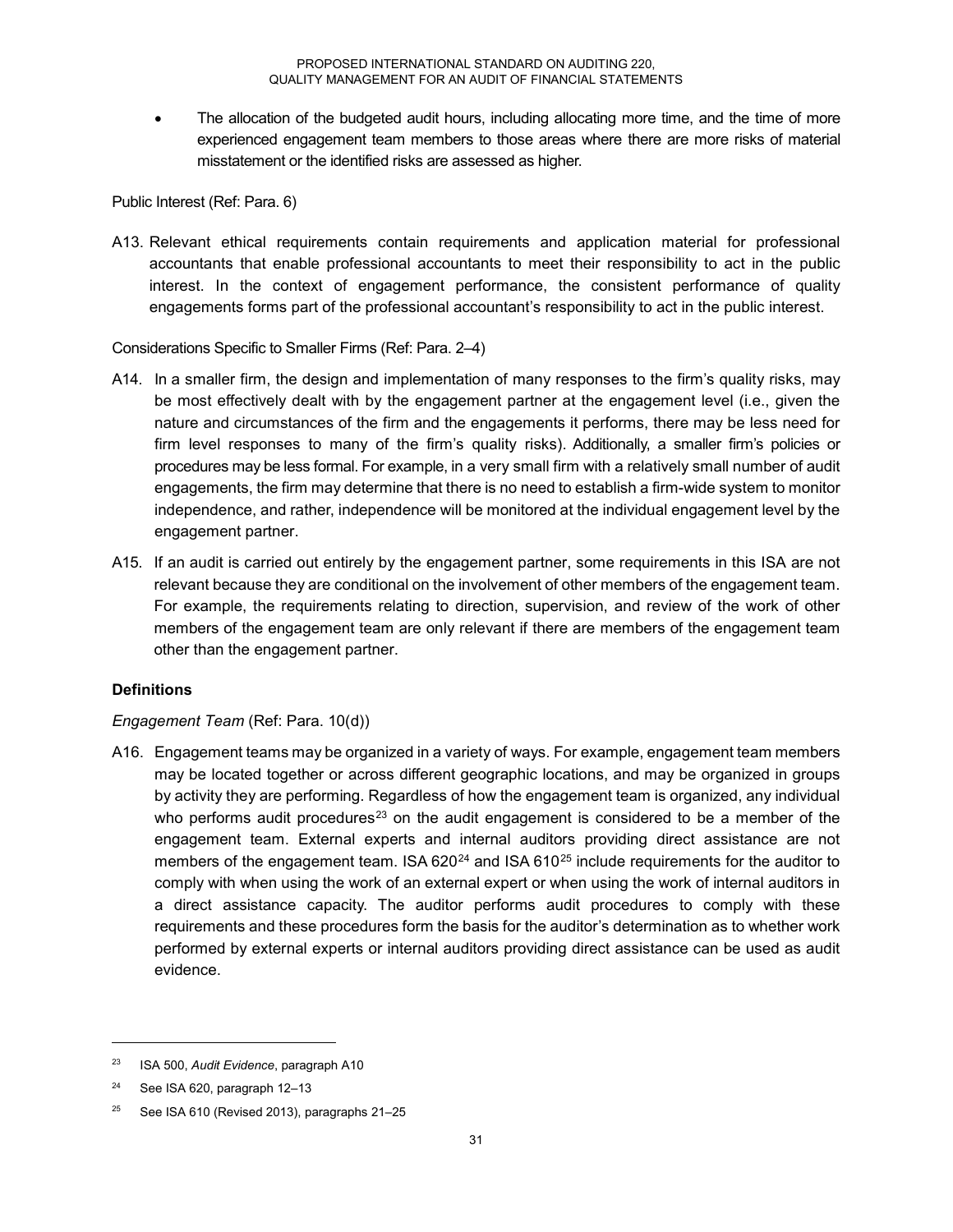- The allocation of the budgeted audit hours, including allocating more time, and the time of more experienced engagement team members to those areas where there are more risks of material misstatement or the identified risks are assessed as higher.

Public Interest (Ref: Para. 6)

A13. Relevant ethical requirements contain requirements and application material for professional accountants that enable professional accountants to meet their responsibility to act in the public interest. In the context of engagement performance, the consistent performance of quality engagements forms part of the professional accountant's responsibility to act in the public interest.

Considerations Specific to Smaller Firms (Ref: Para. 2–4)

A14. In a smaller firm, the design and implementation of many responses to the firm's quality risks, may be most effectively dealt with by the engagement partner at the engagement level (i.e., given the nature and circumstances of the firm and the engagements it performs, there may be less need for firm level responses to many of the firm's quality risks). Additionally, a smaller firm's policies or procedures may be less formal. For example, in a very small firm with a relatively small number of audit engagements, the firm may determine that there is no need to establish a firm-wide system to monitor independence, and rather, independence will be monitored at the individual engagement level by the engagement partner.

A15. If an audit is carried out entirely by the engagement partner, some requirements in this ISA are not relevant because they are conditional on the involvement of other members of the engagement team. For example, the requirements relating to direction, supervision, and review of the work of other members of the engagement team are only relevant if there are members of the engagement team other than the engagement partner.

**Definitions**

*Engagement Team* (Ref: Para. 10(d))

A16. Engagement teams may be organized in a variety of ways. For example, engagement team members may be located together or across different geographic locations, and may be organized in groups by activity they are performing. Regardless of how the engagement team is organized, any individual who performs audit procedures[23] on the audit engagement is considered to be a member of the engagement team. External experts and internal auditors providing direct assistance are not members of the engagement team. ISA 620[24] and ISA 610[25] include requirements for the auditor to comply with when using the work of an external expert or when using the work of internal auditors in a direct assistance capacity. The auditor performs audit procedures to comply with these requirements and these procedures form the basis for the auditor's determination as to whether work performed by external experts or internal auditors providing direct assistance can be used as audit evidence.

---

[23] ISA 500, *Audit Evidence*, paragraph A10

[24] See ISA 620, paragraph 12–13

[25] See ISA 610 (Revised 2013), paragraphs 21–25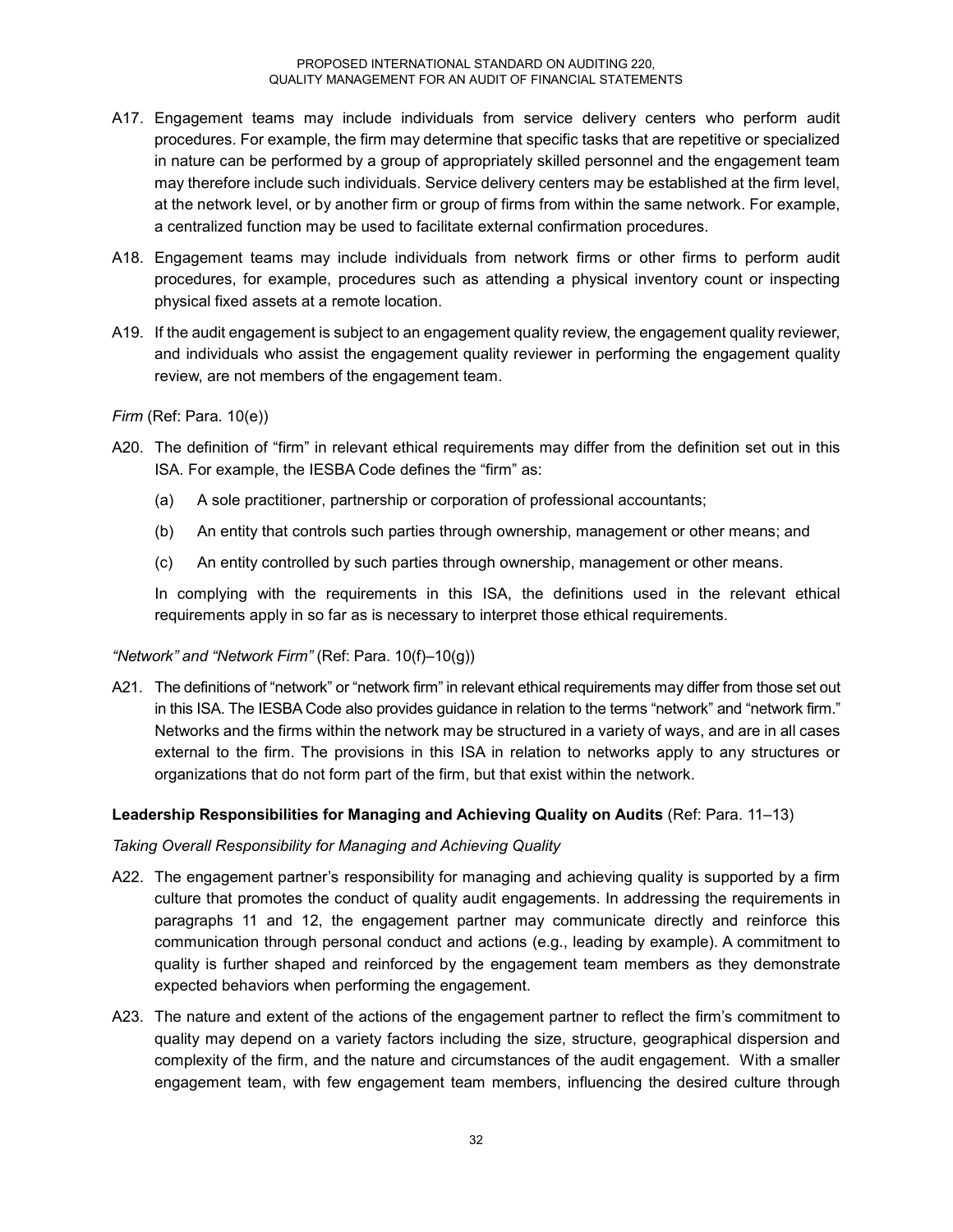A17. Engagement teams may include individuals from service delivery centers who perform audit procedures. For example, the firm may determine that specific tasks that are repetitive or specialized in nature can be performed by a group of appropriately skilled personnel and the engagement team may therefore include such individuals. Service delivery centers may be established at the firm level, at the network level, or by another firm or group of firms from within the same network. For example, a centralized function may be used to facilitate external confirmation procedures.

A18. Engagement teams may include individuals from network firms or other firms to perform audit procedures, for example, procedures such as attending a physical inventory count or inspecting physical fixed assets at a remote location.

A19. If the audit engagement is subject to an engagement quality review, the engagement quality reviewer, and individuals who assist the engagement quality reviewer in performing the engagement quality review, are not members of the engagement team.

*Firm* (Ref: Para. 10(e))

A20. The definition of "firm" in relevant ethical requirements may differ from the definition set out in this ISA. For example, the IESBA Code defines the "firm" as:

(a) A sole practitioner, partnership or corporation of professional accountants;

(b) An entity that controls such parties through ownership, management or other means; and

(c) An entity controlled by such parties through ownership, management or other means.

In complying with the requirements in this ISA, the definitions used in the relevant ethical requirements apply in so far as is necessary to interpret those ethical requirements.

*"Network" and "Network Firm"* (Ref: Para. 10(f)–10(g))

A21. The definitions of "network" or "network firm" in relevant ethical requirements may differ from those set out in this ISA. The IESBA Code also provides guidance in relation to the terms "network" and "network firm." Networks and the firms within the network may be structured in a variety of ways, and are in all cases external to the firm. The provisions in this ISA in relation to networks apply to any structures or organizations that do not form part of the firm, but that exist within the network.

**Leadership Responsibilities for Managing and Achieving Quality on Audits** (Ref: Para. 11–13)

*Taking Overall Responsibility for Managing and Achieving Quality*

A22. The engagement partner's responsibility for managing and achieving quality is supported by a firm culture that promotes the conduct of quality audit engagements. In addressing the requirements in paragraphs 11 and 12, the engagement partner may communicate directly and reinforce this communication through personal conduct and actions (e.g., leading by example). A commitment to quality is further shaped and reinforced by the engagement team members as they demonstrate expected behaviors when performing the engagement.

A23. The nature and extent of the actions of the engagement partner to reflect the firm's commitment to quality may depend on a variety factors including the size, structure, geographical dispersion and complexity of the firm, and the nature and circumstances of the audit engagement. With a smaller engagement team, with few engagement team members, influencing the desired culture through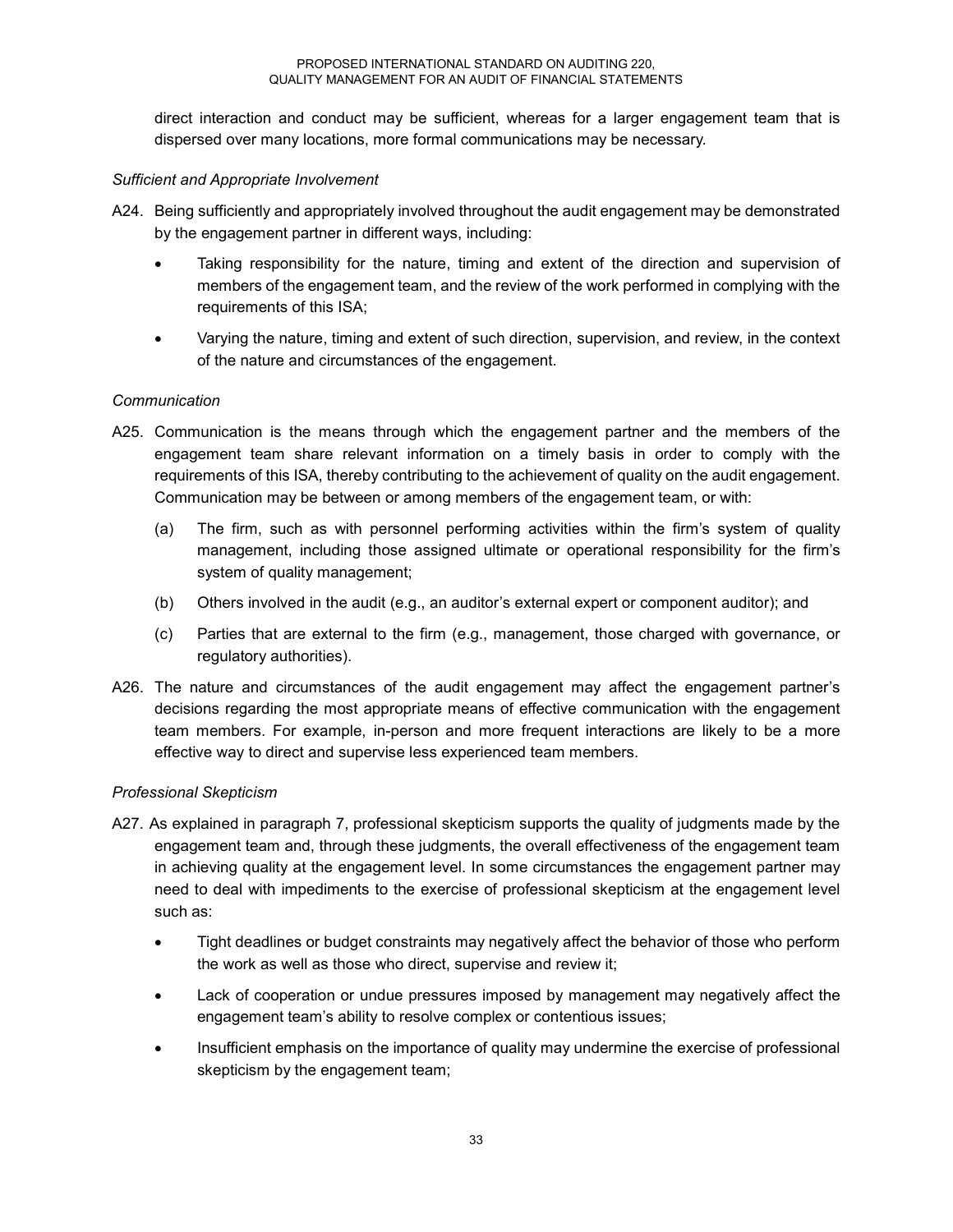direct interaction and conduct may be sufficient, whereas for a larger engagement team that is dispersed over many locations, more formal communications may be necessary.

*Sufficient and Appropriate Involvement*

A24. Being sufficiently and appropriately involved throughout the audit engagement may be demonstrated by the engagement partner in different ways, including:

- Taking responsibility for the nature, timing and extent of the direction and supervision of members of the engagement team, and the review of the work performed in complying with the requirements of this ISA;
- Varying the nature, timing and extent of such direction, supervision, and review, in the context of the nature and circumstances of the engagement.

*Communication*

A25. Communication is the means through which the engagement partner and the members of the engagement team share relevant information on a timely basis in order to comply with the requirements of this ISA, thereby contributing to the achievement of quality on the audit engagement. Communication may be between or among members of the engagement team, or with:

(a) The firm, such as with personnel performing activities within the firm's system of quality management, including those assigned ultimate or operational responsibility for the firm's system of quality management;

(b) Others involved in the audit (e.g., an auditor's external expert or component auditor); and

(c) Parties that are external to the firm (e.g., management, those charged with governance, or regulatory authorities).

A26. The nature and circumstances of the audit engagement may affect the engagement partner's decisions regarding the most appropriate means of effective communication with the engagement team members. For example, in-person and more frequent interactions are likely to be a more effective way to direct and supervise less experienced team members.

*Professional Skepticism*

A27. As explained in paragraph 7, professional skepticism supports the quality of judgments made by the engagement team and, through these judgments, the overall effectiveness of the engagement team in achieving quality at the engagement level. In some circumstances the engagement partner may need to deal with impediments to the exercise of professional skepticism at the engagement level such as:

- Tight deadlines or budget constraints may negatively affect the behavior of those who perform the work as well as those who direct, supervise and review it;
- Lack of cooperation or undue pressures imposed by management may negatively affect the engagement team's ability to resolve complex or contentious issues;
- Insufficient emphasis on the importance of quality may undermine the exercise of professional skepticism by the engagement team;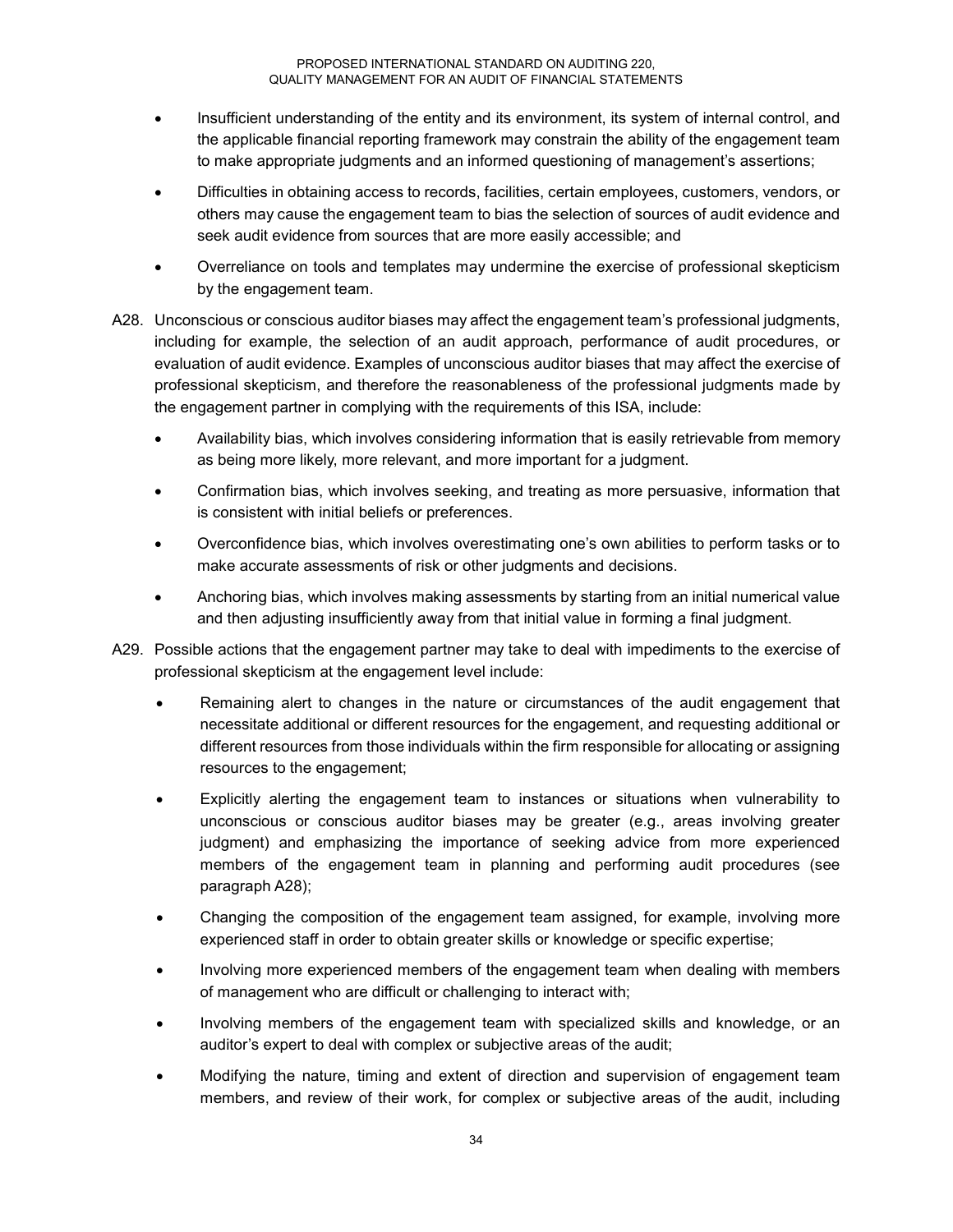- Insufficient understanding of the entity and its environment, its system of internal control, and the applicable financial reporting framework may constrain the ability of the engagement team to make appropriate judgments and an informed questioning of management's assertions;
- Difficulties in obtaining access to records, facilities, certain employees, customers, vendors, or others may cause the engagement team to bias the selection of sources of audit evidence and seek audit evidence from sources that are more easily accessible; and
- Overreliance on tools and templates may undermine the exercise of professional skepticism by the engagement team.

A28. Unconscious or conscious auditor biases may affect the engagement team's professional judgments, including for example, the selection of an audit approach, performance of audit procedures, or evaluation of audit evidence. Examples of unconscious auditor biases that may affect the exercise of professional skepticism, and therefore the reasonableness of the professional judgments made by the engagement partner in complying with the requirements of this ISA, include:

- Availability bias, which involves considering information that is easily retrievable from memory as being more likely, more relevant, and more important for a judgment.
- Confirmation bias, which involves seeking, and treating as more persuasive, information that is consistent with initial beliefs or preferences.
- Overconfidence bias, which involves overestimating one's own abilities to perform tasks or to make accurate assessments of risk or other judgments and decisions.
- Anchoring bias, which involves making assessments by starting from an initial numerical value and then adjusting insufficiently away from that initial value in forming a final judgment.

A29. Possible actions that the engagement partner may take to deal with impediments to the exercise of professional skepticism at the engagement level include:

- Remaining alert to changes in the nature or circumstances of the audit engagement that necessitate additional or different resources for the engagement, and requesting additional or different resources from those individuals within the firm responsible for allocating or assigning resources to the engagement;
- Explicitly alerting the engagement team to instances or situations when vulnerability to unconscious or conscious auditor biases may be greater (e.g., areas involving greater judgment) and emphasizing the importance of seeking advice from more experienced members of the engagement team in planning and performing audit procedures (see paragraph A28);
- Changing the composition of the engagement team assigned, for example, involving more experienced staff in order to obtain greater skills or knowledge or specific expertise;
- Involving more experienced members of the engagement team when dealing with members of management who are difficult or challenging to interact with;
- Involving members of the engagement team with specialized skills and knowledge, or an auditor's expert to deal with complex or subjective areas of the audit;
- Modifying the nature, timing and extent of direction and supervision of engagement team members, and review of their work, for complex or subjective areas of the audit, including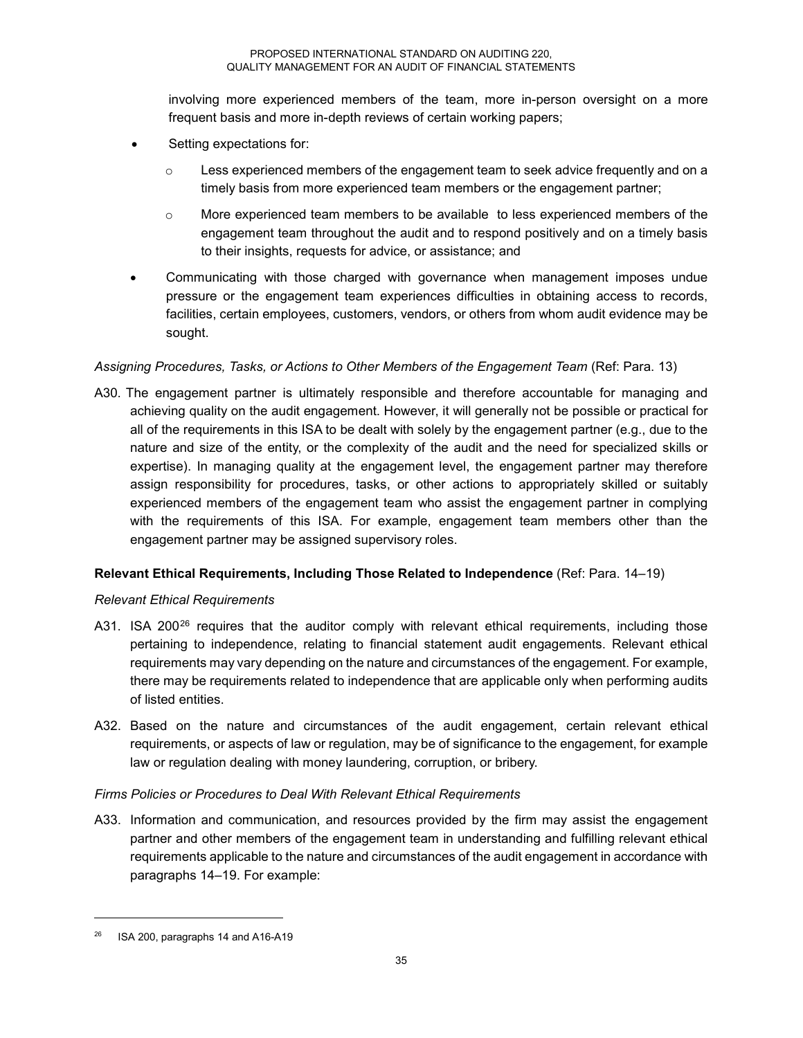involving more experienced members of the team, more in-person oversight on a more frequent basis and more in-depth reviews of certain working papers;

- Setting expectations for:
  - Less experienced members of the engagement team to seek advice frequently and on a timely basis from more experienced team members or the engagement partner;
  - More experienced team members to be available to less experienced members of the engagement team throughout the audit and to respond positively and on a timely basis to their insights, requests for advice, or assistance; and
- Communicating with those charged with governance when management imposes undue pressure or the engagement team experiences difficulties in obtaining access to records, facilities, certain employees, customers, vendors, or others from whom audit evidence may be sought.

*Assigning Procedures, Tasks, or Actions to Other Members of the Engagement Team* (Ref: Para. 13)

A30. The engagement partner is ultimately responsible and therefore accountable for managing and achieving quality on the audit engagement. However, it will generally not be possible or practical for all of the requirements in this ISA to be dealt with solely by the engagement partner (e.g., due to the nature and size of the entity, or the complexity of the audit and the need for specialized skills or expertise). In managing quality at the engagement level, the engagement partner may therefore assign responsibility for procedures, tasks, or other actions to appropriately skilled or suitably experienced members of the engagement team who assist the engagement partner in complying with the requirements of this ISA. For example, engagement team members other than the engagement partner may be assigned supervisory roles.

**Relevant Ethical Requirements, Including Those Related to Independence** (Ref: Para. 14–19)

*Relevant Ethical Requirements*

A31. ISA 200[26] requires that the auditor comply with relevant ethical requirements, including those pertaining to independence, relating to financial statement audit engagements. Relevant ethical requirements may vary depending on the nature and circumstances of the engagement. For example, there may be requirements related to independence that are applicable only when performing audits of listed entities.

A32. Based on the nature and circumstances of the audit engagement, certain relevant ethical requirements, or aspects of law or regulation, may be of significance to the engagement, for example law or regulation dealing with money laundering, corruption, or bribery.

*Firms Policies or Procedures to Deal With Relevant Ethical Requirements*

A33. Information and communication, and resources provided by the firm may assist the engagement partner and other members of the engagement team in understanding and fulfilling relevant ethical requirements applicable to the nature and circumstances of the audit engagement in accordance with paragraphs 14–19. For example:

---

[26] ISA 200, paragraphs 14 and A16-A19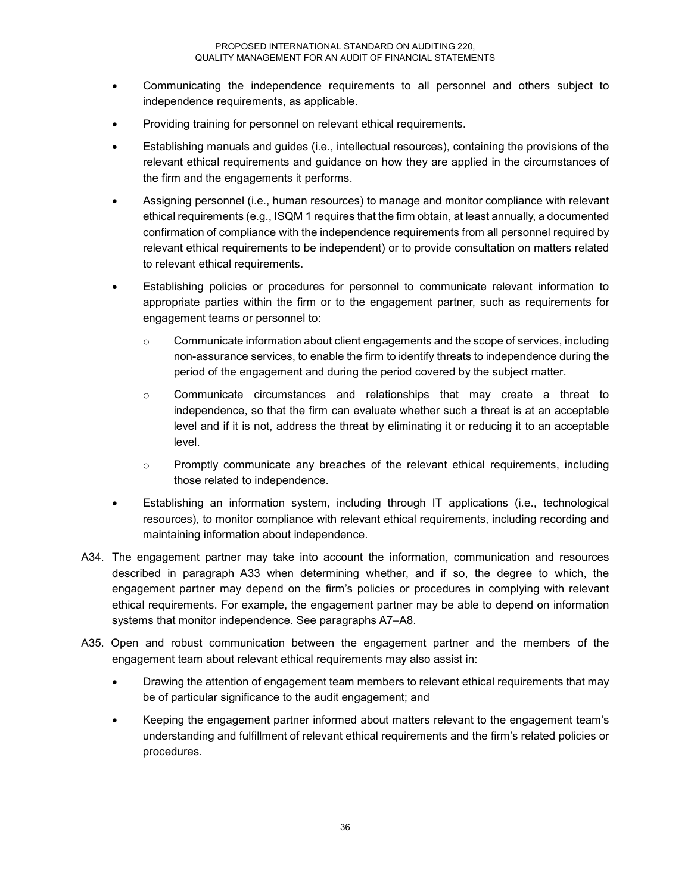- Communicating the independence requirements to all personnel and others subject to independence requirements, as applicable.
- Providing training for personnel on relevant ethical requirements.
- Establishing manuals and guides (i.e., intellectual resources), containing the provisions of the relevant ethical requirements and guidance on how they are applied in the circumstances of the firm and the engagements it performs.
- Assigning personnel (i.e., human resources) to manage and monitor compliance with relevant ethical requirements (e.g., ISQM 1 requires that the firm obtain, at least annually, a documented confirmation of compliance with the independence requirements from all personnel required by relevant ethical requirements to be independent) or to provide consultation on matters related to relevant ethical requirements.
- Establishing policies or procedures for personnel to communicate relevant information to appropriate parties within the firm or to the engagement partner, such as requirements for engagement teams or personnel to:
    - Communicate information about client engagements and the scope of services, including non-assurance services, to enable the firm to identify threats to independence during the period of the engagement and during the period covered by the subject matter.
    - Communicate circumstances and relationships that may create a threat to independence, so that the firm can evaluate whether such a threat is at an acceptable level and if it is not, address the threat by eliminating it or reducing it to an acceptable level.
    - Promptly communicate any breaches of the relevant ethical requirements, including those related to independence.
- Establishing an information system, including through IT applications (i.e., technological resources), to monitor compliance with relevant ethical requirements, including recording and maintaining information about independence.

A34. The engagement partner may take into account the information, communication and resources described in paragraph A33 when determining whether, and if so, the degree to which, the engagement partner may depend on the firm's policies or procedures in complying with relevant ethical requirements. For example, the engagement partner may be able to depend on information systems that monitor independence. See paragraphs A7–A8.

A35. Open and robust communication between the engagement partner and the members of the engagement team about relevant ethical requirements may also assist in:

- Drawing the attention of engagement team members to relevant ethical requirements that may be of particular significance to the audit engagement; and
- Keeping the engagement partner informed about matters relevant to the engagement team's understanding and fulfillment of relevant ethical requirements and the firm's related policies or procedures.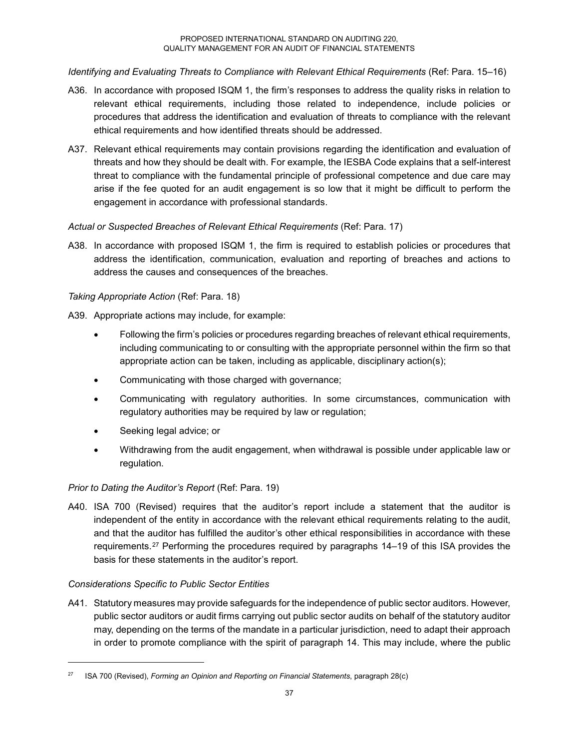*Identifying and Evaluating Threats to Compliance with Relevant Ethical Requirements* (Ref: Para. 15–16)

A36. In accordance with proposed ISQM 1, the firm's responses to address the quality risks in relation to relevant ethical requirements, including those related to independence, include policies or procedures that address the identification and evaluation of threats to compliance with the relevant ethical requirements and how identified threats should be addressed.

A37. Relevant ethical requirements may contain provisions regarding the identification and evaluation of threats and how they should be dealt with. For example, the IESBA Code explains that a self-interest threat to compliance with the fundamental principle of professional competence and due care may arise if the fee quoted for an audit engagement is so low that it might be difficult to perform the engagement in accordance with professional standards.

*Actual or Suspected Breaches of Relevant Ethical Requirements* (Ref: Para. 17)

A38. In accordance with proposed ISQM 1, the firm is required to establish policies or procedures that address the identification, communication, evaluation and reporting of breaches and actions to address the causes and consequences of the breaches.

*Taking Appropriate Action* (Ref: Para. 18)

A39. Appropriate actions may include, for example:

- Following the firm's policies or procedures regarding breaches of relevant ethical requirements, including communicating to or consulting with the appropriate personnel within the firm so that appropriate action can be taken, including as applicable, disciplinary action(s);
- Communicating with those charged with governance;
- Communicating with regulatory authorities. In some circumstances, communication with regulatory authorities may be required by law or regulation;
- Seeking legal advice; or
- Withdrawing from the audit engagement, when withdrawal is possible under applicable law or regulation.

*Prior to Dating the Auditor's Report* (Ref: Para. 19)

A40. ISA 700 (Revised) requires that the auditor's report include a statement that the auditor is independent of the entity in accordance with the relevant ethical requirements relating to the audit, and that the auditor has fulfilled the auditor's other ethical responsibilities in accordance with these requirements.[27] Performing the procedures required by paragraphs 14–19 of this ISA provides the basis for these statements in the auditor's report.

*Considerations Specific to Public Sector Entities*

A41. Statutory measures may provide safeguards for the independence of public sector auditors. However, public sector auditors or audit firms carrying out public sector audits on behalf of the statutory auditor may, depending on the terms of the mandate in a particular jurisdiction, need to adapt their approach in order to promote compliance with the spirit of paragraph 14. This may include, where the public

---

[27] ISA 700 (Revised), *Forming an Opinion and Reporting on Financial Statements*, paragraph 28(c)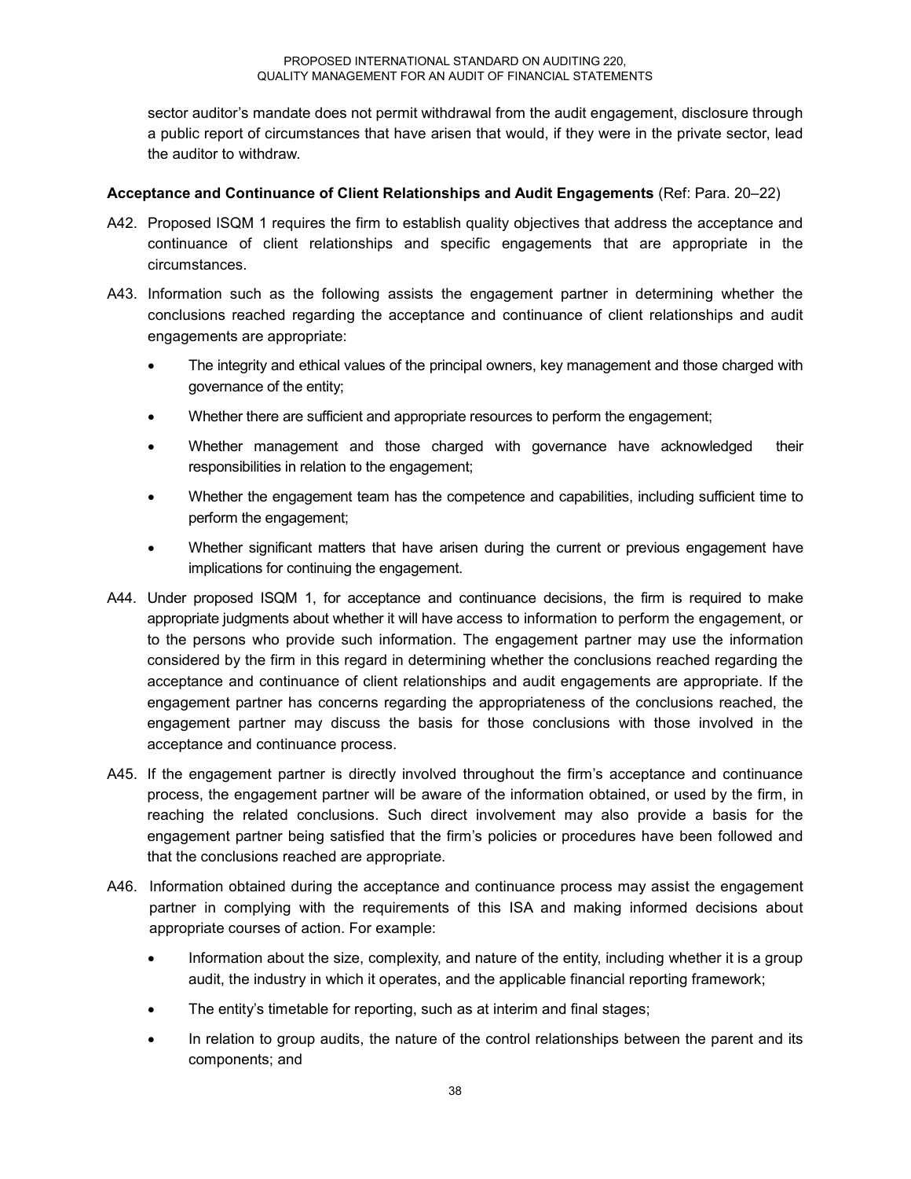sector auditor's mandate does not permit withdrawal from the audit engagement, disclosure through a public report of circumstances that have arisen that would, if they were in the private sector, lead the auditor to withdraw.

**Acceptance and Continuance of Client Relationships and Audit Engagements** (Ref: Para. 20–22)

A42. Proposed ISQM 1 requires the firm to establish quality objectives that address the acceptance and continuance of client relationships and specific engagements that are appropriate in the circumstances.

A43. Information such as the following assists the engagement partner in determining whether the conclusions reached regarding the acceptance and continuance of client relationships and audit engagements are appropriate:

- The integrity and ethical values of the principal owners, key management and those charged with governance of the entity;
- Whether there are sufficient and appropriate resources to perform the engagement;
- Whether management and those charged with governance have acknowledged their responsibilities in relation to the engagement;
- Whether the engagement team has the competence and capabilities, including sufficient time to perform the engagement;
- Whether significant matters that have arisen during the current or previous engagement have implications for continuing the engagement.

A44. Under proposed ISQM 1, for acceptance and continuance decisions, the firm is required to make appropriate judgments about whether it will have access to information to perform the engagement, or to the persons who provide such information. The engagement partner may use the information considered by the firm in this regard in determining whether the conclusions reached regarding the acceptance and continuance of client relationships and audit engagements are appropriate. If the engagement partner has concerns regarding the appropriateness of the conclusions reached, the engagement partner may discuss the basis for those conclusions with those involved in the acceptance and continuance process.

A45. If the engagement partner is directly involved throughout the firm's acceptance and continuance process, the engagement partner will be aware of the information obtained, or used by the firm, in reaching the related conclusions. Such direct involvement may also provide a basis for the engagement partner being satisfied that the firm's policies or procedures have been followed and that the conclusions reached are appropriate.

A46. Information obtained during the acceptance and continuance process may assist the engagement partner in complying with the requirements of this ISA and making informed decisions about appropriate courses of action. For example:

- Information about the size, complexity, and nature of the entity, including whether it is a group audit, the industry in which it operates, and the applicable financial reporting framework;
- The entity's timetable for reporting, such as at interim and final stages;
- In relation to group audits, the nature of the control relationships between the parent and its components; and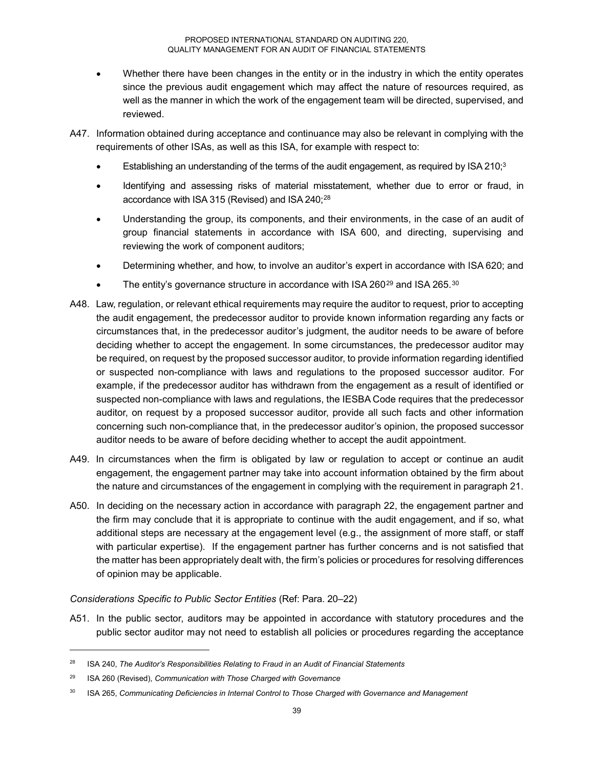- Whether there have been changes in the entity or in the industry in which the entity operates since the previous audit engagement which may affect the nature of resources required, as well as the manner in which the work of the engagement team will be directed, supervised, and reviewed.

A47. Information obtained during acceptance and continuance may also be relevant in complying with the requirements of other ISAs, as well as this ISA, for example with respect to:

- Establishing an understanding of the terms of the audit engagement, as required by ISA 210;[3]
- Identifying and assessing risks of material misstatement, whether due to error or fraud, in accordance with ISA 315 (Revised) and ISA 240;[28]
- Understanding the group, its components, and their environments, in the case of an audit of group financial statements in accordance with ISA 600, and directing, supervising and reviewing the work of component auditors;
- Determining whether, and how, to involve an auditor's expert in accordance with ISA 620; and
- The entity's governance structure in accordance with ISA 260[29] and ISA 265.[30]

A48. Law, regulation, or relevant ethical requirements may require the auditor to request, prior to accepting the audit engagement, the predecessor auditor to provide known information regarding any facts or circumstances that, in the predecessor auditor's judgment, the auditor needs to be aware of before deciding whether to accept the engagement. In some circumstances, the predecessor auditor may be required, on request by the proposed successor auditor, to provide information regarding identified or suspected non-compliance with laws and regulations to the proposed successor auditor. For example, if the predecessor auditor has withdrawn from the engagement as a result of identified or suspected non-compliance with laws and regulations, the IESBA Code requires that the predecessor auditor, on request by a proposed successor auditor, provide all such facts and other information concerning such non-compliance that, in the predecessor auditor's opinion, the proposed successor auditor needs to be aware of before deciding whether to accept the audit appointment.

A49. In circumstances when the firm is obligated by law or regulation to accept or continue an audit engagement, the engagement partner may take into account information obtained by the firm about the nature and circumstances of the engagement in complying with the requirement in paragraph 21.

A50. In deciding on the necessary action in accordance with paragraph 22, the engagement partner and the firm may conclude that it is appropriate to continue with the audit engagement, and if so, what additional steps are necessary at the engagement level (e.g., the assignment of more staff, or staff with particular expertise). If the engagement partner has further concerns and is not satisfied that the matter has been appropriately dealt with, the firm's policies or procedures for resolving differences of opinion may be applicable.

*Considerations Specific to Public Sector Entities* (Ref: Para. 20–22)

A51. In the public sector, auditors may be appointed in accordance with statutory procedures and the public sector auditor may not need to establish all policies or procedures regarding the acceptance

---

[28] ISA 240, *The Auditor's Responsibilities Relating to Fraud in an Audit of Financial Statements*

[29] ISA 260 (Revised), *Communication with Those Charged with Governance*

[30] ISA 265, *Communicating Deficiencies in Internal Control to Those Charged with Governance and Management*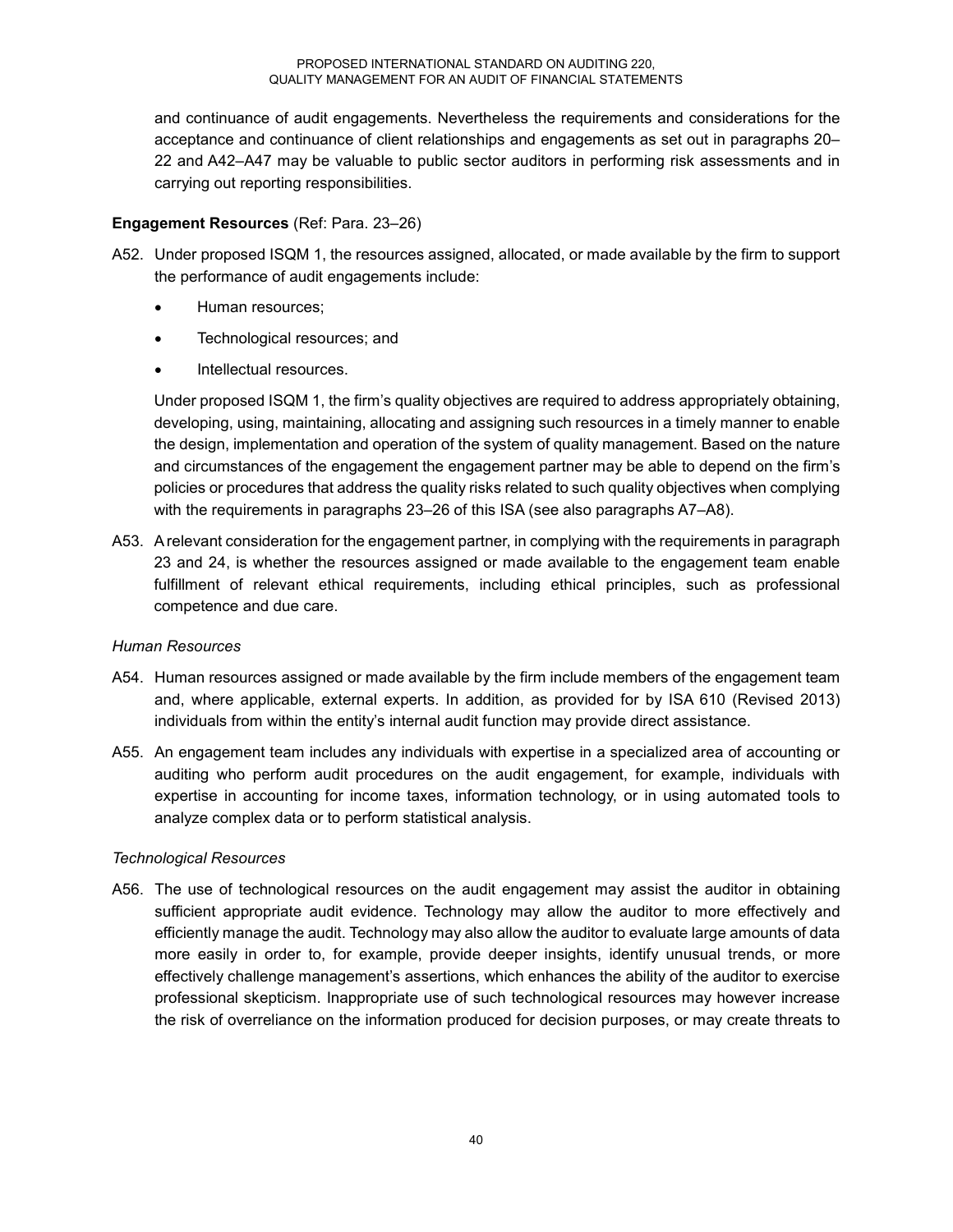and continuance of audit engagements. Nevertheless the requirements and considerations for the acceptance and continuance of client relationships and engagements as set out in paragraphs 20–22 and A42–A47 may be valuable to public sector auditors in performing risk assessments and in carrying out reporting responsibilities.

**Engagement Resources** (Ref: Para. 23–26)

A52. Under proposed ISQM 1, the resources assigned, allocated, or made available by the firm to support the performance of audit engagements include:

- Human resources;
- Technological resources; and
- Intellectual resources.

Under proposed ISQM 1, the firm's quality objectives are required to address appropriately obtaining, developing, using, maintaining, allocating and assigning such resources in a timely manner to enable the design, implementation and operation of the system of quality management. Based on the nature and circumstances of the engagement the engagement partner may be able to depend on the firm's policies or procedures that address the quality risks related to such quality objectives when complying with the requirements in paragraphs 23–26 of this ISA (see also paragraphs A7–A8).

A53. A relevant consideration for the engagement partner, in complying with the requirements in paragraph 23 and 24, is whether the resources assigned or made available to the engagement team enable fulfillment of relevant ethical requirements, including ethical principles, such as professional competence and due care.

*Human Resources*

A54. Human resources assigned or made available by the firm include members of the engagement team and, where applicable, external experts. In addition, as provided for by ISA 610 (Revised 2013) individuals from within the entity's internal audit function may provide direct assistance.

A55. An engagement team includes any individuals with expertise in a specialized area of accounting or auditing who perform audit procedures on the audit engagement, for example, individuals with expertise in accounting for income taxes, information technology, or in using automated tools to analyze complex data or to perform statistical analysis.

*Technological Resources*

A56. The use of technological resources on the audit engagement may assist the auditor in obtaining sufficient appropriate audit evidence. Technology may allow the auditor to more effectively and efficiently manage the audit. Technology may also allow the auditor to evaluate large amounts of data more easily in order to, for example, provide deeper insights, identify unusual trends, or more effectively challenge management's assertions, which enhances the ability of the auditor to exercise professional skepticism. Inappropriate use of such technological resources may however increase the risk of overreliance on the information produced for decision purposes, or may create threats to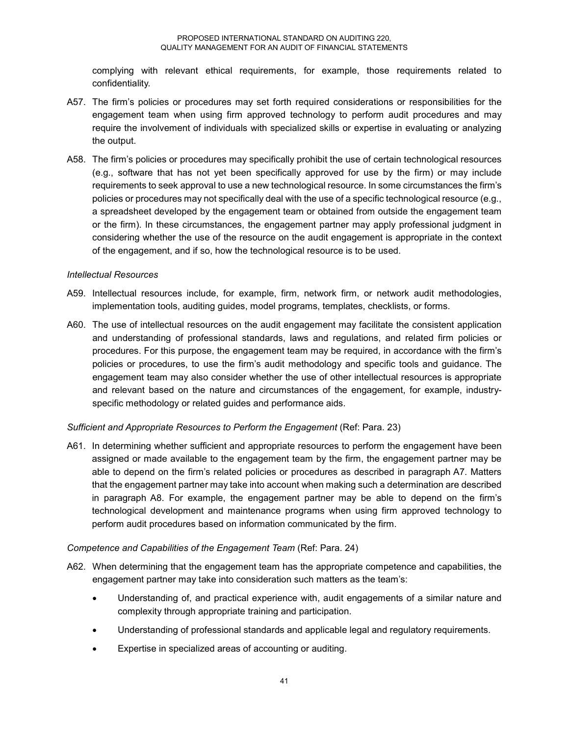complying with relevant ethical requirements, for example, those requirements related to confidentiality.

A57. The firm's policies or procedures may set forth required considerations or responsibilities for the engagement team when using firm approved technology to perform audit procedures and may require the involvement of individuals with specialized skills or expertise in evaluating or analyzing the output.

A58. The firm's policies or procedures may specifically prohibit the use of certain technological resources (e.g., software that has not yet been specifically approved for use by the firm) or may include requirements to seek approval to use a new technological resource. In some circumstances the firm's policies or procedures may not specifically deal with the use of a specific technological resource (e.g., a spreadsheet developed by the engagement team or obtained from outside the engagement team or the firm). In these circumstances, the engagement partner may apply professional judgment in considering whether the use of the resource on the audit engagement is appropriate in the context of the engagement, and if so, how the technological resource is to be used.

*Intellectual Resources*

A59. Intellectual resources include, for example, firm, network firm, or network audit methodologies, implementation tools, auditing guides, model programs, templates, checklists, or forms.

A60. The use of intellectual resources on the audit engagement may facilitate the consistent application and understanding of professional standards, laws and regulations, and related firm policies or procedures. For this purpose, the engagement team may be required, in accordance with the firm's policies or procedures, to use the firm's audit methodology and specific tools and guidance. The engagement team may also consider whether the use of other intellectual resources is appropriate and relevant based on the nature and circumstances of the engagement, for example, industry-specific methodology or related guides and performance aids.

*Sufficient and Appropriate Resources to Perform the Engagement* (Ref: Para. 23)

A61. In determining whether sufficient and appropriate resources to perform the engagement have been assigned or made available to the engagement team by the firm, the engagement partner may be able to depend on the firm's related policies or procedures as described in paragraph A7. Matters that the engagement partner may take into account when making such a determination are described in paragraph A8. For example, the engagement partner may be able to depend on the firm's technological development and maintenance programs when using firm approved technology to perform audit procedures based on information communicated by the firm.

*Competence and Capabilities of the Engagement Team* (Ref: Para. 24)

A62. When determining that the engagement team has the appropriate competence and capabilities, the engagement partner may take into consideration such matters as the team's:

- Understanding of, and practical experience with, audit engagements of a similar nature and complexity through appropriate training and participation.
- Understanding of professional standards and applicable legal and regulatory requirements.
- Expertise in specialized areas of accounting or auditing.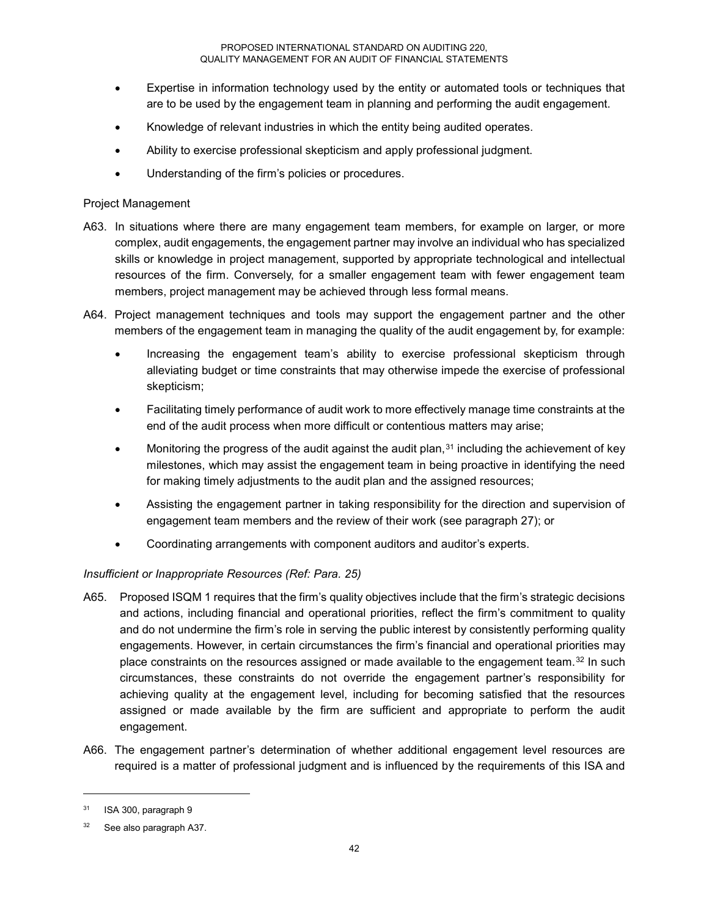- Expertise in information technology used by the entity or automated tools or techniques that are to be used by the engagement team in planning and performing the audit engagement.
- Knowledge of relevant industries in which the entity being audited operates.
- Ability to exercise professional skepticism and apply professional judgment.
- Understanding of the firm's policies or procedures.

Project Management

A63. In situations where there are many engagement team members, for example on larger, or more complex, audit engagements, the engagement partner may involve an individual who has specialized skills or knowledge in project management, supported by appropriate technological and intellectual resources of the firm. Conversely, for a smaller engagement team with fewer engagement team members, project management may be achieved through less formal means.

A64. Project management techniques and tools may support the engagement partner and the other members of the engagement team in managing the quality of the audit engagement by, for example:

- Increasing the engagement team's ability to exercise professional skepticism through alleviating budget or time constraints that may otherwise impede the exercise of professional skepticism;
- Facilitating timely performance of audit work to more effectively manage time constraints at the end of the audit process when more difficult or contentious matters may arise;
- Monitoring the progress of the audit against the audit plan,[31] including the achievement of key milestones, which may assist the engagement team in being proactive in identifying the need for making timely adjustments to the audit plan and the assigned resources;
- Assisting the engagement partner in taking responsibility for the direction and supervision of engagement team members and the review of their work (see paragraph 27); or
- Coordinating arrangements with component auditors and auditor's experts.

*Insufficient or Inappropriate Resources (Ref: Para. 25)*

A65. Proposed ISQM 1 requires that the firm's quality objectives include that the firm's strategic decisions and actions, including financial and operational priorities, reflect the firm's commitment to quality and do not undermine the firm's role in serving the public interest by consistently performing quality engagements. However, in certain circumstances the firm's financial and operational priorities may place constraints on the resources assigned or made available to the engagement team.[32] In such circumstances, these constraints do not override the engagement partner's responsibility for achieving quality at the engagement level, including for becoming satisfied that the resources assigned or made available by the firm are sufficient and appropriate to perform the audit engagement.

A66. The engagement partner's determination of whether additional engagement level resources are required is a matter of professional judgment and is influenced by the requirements of this ISA and

[31] ISA 300, paragraph 9

[32] See also paragraph A37.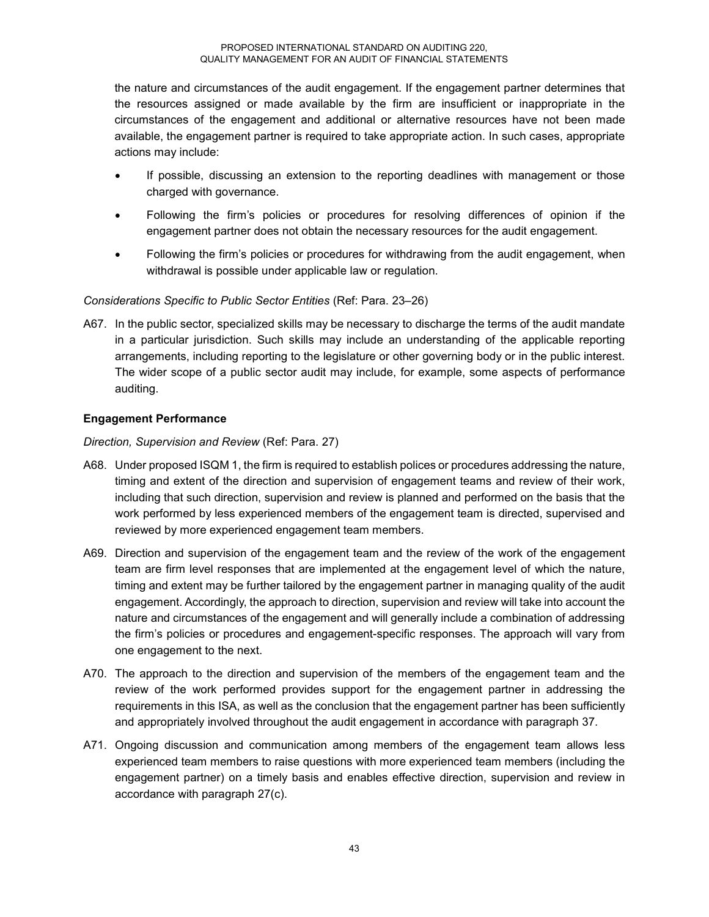the nature and circumstances of the audit engagement. If the engagement partner determines that the resources assigned or made available by the firm are insufficient or inappropriate in the circumstances of the engagement and additional or alternative resources have not been made available, the engagement partner is required to take appropriate action. In such cases, appropriate actions may include:

- If possible, discussing an extension to the reporting deadlines with management or those charged with governance.
- Following the firm's policies or procedures for resolving differences of opinion if the engagement partner does not obtain the necessary resources for the audit engagement.
- Following the firm's policies or procedures for withdrawing from the audit engagement, when withdrawal is possible under applicable law or regulation.

*Considerations Specific to Public Sector Entities* (Ref: Para. 23–26)

A67. In the public sector, specialized skills may be necessary to discharge the terms of the audit mandate in a particular jurisdiction. Such skills may include an understanding of the applicable reporting arrangements, including reporting to the legislature or other governing body or in the public interest. The wider scope of a public sector audit may include, for example, some aspects of performance auditing.

**Engagement Performance**

*Direction, Supervision and Review* (Ref: Para. 27)

A68. Under proposed ISQM 1, the firm is required to establish polices or procedures addressing the nature, timing and extent of the direction and supervision of engagement teams and review of their work, including that such direction, supervision and review is planned and performed on the basis that the work performed by less experienced members of the engagement team is directed, supervised and reviewed by more experienced engagement team members.

A69. Direction and supervision of the engagement team and the review of the work of the engagement team are firm level responses that are implemented at the engagement level of which the nature, timing and extent may be further tailored by the engagement partner in managing quality of the audit engagement. Accordingly, the approach to direction, supervision and review will take into account the nature and circumstances of the engagement and will generally include a combination of addressing the firm's policies or procedures and engagement-specific responses. The approach will vary from one engagement to the next.

A70. The approach to the direction and supervision of the members of the engagement team and the review of the work performed provides support for the engagement partner in addressing the requirements in this ISA, as well as the conclusion that the engagement partner has been sufficiently and appropriately involved throughout the audit engagement in accordance with paragraph 37.

A71. Ongoing discussion and communication among members of the engagement team allows less experienced team members to raise questions with more experienced team members (including the engagement partner) on a timely basis and enables effective direction, supervision and review in accordance with paragraph 27(c).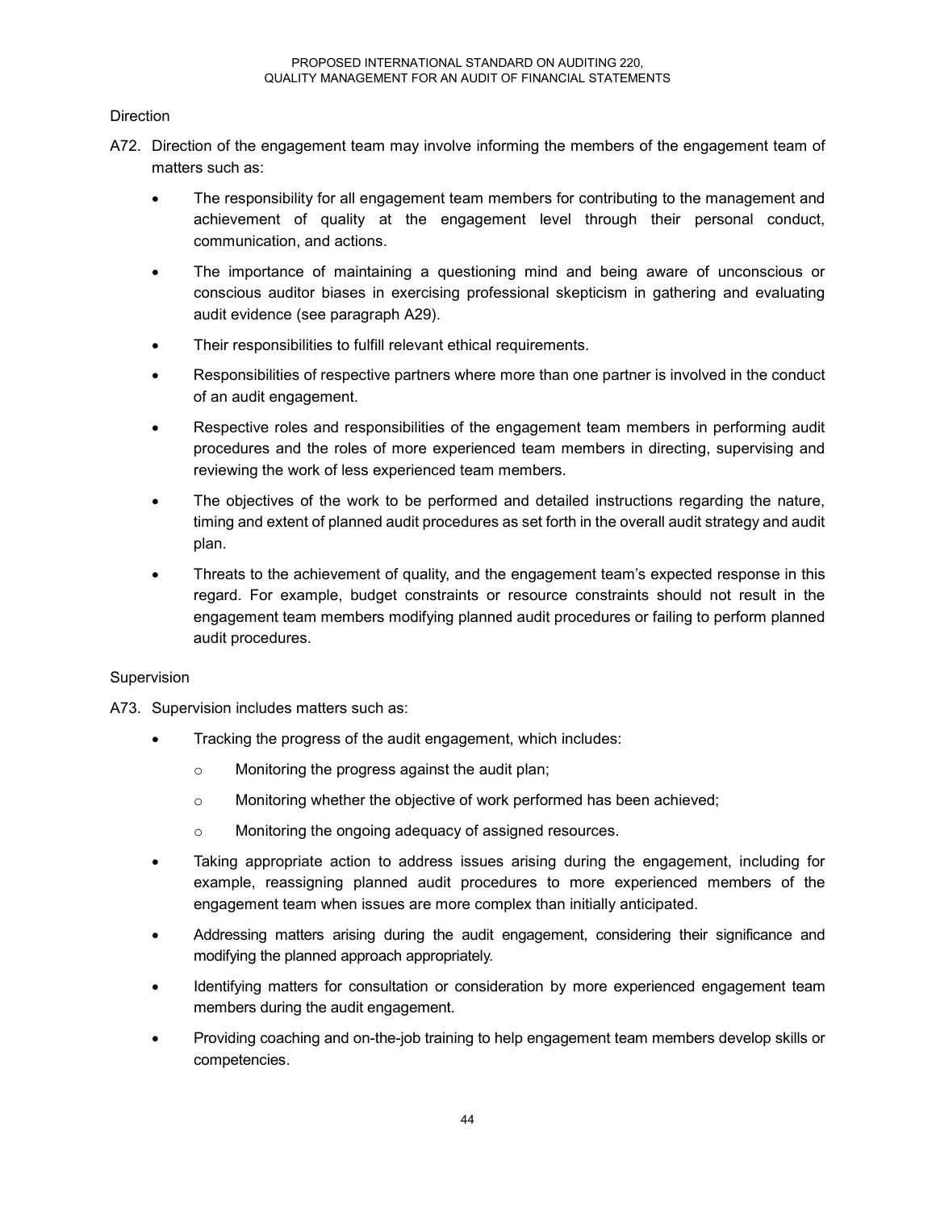Direction

A72. Direction of the engagement team may involve informing the members of the engagement team of matters such as:

- The responsibility for all engagement team members for contributing to the management and achievement of quality at the engagement level through their personal conduct, communication, and actions.
- The importance of maintaining a questioning mind and being aware of unconscious or conscious auditor biases in exercising professional skepticism in gathering and evaluating audit evidence (see paragraph A29).
- Their responsibilities to fulfill relevant ethical requirements.
- Responsibilities of respective partners where more than one partner is involved in the conduct of an audit engagement.
- Respective roles and responsibilities of the engagement team members in performing audit procedures and the roles of more experienced team members in directing, supervising and reviewing the work of less experienced team members.
- The objectives of the work to be performed and detailed instructions regarding the nature, timing and extent of planned audit procedures as set forth in the overall audit strategy and audit plan.
- Threats to the achievement of quality, and the engagement team's expected response in this regard. For example, budget constraints or resource constraints should not result in the engagement team members modifying planned audit procedures or failing to perform planned audit procedures.

Supervision

A73. Supervision includes matters such as:

- Tracking the progress of the audit engagement, which includes:
  - Monitoring the progress against the audit plan;
  - Monitoring whether the objective of work performed has been achieved;
  - Monitoring the ongoing adequacy of assigned resources.
- Taking appropriate action to address issues arising during the engagement, including for example, reassigning planned audit procedures to more experienced members of the engagement team when issues are more complex than initially anticipated.
- Addressing matters arising during the audit engagement, considering their significance and modifying the planned approach appropriately.
- Identifying matters for consultation or consideration by more experienced engagement team members during the audit engagement.
- Providing coaching and on-the-job training to help engagement team members develop skills or competencies.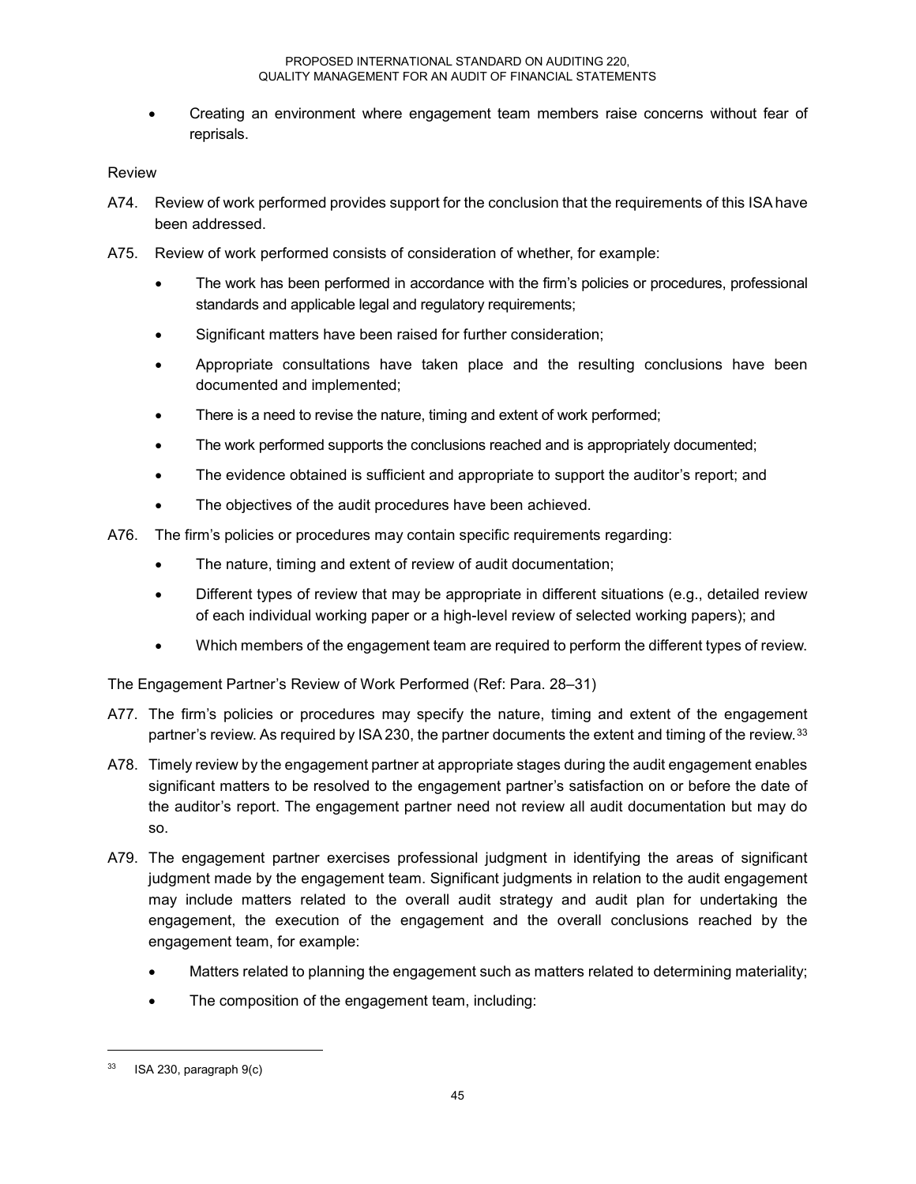- Creating an environment where engagement team members raise concerns without fear of reprisals.

Review

A74. Review of work performed provides support for the conclusion that the requirements of this ISA have been addressed.

A75. Review of work performed consists of consideration of whether, for example:

- The work has been performed in accordance with the firm's policies or procedures, professional standards and applicable legal and regulatory requirements;
- Significant matters have been raised for further consideration;
- Appropriate consultations have taken place and the resulting conclusions have been documented and implemented;
- There is a need to revise the nature, timing and extent of work performed;
- The work performed supports the conclusions reached and is appropriately documented;
- The evidence obtained is sufficient and appropriate to support the auditor's report; and
- The objectives of the audit procedures have been achieved.

A76. The firm's policies or procedures may contain specific requirements regarding:

- The nature, timing and extent of review of audit documentation;
- Different types of review that may be appropriate in different situations (e.g., detailed review of each individual working paper or a high-level review of selected working papers); and
- Which members of the engagement team are required to perform the different types of review.

The Engagement Partner's Review of Work Performed (Ref: Para. 28–31)

A77. The firm's policies or procedures may specify the nature, timing and extent of the engagement partner's review. As required by ISA 230, the partner documents the extent and timing of the review.[33]

A78. Timely review by the engagement partner at appropriate stages during the audit engagement enables significant matters to be resolved to the engagement partner's satisfaction on or before the date of the auditor's report. The engagement partner need not review all audit documentation but may do so.

A79. The engagement partner exercises professional judgment in identifying the areas of significant judgment made by the engagement team. Significant judgments in relation to the audit engagement may include matters related to the overall audit strategy and audit plan for undertaking the engagement, the execution of the engagement and the overall conclusions reached by the engagement team, for example:

- Matters related to planning the engagement such as matters related to determining materiality;
- The composition of the engagement team, including:

---

[33] ISA 230, paragraph 9(c)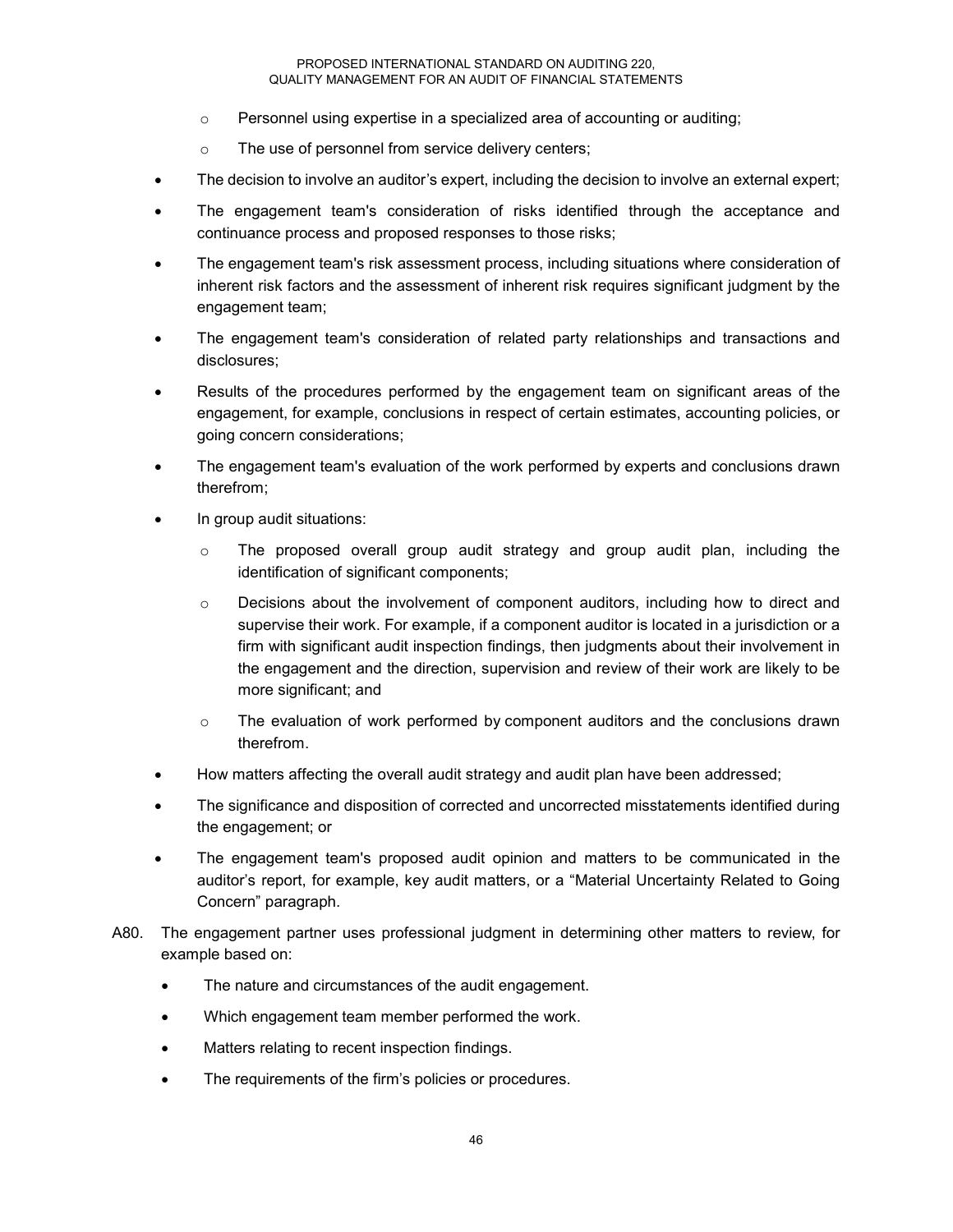- Personnel using expertise in a specialized area of accounting or auditing;
  - The use of personnel from service delivery centers;
- The decision to involve an auditor's expert, including the decision to involve an external expert;
- The engagement team's consideration of risks identified through the acceptance and continuance process and proposed responses to those risks;
- The engagement team's risk assessment process, including situations where consideration of inherent risk factors and the assessment of inherent risk requires significant judgment by the engagement team;
- The engagement team's consideration of related party relationships and transactions and disclosures;
- Results of the procedures performed by the engagement team on significant areas of the engagement, for example, conclusions in respect of certain estimates, accounting policies, or going concern considerations;
- The engagement team's evaluation of the work performed by experts and conclusions drawn therefrom;
- In group audit situations:
  - The proposed overall group audit strategy and group audit plan, including the identification of significant components;
  - Decisions about the involvement of component auditors, including how to direct and supervise their work. For example, if a component auditor is located in a jurisdiction or a firm with significant audit inspection findings, then judgments about their involvement in the engagement and the direction, supervision and review of their work are likely to be more significant; and
  - The evaluation of work performed by component auditors and the conclusions drawn therefrom.
- How matters affecting the overall audit strategy and audit plan have been addressed;
- The significance and disposition of corrected and uncorrected misstatements identified during the engagement; or
- The engagement team's proposed audit opinion and matters to be communicated in the auditor's report, for example, key audit matters, or a "Material Uncertainty Related to Going Concern" paragraph.

A80. The engagement partner uses professional judgment in determining other matters to review, for example based on:

- The nature and circumstances of the audit engagement.
- Which engagement team member performed the work.
- Matters relating to recent inspection findings.
- The requirements of the firm's policies or procedures.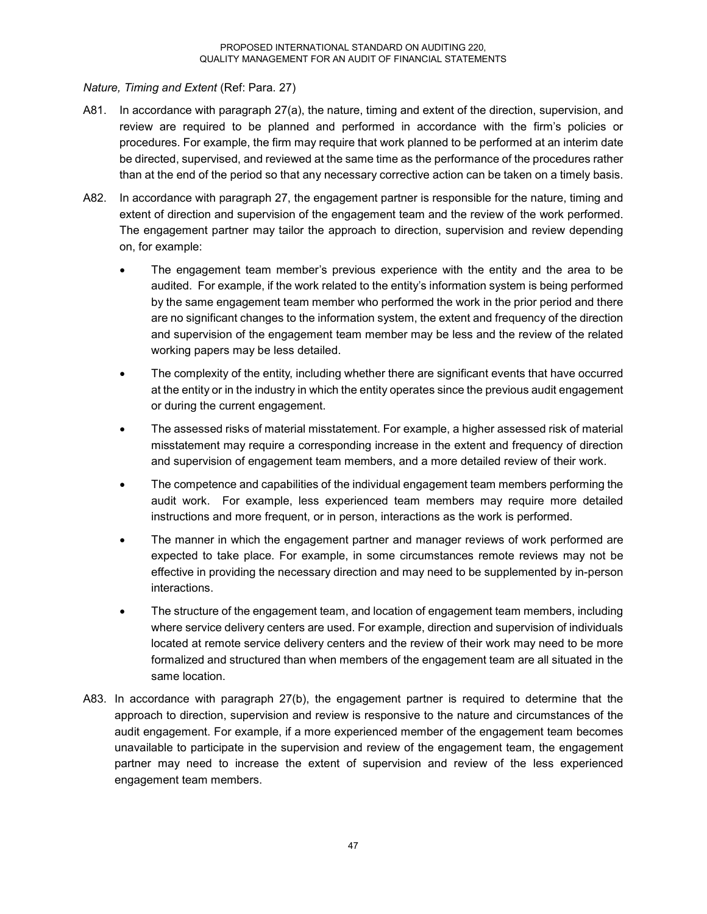*Nature, Timing and Extent* (Ref: Para. 27)

A81. In accordance with paragraph 27(a), the nature, timing and extent of the direction, supervision, and review are required to be planned and performed in accordance with the firm's policies or procedures. For example, the firm may require that work planned to be performed at an interim date be directed, supervised, and reviewed at the same time as the performance of the procedures rather than at the end of the period so that any necessary corrective action can be taken on a timely basis.

A82. In accordance with paragraph 27, the engagement partner is responsible for the nature, timing and extent of direction and supervision of the engagement team and the review of the work performed. The engagement partner may tailor the approach to direction, supervision and review depending on, for example:

- The engagement team member's previous experience with the entity and the area to be audited. For example, if the work related to the entity's information system is being performed by the same engagement team member who performed the work in the prior period and there are no significant changes to the information system, the extent and frequency of the direction and supervision of the engagement team member may be less and the review of the related working papers may be less detailed.
- The complexity of the entity, including whether there are significant events that have occurred at the entity or in the industry in which the entity operates since the previous audit engagement or during the current engagement.
- The assessed risks of material misstatement. For example, a higher assessed risk of material misstatement may require a corresponding increase in the extent and frequency of direction and supervision of engagement team members, and a more detailed review of their work.
- The competence and capabilities of the individual engagement team members performing the audit work. For example, less experienced team members may require more detailed instructions and more frequent, or in person, interactions as the work is performed.
- The manner in which the engagement partner and manager reviews of work performed are expected to take place. For example, in some circumstances remote reviews may not be effective in providing the necessary direction and may need to be supplemented by in-person interactions.
- The structure of the engagement team, and location of engagement team members, including where service delivery centers are used. For example, direction and supervision of individuals located at remote service delivery centers and the review of their work may need to be more formalized and structured than when members of the engagement team are all situated in the same location.

A83. In accordance with paragraph 27(b), the engagement partner is required to determine that the approach to direction, supervision and review is responsive to the nature and circumstances of the audit engagement. For example, if a more experienced member of the engagement team becomes unavailable to participate in the supervision and review of the engagement team, the engagement partner may need to increase the extent of supervision and review of the less experienced engagement team members.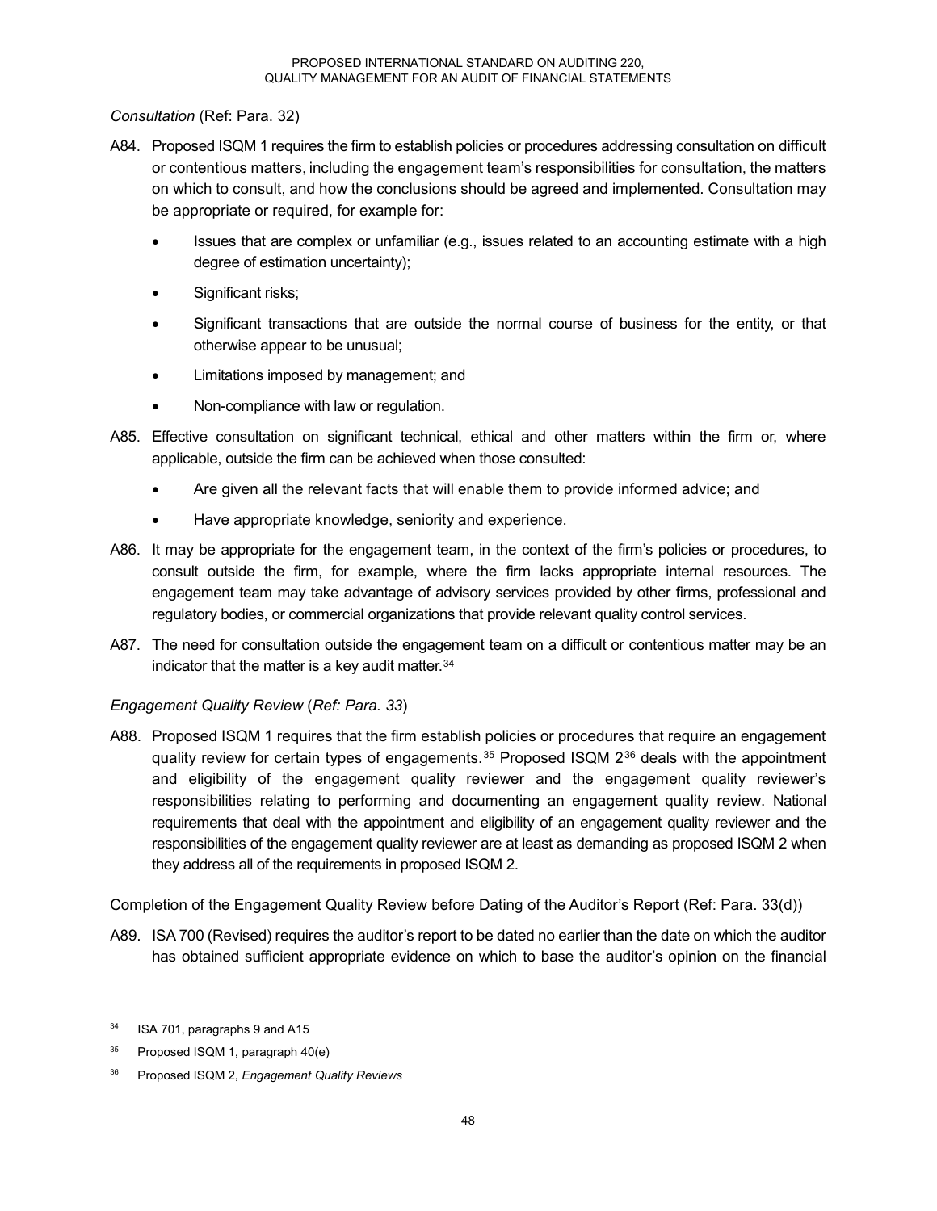*Consultation* (Ref: Para. 32)

A84. Proposed ISQM 1 requires the firm to establish policies or procedures addressing consultation on difficult or contentious matters, including the engagement team's responsibilities for consultation, the matters on which to consult, and how the conclusions should be agreed and implemented. Consultation may be appropriate or required, for example for:

- Issues that are complex or unfamiliar (e.g., issues related to an accounting estimate with a high degree of estimation uncertainty);
- Significant risks;
- Significant transactions that are outside the normal course of business for the entity, or that otherwise appear to be unusual;
- Limitations imposed by management; and
- Non-compliance with law or regulation.

A85. Effective consultation on significant technical, ethical and other matters within the firm or, where applicable, outside the firm can be achieved when those consulted:

- Are given all the relevant facts that will enable them to provide informed advice; and
- Have appropriate knowledge, seniority and experience.

A86. It may be appropriate for the engagement team, in the context of the firm's policies or procedures, to consult outside the firm, for example, where the firm lacks appropriate internal resources. The engagement team may take advantage of advisory services provided by other firms, professional and regulatory bodies, or commercial organizations that provide relevant quality control services.

A87. The need for consultation outside the engagement team on a difficult or contentious matter may be an indicator that the matter is a key audit matter.[34]

*Engagement Quality Review* (*Ref: Para. 33*)

A88. Proposed ISQM 1 requires that the firm establish policies or procedures that require an engagement quality review for certain types of engagements.[35] Proposed ISQM 2[36] deals with the appointment and eligibility of the engagement quality reviewer and the engagement quality reviewer's responsibilities relating to performing and documenting an engagement quality review. National requirements that deal with the appointment and eligibility of an engagement quality reviewer and the responsibilities of the engagement quality reviewer are at least as demanding as proposed ISQM 2 when they address all of the requirements in proposed ISQM 2.

Completion of the Engagement Quality Review before Dating of the Auditor's Report (Ref: Para. 33(d))

A89. ISA 700 (Revised) requires the auditor's report to be dated no earlier than the date on which the auditor has obtained sufficient appropriate evidence on which to base the auditor's opinion on the financial

---

[34] ISA 701, paragraphs 9 and A15

[35] Proposed ISQM 1, paragraph 40(e)

[36] Proposed ISQM 2, *Engagement Quality Reviews*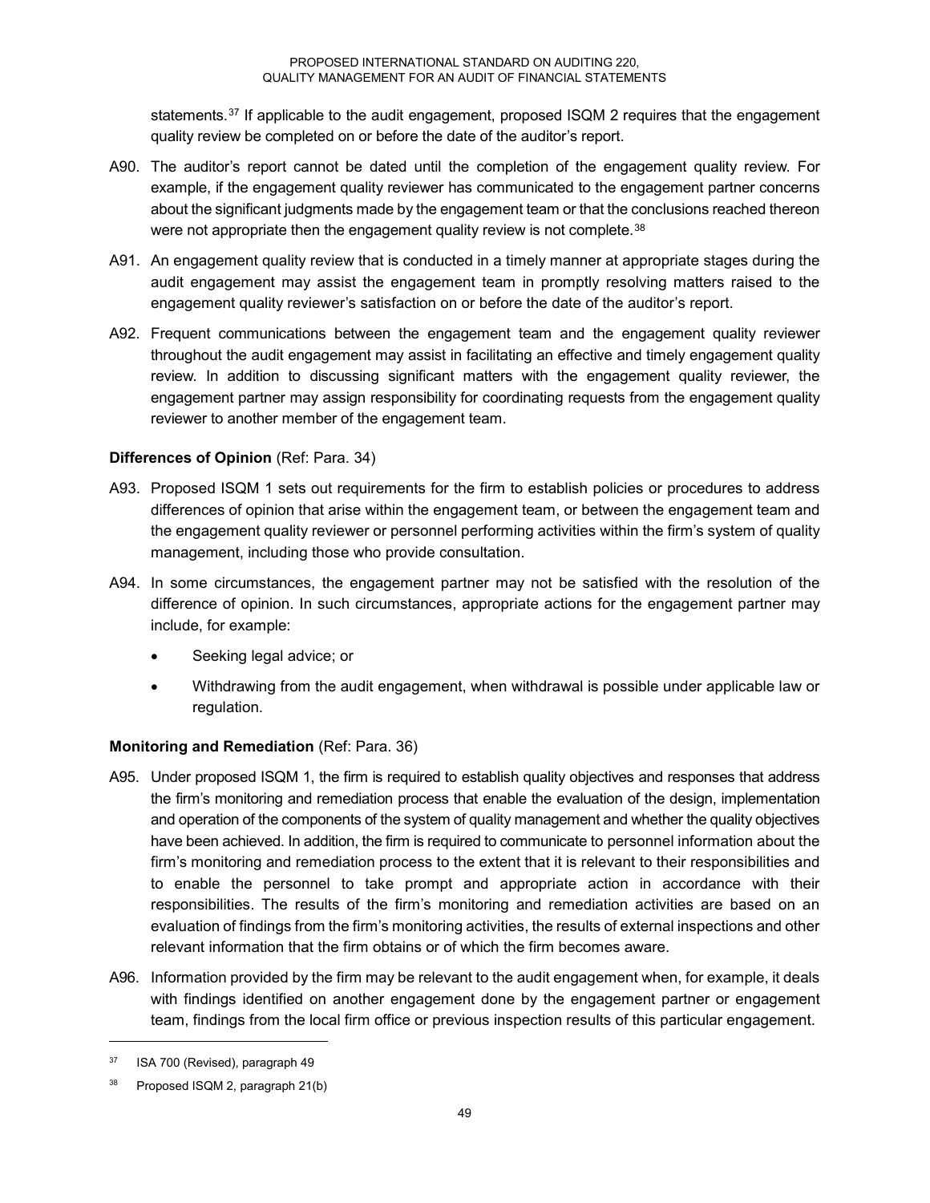statements.[37] If applicable to the audit engagement, proposed ISQM 2 requires that the engagement quality review be completed on or before the date of the auditor's report.

A90. The auditor's report cannot be dated until the completion of the engagement quality review. For example, if the engagement quality reviewer has communicated to the engagement partner concerns about the significant judgments made by the engagement team or that the conclusions reached thereon were not appropriate then the engagement quality review is not complete.[38]

A91. An engagement quality review that is conducted in a timely manner at appropriate stages during the audit engagement may assist the engagement team in promptly resolving matters raised to the engagement quality reviewer's satisfaction on or before the date of the auditor's report.

A92. Frequent communications between the engagement team and the engagement quality reviewer throughout the audit engagement may assist in facilitating an effective and timely engagement quality review. In addition to discussing significant matters with the engagement quality reviewer, the engagement partner may assign responsibility for coordinating requests from the engagement quality reviewer to another member of the engagement team.

**Differences of Opinion** (Ref: Para. 34)

A93. Proposed ISQM 1 sets out requirements for the firm to establish policies or procedures to address differences of opinion that arise within the engagement team, or between the engagement team and the engagement quality reviewer or personnel performing activities within the firm's system of quality management, including those who provide consultation.

A94. In some circumstances, the engagement partner may not be satisfied with the resolution of the difference of opinion. In such circumstances, appropriate actions for the engagement partner may include, for example:

- Seeking legal advice; or
- Withdrawing from the audit engagement, when withdrawal is possible under applicable law or regulation.

**Monitoring and Remediation** (Ref: Para. 36)

A95. Under proposed ISQM 1, the firm is required to establish quality objectives and responses that address the firm's monitoring and remediation process that enable the evaluation of the design, implementation and operation of the components of the system of quality management and whether the quality objectives have been achieved. In addition, the firm is required to communicate to personnel information about the firm's monitoring and remediation process to the extent that it is relevant to their responsibilities and to enable the personnel to take prompt and appropriate action in accordance with their responsibilities. The results of the firm's monitoring and remediation activities are based on an evaluation of findings from the firm's monitoring activities, the results of external inspections and other relevant information that the firm obtains or of which the firm becomes aware.

A96. Information provided by the firm may be relevant to the audit engagement when, for example, it deals with findings identified on another engagement done by the engagement partner or engagement team, findings from the local firm office or previous inspection results of this particular engagement.

---

[37] ISA 700 (Revised), paragraph 49

[38] Proposed ISQM 2, paragraph 21(b)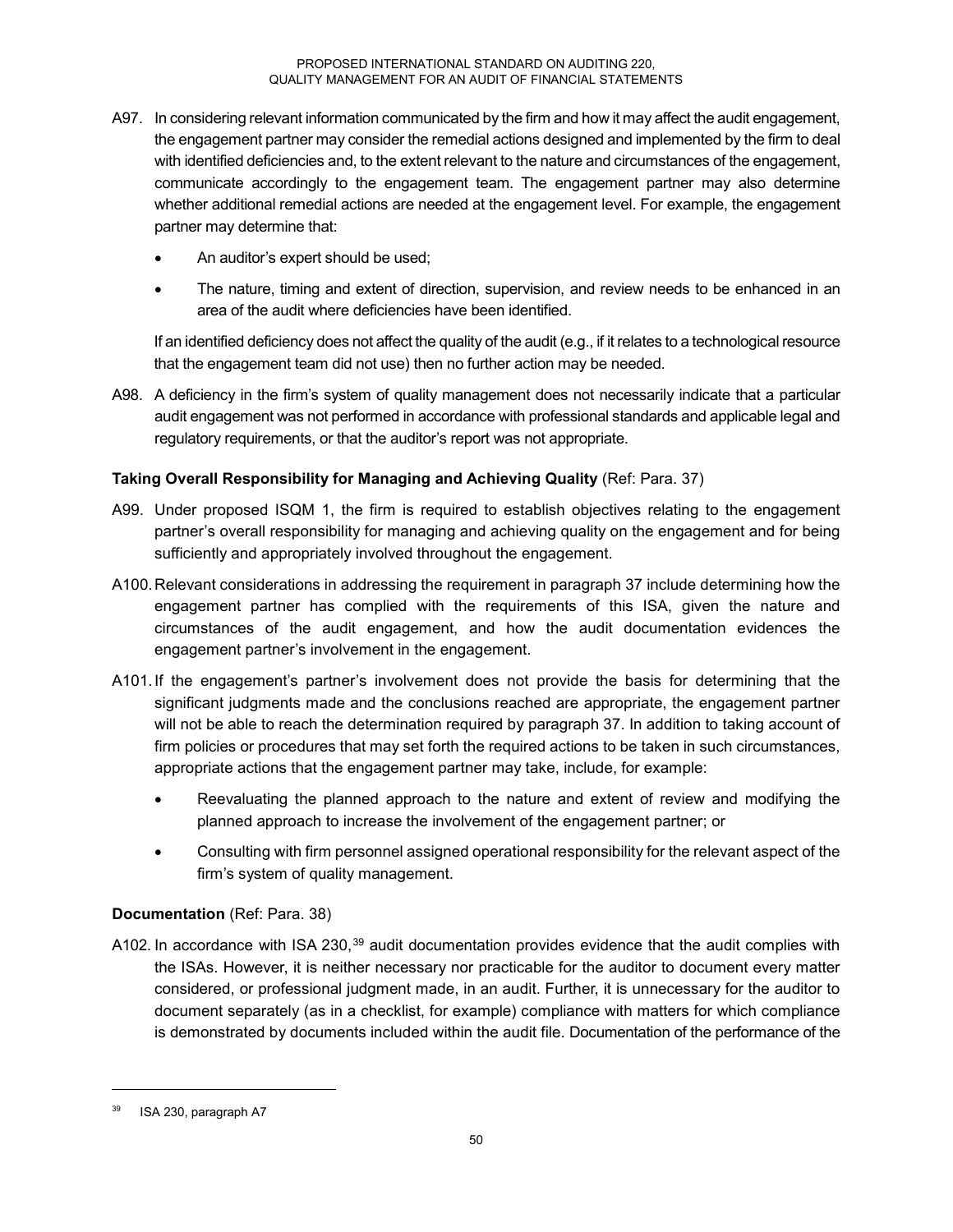A97. In considering relevant information communicated by the firm and how it may affect the audit engagement, the engagement partner may consider the remedial actions designed and implemented by the firm to deal with identified deficiencies and, to the extent relevant to the nature and circumstances of the engagement, communicate accordingly to the engagement team. The engagement partner may also determine whether additional remedial actions are needed at the engagement level. For example, the engagement partner may determine that:

- An auditor's expert should be used;
- The nature, timing and extent of direction, supervision, and review needs to be enhanced in an area of the audit where deficiencies have been identified.

If an identified deficiency does not affect the quality of the audit (e.g., if it relates to a technological resource that the engagement team did not use) then no further action may be needed.

A98. A deficiency in the firm's system of quality management does not necessarily indicate that a particular audit engagement was not performed in accordance with professional standards and applicable legal and regulatory requirements, or that the auditor's report was not appropriate.

**Taking Overall Responsibility for Managing and Achieving Quality** (Ref: Para. 37)

A99. Under proposed ISQM 1, the firm is required to establish objectives relating to the engagement partner's overall responsibility for managing and achieving quality on the engagement and for being sufficiently and appropriately involved throughout the engagement.

A100. Relevant considerations in addressing the requirement in paragraph 37 include determining how the engagement partner has complied with the requirements of this ISA, given the nature and circumstances of the audit engagement, and how the audit documentation evidences the engagement partner's involvement in the engagement.

A101. If the engagement's partner's involvement does not provide the basis for determining that the significant judgments made and the conclusions reached are appropriate, the engagement partner will not be able to reach the determination required by paragraph 37. In addition to taking account of firm policies or procedures that may set forth the required actions to be taken in such circumstances, appropriate actions that the engagement partner may take, include, for example:

- Reevaluating the planned approach to the nature and extent of review and modifying the planned approach to increase the involvement of the engagement partner; or
- Consulting with firm personnel assigned operational responsibility for the relevant aspect of the firm's system of quality management.

**Documentation** (Ref: Para. 38)

A102. In accordance with ISA 230,[39] audit documentation provides evidence that the audit complies with the ISAs. However, it is neither necessary nor practicable for the auditor to document every matter considered, or professional judgment made, in an audit. Further, it is unnecessary for the auditor to document separately (as in a checklist, for example) compliance with matters for which compliance is demonstrated by documents included within the audit file. Documentation of the performance of the

[39] ISA 230, paragraph A7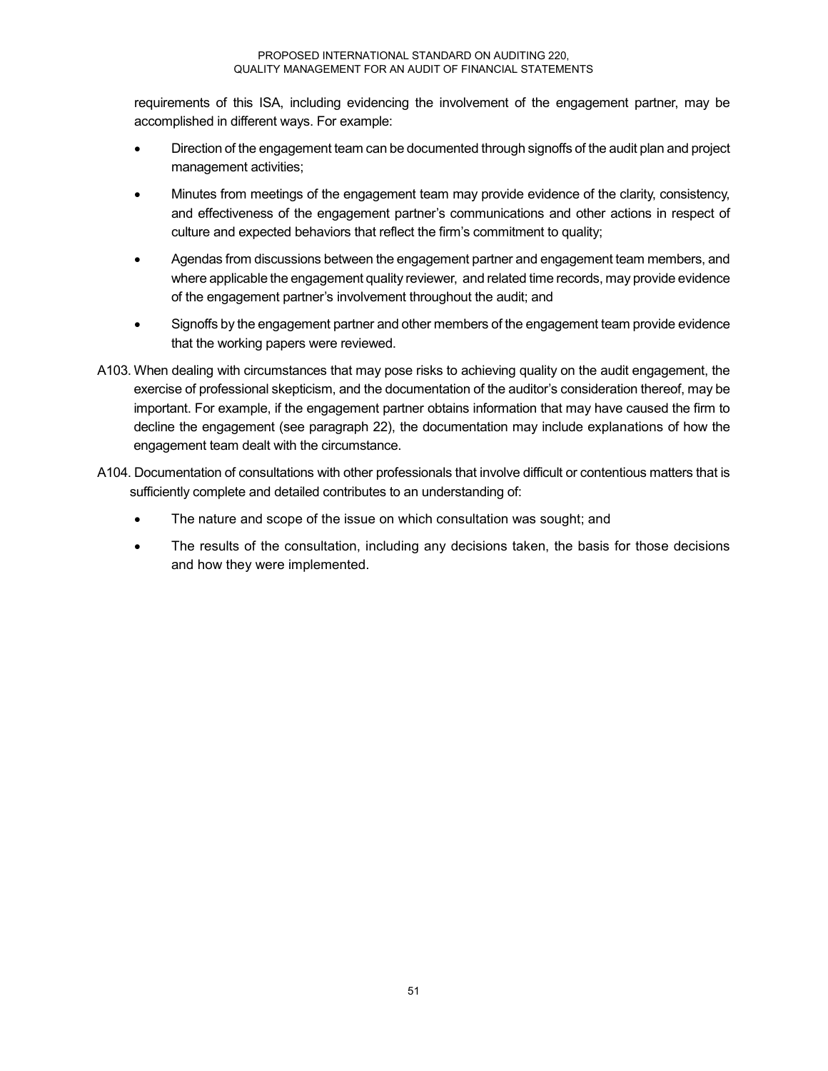requirements of this ISA, including evidencing the involvement of the engagement partner, may be accomplished in different ways. For example:

- Direction of the engagement team can be documented through signoffs of the audit plan and project management activities;
- Minutes from meetings of the engagement team may provide evidence of the clarity, consistency, and effectiveness of the engagement partner's communications and other actions in respect of culture and expected behaviors that reflect the firm's commitment to quality;
- Agendas from discussions between the engagement partner and engagement team members, and where applicable the engagement quality reviewer, and related time records, may provide evidence of the engagement partner's involvement throughout the audit; and
- Signoffs by the engagement partner and other members of the engagement team provide evidence that the working papers were reviewed.

A103. When dealing with circumstances that may pose risks to achieving quality on the audit engagement, the exercise of professional skepticism, and the documentation of the auditor's consideration thereof, may be important. For example, if the engagement partner obtains information that may have caused the firm to decline the engagement (see paragraph 22), the documentation may include explanations of how the engagement team dealt with the circumstance.

A104. Documentation of consultations with other professionals that involve difficult or contentious matters that is sufficiently complete and detailed contributes to an understanding of:

- The nature and scope of the issue on which consultation was sought; and
- The results of the consultation, including any decisions taken, the basis for those decisions and how they were implemented.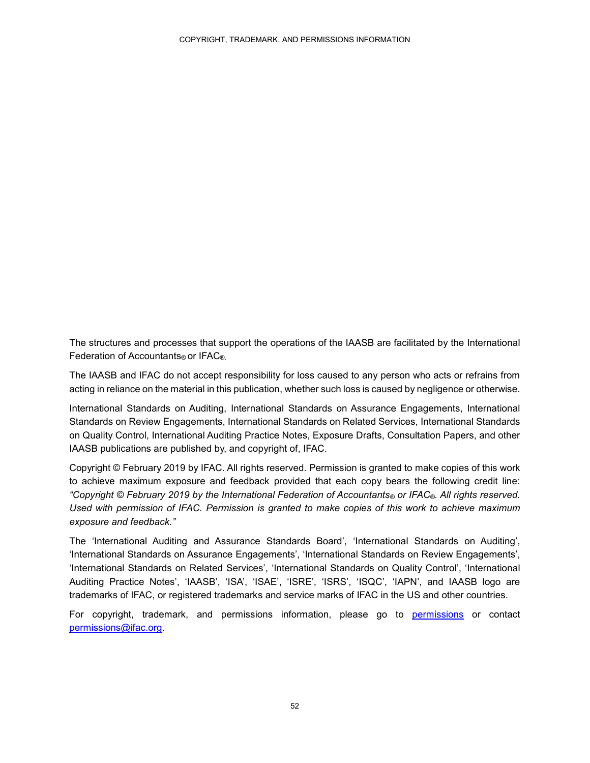The structures and processes that support the operations of the IAASB are facilitated by the International Federation of Accountants® or IFAC®.

The IAASB and IFAC do not accept responsibility for loss caused to any person who acts or refrains from acting in reliance on the material in this publication, whether such loss is caused by negligence or otherwise.

International Standards on Auditing, International Standards on Assurance Engagements, International Standards on Review Engagements, International Standards on Related Services, International Standards on Quality Control, International Auditing Practice Notes, Exposure Drafts, Consultation Papers, and other IAASB publications are published by, and copyright of, IFAC.

Copyright © February 2019 by IFAC. All rights reserved. Permission is granted to make copies of this work to achieve maximum exposure and feedback provided that each copy bears the following credit line: *"Copyright © February 2019 by the International Federation of Accountants® or IFAC®. All rights reserved. Used with permission of IFAC. Permission is granted to make copies of this work to achieve maximum exposure and feedback."*

The 'International Auditing and Assurance Standards Board', 'International Standards on Auditing', 'International Standards on Assurance Engagements', 'International Standards on Review Engagements', 'International Standards on Related Services', 'International Standards on Quality Control', 'International Auditing Practice Notes', 'IAASB', 'ISA', 'ISAE', 'ISRE', 'ISRS', 'ISQC', 'IAPN', and IAASB logo are trademarks of IFAC, or registered trademarks and service marks of IFAC in the US and other countries.

For copyright, trademark, and permissions information, please go to permissions or contact permissions@ifac.org.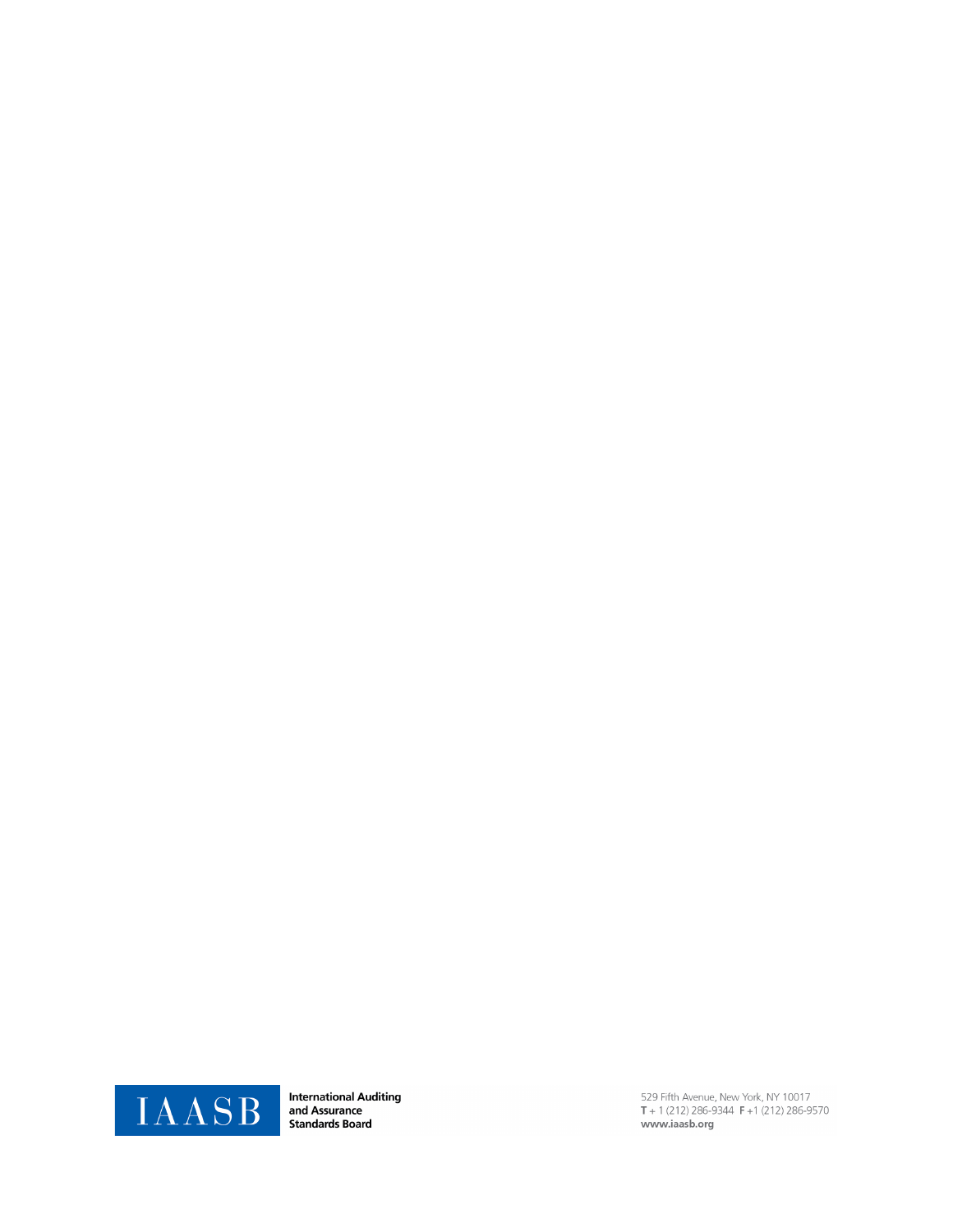IAASB

**International Auditing and Assurance Standards Board**

529 Fifth Avenue, New York, NY 10017
**T** + 1 (212) 286-9344 **F** +1 (212) 286-9570
**www.iaasb.org**